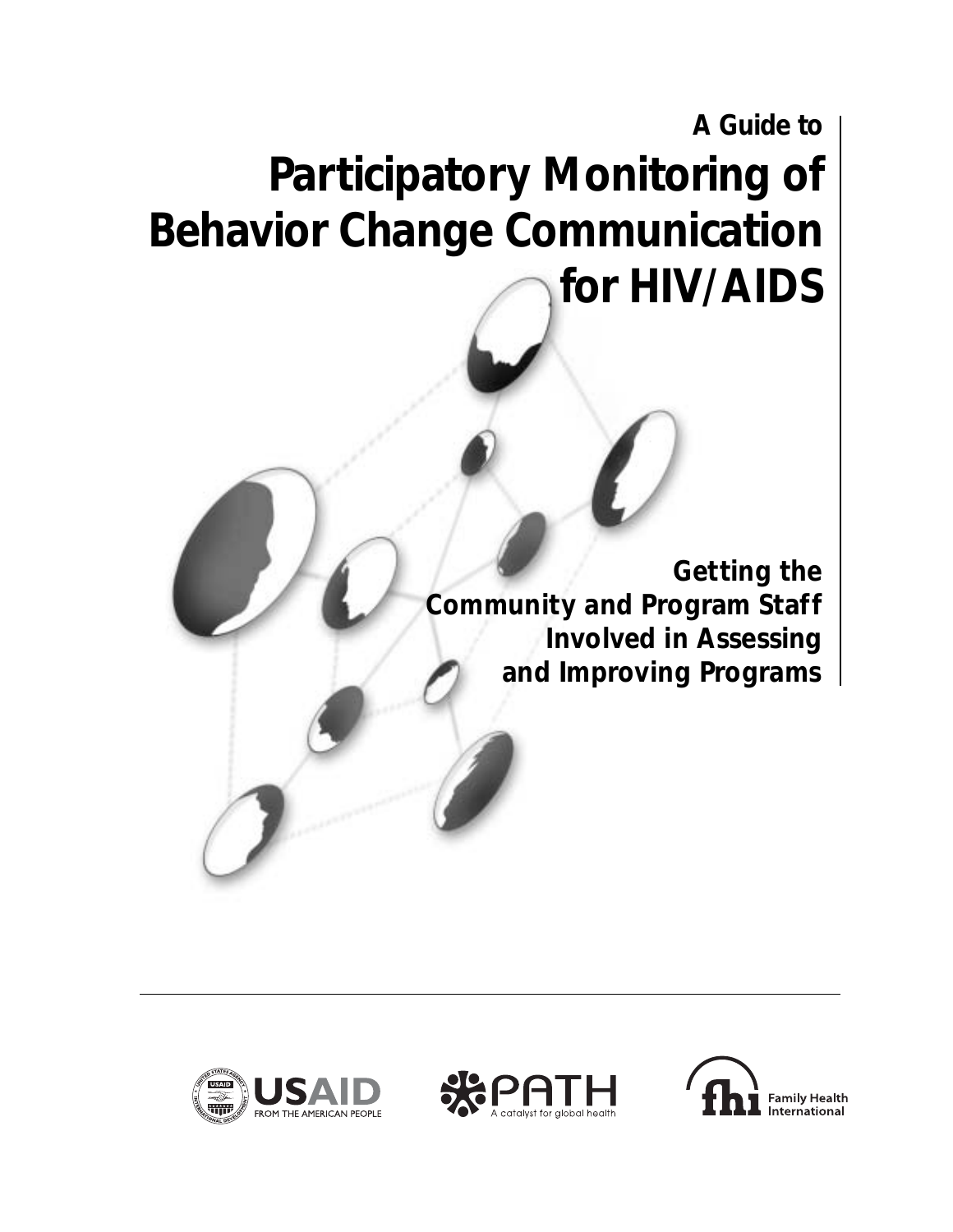A Guide to

# Participatory Monitoring of Behavior Change Communication for HIV/AIDS

**Getting the Community and Program Staff Involved in Assessing and Improving Programs**

USAID FROM THE AMERICAN PEOPLE

PATH A catalyst for global health

fhi Family Health International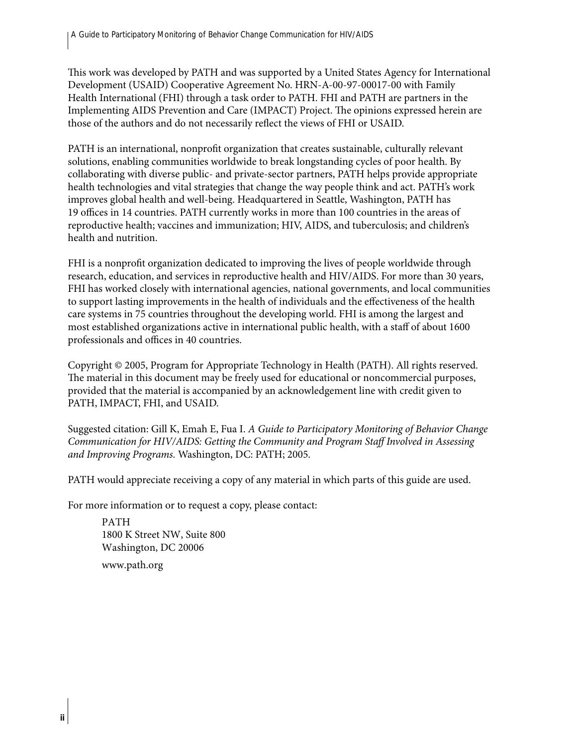This work was developed by PATH and was supported by a United States Agency for International Development (USAID) Cooperative Agreement No. HRN-A-00-97-00017-00 with Family Health International (FHI) through a task order to PATH. FHI and PATH are partners in the Implementing AIDS Prevention and Care (IMPACT) Project. The opinions expressed herein are those of the authors and do not necessarily reflect the views of FHI or USAID.

PATH is an international, nonprofit organization that creates sustainable, culturally relevant solutions, enabling communities worldwide to break longstanding cycles of poor health. By collaborating with diverse public- and private-sector partners, PATH helps provide appropriate health technologies and vital strategies that change the way people think and act. PATH's work improves global health and well-being. Headquartered in Seattle, Washington, PATH has 19 offices in 14 countries. PATH currently works in more than 100 countries in the areas of reproductive health; vaccines and immunization; HIV, AIDS, and tuberculosis; and children's health and nutrition.

FHI is a nonprofit organization dedicated to improving the lives of people worldwide through research, education, and services in reproductive health and HIV/AIDS. For more than 30 years, FHI has worked closely with international agencies, national governments, and local communities to support lasting improvements in the health of individuals and the effectiveness of the health care systems in 75 countries throughout the developing world. FHI is among the largest and most established organizations active in international public health, with a staff of about 1600 professionals and offices in 40 countries.

Copyright © 2005, Program for Appropriate Technology in Health (PATH). All rights reserved. The material in this document may be freely used for educational or noncommercial purposes, provided that the material is accompanied by an acknowledgement line with credit given to PATH, IMPACT, FHI, and USAID.

Suggested citation: Gill K, Emah E, Fua I. *A Guide to Participatory Monitoring of Behavior Change Communication for HIV/AIDS: Getting the Community and Program Staff Involved in Assessing and Improving Programs.* Washington, DC: PATH; 2005.

PATH would appreciate receiving a copy of any material in which parts of this guide are used.

For more information or to request a copy, please contact:

PATH
1800 K Street NW, Suite 800
Washington, DC 20006

www.path.org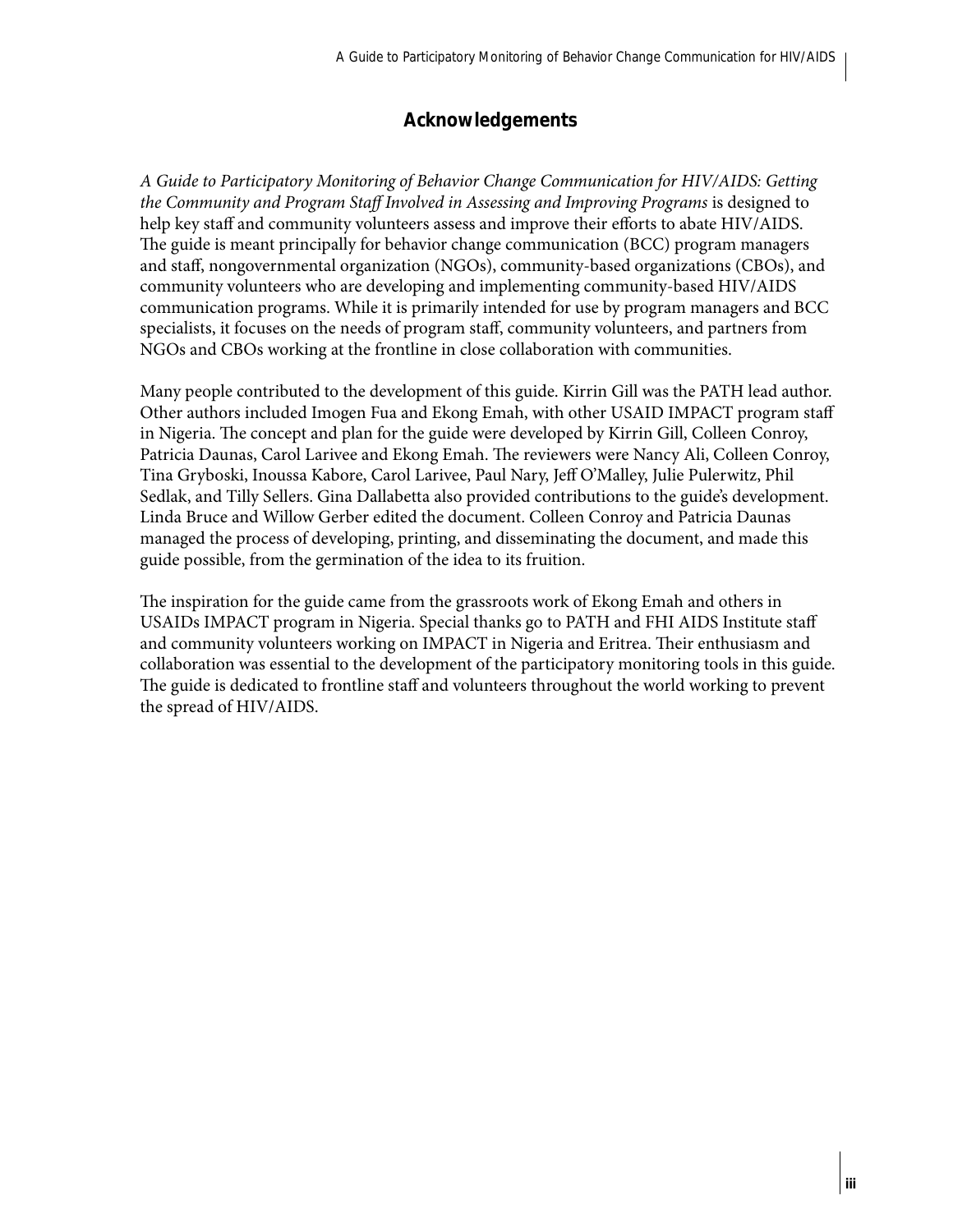## Acknowledgements

*A Guide to Participatory Monitoring of Behavior Change Communication for HIV/AIDS: Getting the Community and Program Staff Involved in Assessing and Improving Programs* is designed to help key staff and community volunteers assess and improve their efforts to abate HIV/AIDS. The guide is meant principally for behavior change communication (BCC) program managers and staff, nongovernmental organization (NGOs), community-based organizations (CBOs), and community volunteers who are developing and implementing community-based HIV/AIDS communication programs. While it is primarily intended for use by program managers and BCC specialists, it focuses on the needs of program staff, community volunteers, and partners from NGOs and CBOs working at the frontline in close collaboration with communities.

Many people contributed to the development of this guide. Kirrin Gill was the PATH lead author. Other authors included Imogen Fua and Ekong Emah, with other USAID IMPACT program staff in Nigeria. The concept and plan for the guide were developed by Kirrin Gill, Colleen Conroy, Patricia Daunas, Carol Larivee and Ekong Emah. The reviewers were Nancy Ali, Colleen Conroy, Tina Gryboski, Inoussa Kabore, Carol Larivee, Paul Nary, Jeff O'Malley, Julie Pulerwitz, Phil Sedlak, and Tilly Sellers. Gina Dallabetta also provided contributions to the guide's development. Linda Bruce and Willow Gerber edited the document. Colleen Conroy and Patricia Daunas managed the process of developing, printing, and disseminating the document, and made this guide possible, from the germination of the idea to its fruition.

The inspiration for the guide came from the grassroots work of Ekong Emah and others in USAIDs IMPACT program in Nigeria. Special thanks go to PATH and FHI AIDS Institute staff and community volunteers working on IMPACT in Nigeria and Eritrea. Their enthusiasm and collaboration was essential to the development of the participatory monitoring tools in this guide. The guide is dedicated to frontline staff and volunteers throughout the world working to prevent the spread of HIV/AIDS.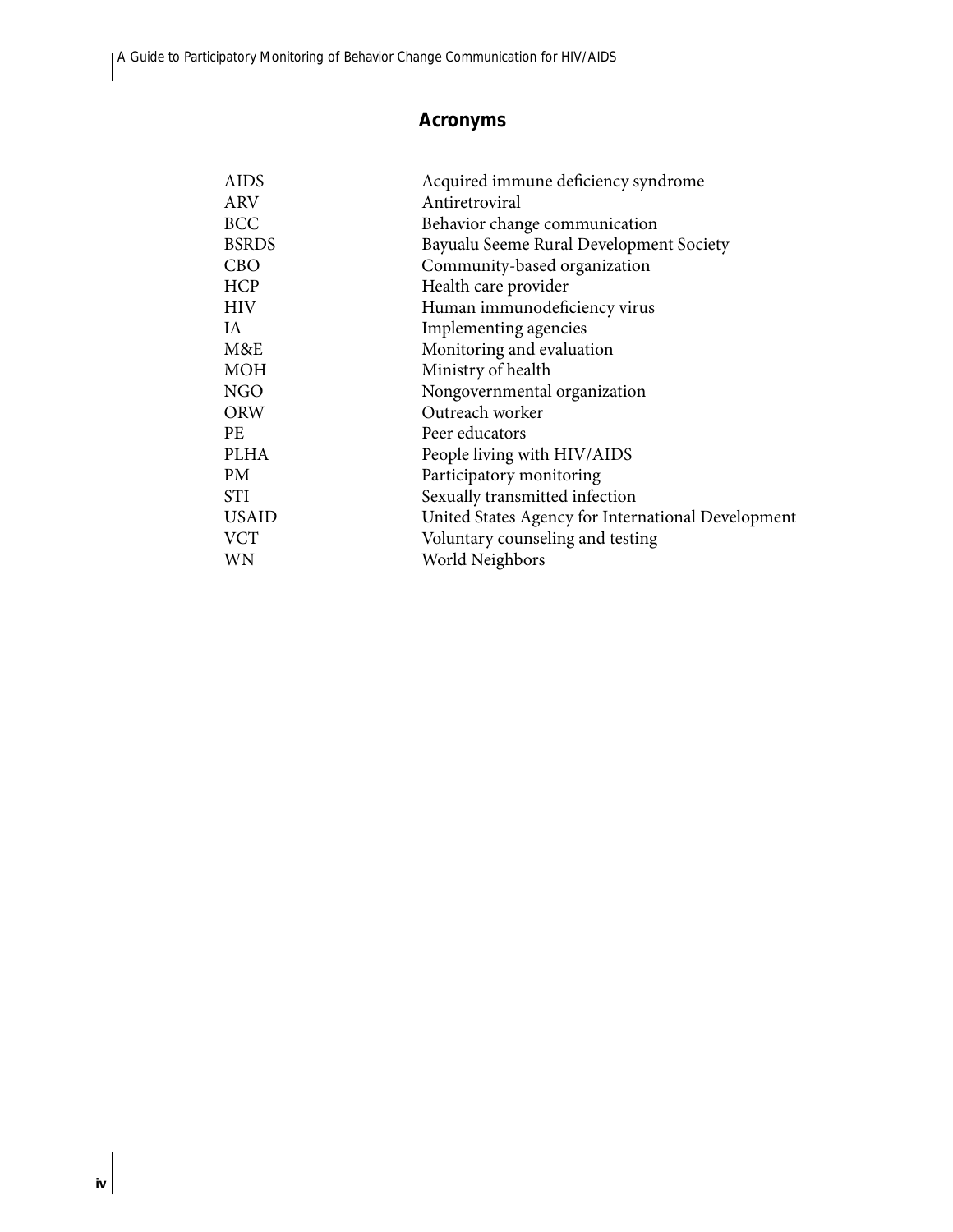# Acronyms

| | |
|---|---|
| AIDS | Acquired immune deficiency syndrome |
| ARV | Antiretroviral |
| BCC | Behavior change communication |
| BSRDS | Bayualu Seeme Rural Development Society |
| CBO | Community-based organization |
| HCP | Health care provider |
| HIV | Human immunodeficiency virus |
| IA | Implementing agencies |
| M&E | Monitoring and evaluation |
| MOH | Ministry of health |
| NGO | Nongovernmental organization |
| ORW | Outreach worker |
| PE | Peer educators |
| PLHA | People living with HIV/AIDS |
| PM | Participatory monitoring |
| STI | Sexually transmitted infection |
| USAID | United States Agency for International Development |
| VCT | Voluntary counseling and testing |
| WN | World Neighbors |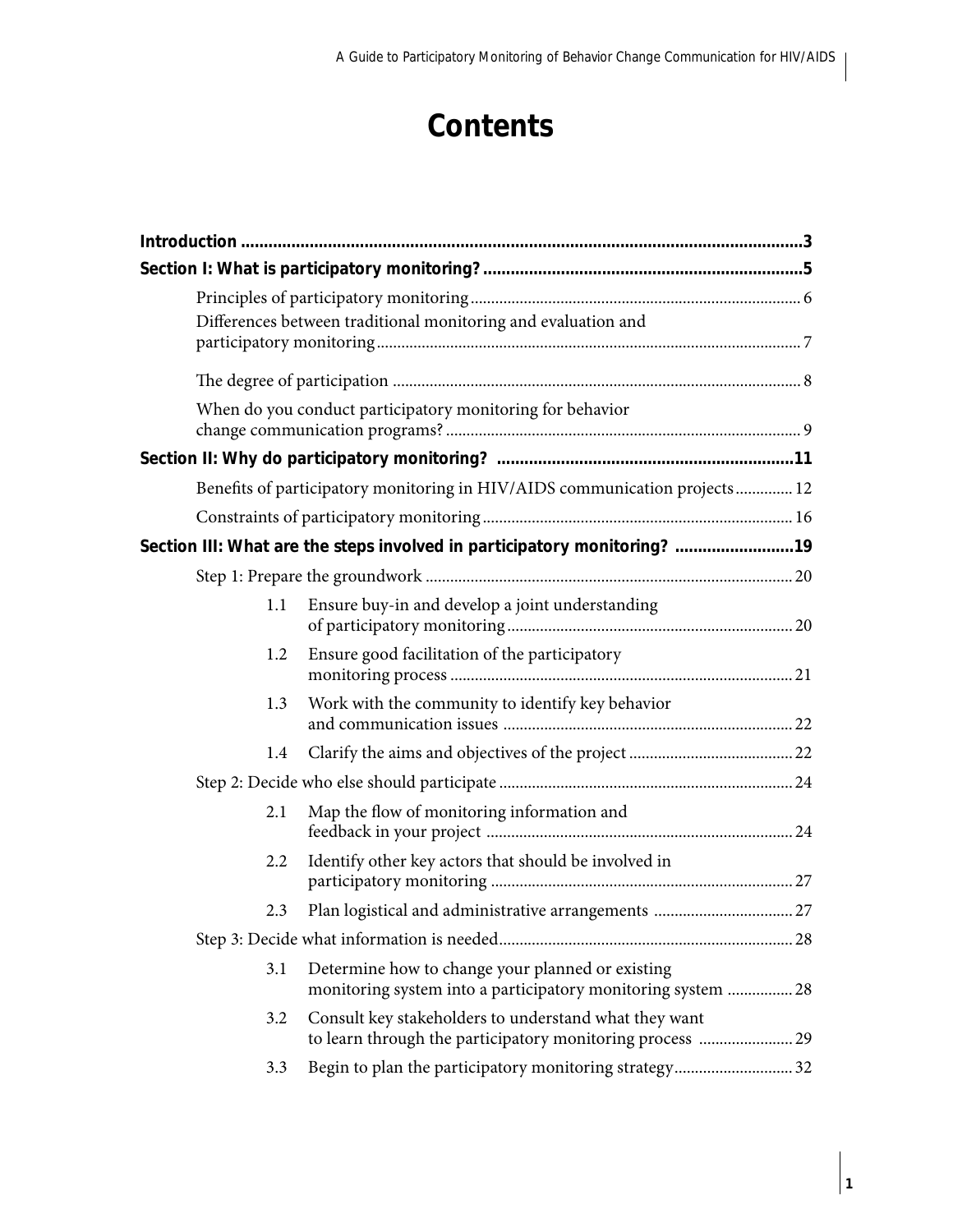# Contents

| | |
|---|---|
| **Introduction** | **3** |
| **Section I: What is participatory monitoring?** | **5** |
| Principles of participatory monitoring | 6 |
| Differences between traditional monitoring and evaluation and participatory monitoring | 7 |
| The degree of participation | 8 |
| When do you conduct participatory monitoring for behavior change communication programs? | 9 |
| **Section II: Why do participatory monitoring?** | **11** |
| Benefits of participatory monitoring in HIV/AIDS communication projects | 12 |
| Constraints of participatory monitoring | 16 |
| **Section III: What are the steps involved in participatory monitoring?** | **19** |
| Step 1: Prepare the groundwork | 20 |
| 1.1 Ensure buy-in and develop a joint understanding of participatory monitoring | 20 |
| 1.2 Ensure good facilitation of the participatory monitoring process | 21 |
| 1.3 Work with the community to identify key behavior and communication issues | 22 |
| 1.4 Clarify the aims and objectives of the project | 22 |
| Step 2: Decide who else should participate | 24 |
| 2.1 Map the flow of monitoring information and feedback in your project | 24 |
| 2.2 Identify other key actors that should be involved in participatory monitoring | 27 |
| 2.3 Plan logistical and administrative arrangements | 27 |
| Step 3: Decide what information is needed | 28 |
| 3.1 Determine how to change your planned or existing monitoring system into a participatory monitoring system | 28 |
| 3.2 Consult key stakeholders to understand what they want to learn through the participatory monitoring process | 29 |
| 3.3 Begin to plan the participatory monitoring strategy | 32 |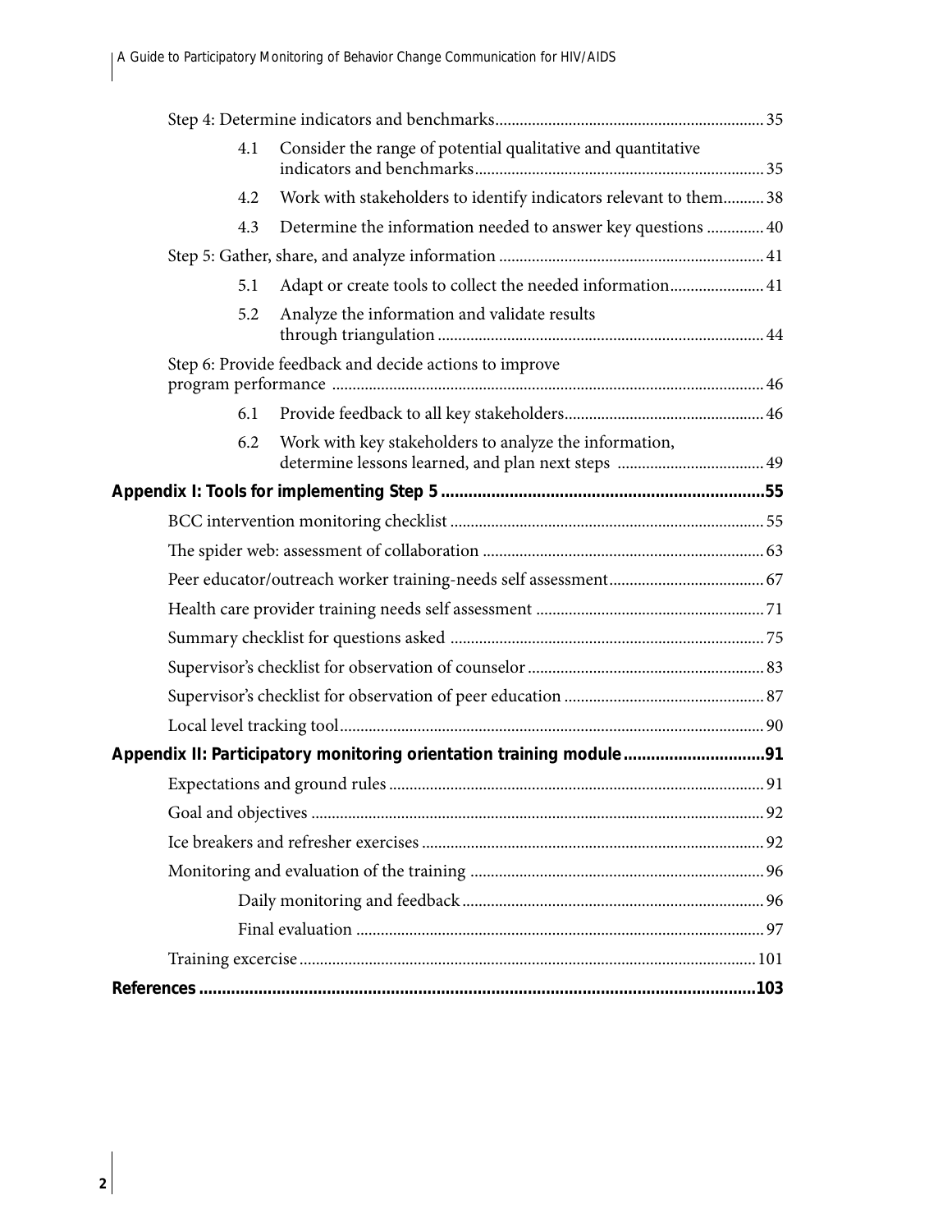Step 4: Determine indicators and benchmarks .......... 35

- 4.1 Consider the range of potential qualitative and quantitative indicators and benchmarks .......... 35
- 4.2 Work with stakeholders to identify indicators relevant to them .......... 38
- 4.3 Determine the information needed to answer key questions .......... 40

Step 5: Gather, share, and analyze information .......... 41

- 5.1 Adapt or create tools to collect the needed information .......... 41
- 5.2 Analyze the information and validate results through triangulation .......... 44

Step 6: Provide feedback and decide actions to improve program performance .......... 46

- 6.1 Provide feedback to all key stakeholders .......... 46
- 6.2 Work with key stakeholders to analyze the information, determine lessons learned, and plan next steps .......... 49

**Appendix I: Tools for implementing Step 5 .......... 55**

BCC intervention monitoring checklist .......... 55

The spider web: assessment of collaboration .......... 63

Peer educator/outreach worker training-needs self assessment .......... 67

Health care provider training needs self assessment .......... 71

Summary checklist for questions asked .......... 75

Supervisor's checklist for observation of counselor .......... 83

Supervisor's checklist for observation of peer education .......... 87

Local level tracking tool .......... 90

**Appendix II: Participatory monitoring orientation training module .......... 91**

Expectations and ground rules .......... 91

Goal and objectives .......... 92

Ice breakers and refresher exercises .......... 92

Monitoring and evaluation of the training .......... 96

- Daily monitoring and feedback .......... 96
- Final evaluation .......... 97

Training excercise .......... 101

**References .......... 103**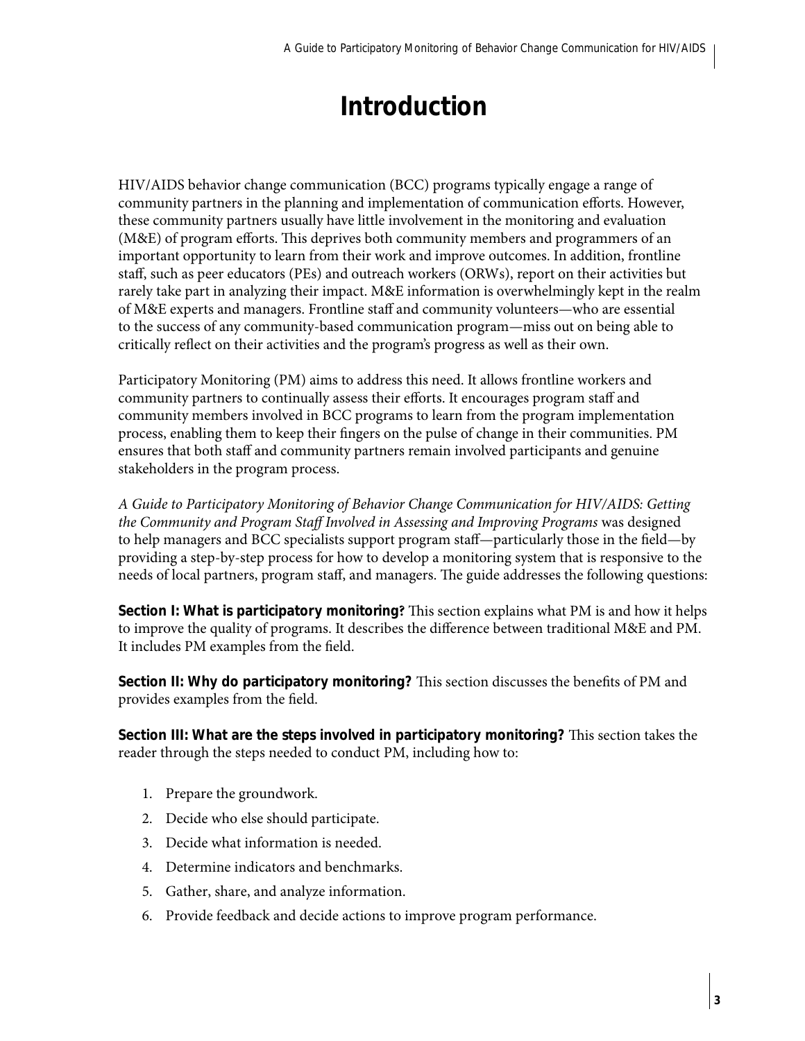# Introduction

HIV/AIDS behavior change communication (BCC) programs typically engage a range of community partners in the planning and implementation of communication efforts. However, these community partners usually have little involvement in the monitoring and evaluation (M&E) of program efforts. This deprives both community members and programmers of an important opportunity to learn from their work and improve outcomes. In addition, frontline staff, such as peer educators (PEs) and outreach workers (ORWs), report on their activities but rarely take part in analyzing their impact. M&E information is overwhelmingly kept in the realm of M&E experts and managers. Frontline staff and community volunteers—who are essential to the success of any community-based communication program—miss out on being able to critically reflect on their activities and the program's progress as well as their own.

Participatory Monitoring (PM) aims to address this need. It allows frontline workers and community partners to continually assess their efforts. It encourages program staff and community members involved in BCC programs to learn from the program implementation process, enabling them to keep their fingers on the pulse of change in their communities. PM ensures that both staff and community partners remain involved participants and genuine stakeholders in the program process.

*A Guide to Participatory Monitoring of Behavior Change Communication for HIV/AIDS: Getting the Community and Program Staff Involved in Assessing and Improving Programs* was designed to help managers and BCC specialists support program staff—particularly those in the field—by providing a step-by-step process for how to develop a monitoring system that is responsive to the needs of local partners, program staff, and managers. The guide addresses the following questions:

**Section I: What is participatory monitoring?** This section explains what PM is and how it helps to improve the quality of programs. It describes the difference between traditional M&E and PM. It includes PM examples from the field.

**Section II: Why do participatory monitoring?** This section discusses the benefits of PM and provides examples from the field.

**Section III: What are the steps involved in participatory monitoring?** This section takes the reader through the steps needed to conduct PM, including how to:

1. Prepare the groundwork.
2. Decide who else should participate.
3. Decide what information is needed.
4. Determine indicators and benchmarks.
5. Gather, share, and analyze information.
6. Provide feedback and decide actions to improve program performance.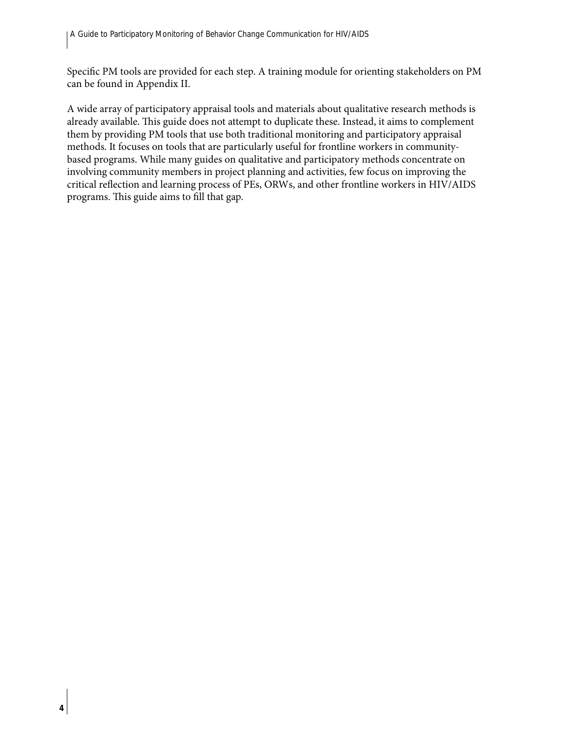Specific PM tools are provided for each step. A training module for orienting stakeholders on PM can be found in Appendix II.

A wide array of participatory appraisal tools and materials about qualitative research methods is already available. This guide does not attempt to duplicate these. Instead, it aims to complement them by providing PM tools that use both traditional monitoring and participatory appraisal methods. It focuses on tools that are particularly useful for frontline workers in community-based programs. While many guides on qualitative and participatory methods concentrate on involving community members in project planning and activities, few focus on improving the critical reflection and learning process of PEs, ORWs, and other frontline workers in HIV/AIDS programs. This guide aims to fill that gap.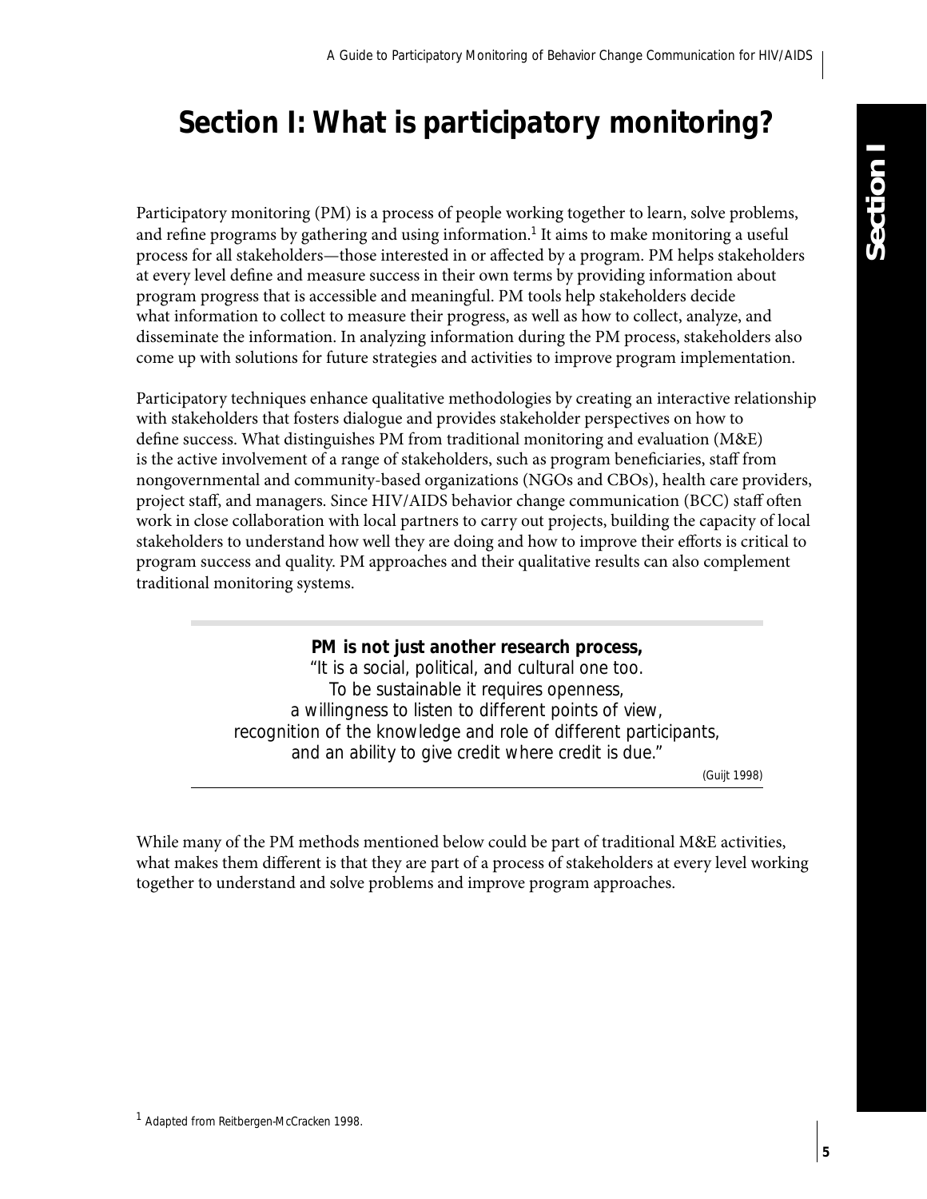# Section I: What is participatory monitoring?

Participatory monitoring (PM) is a process of people working together to learn, solve problems, and refine programs by gathering and using information.[1] It aims to make monitoring a useful process for all stakeholders—those interested in or affected by a program. PM helps stakeholders at every level define and measure success in their own terms by providing information about program progress that is accessible and meaningful. PM tools help stakeholders decide what information to collect to measure their progress, as well as how to collect, analyze, and disseminate the information. In analyzing information during the PM process, stakeholders also come up with solutions for future strategies and activities to improve program implementation.

Participatory techniques enhance qualitative methodologies by creating an interactive relationship with stakeholders that fosters dialogue and provides stakeholder perspectives on how to define success. What distinguishes PM from traditional monitoring and evaluation (M&E) is the active involvement of a range of stakeholders, such as program beneficiaries, staff from nongovernmental and community-based organizations (NGOs and CBOs), health care providers, project staff, and managers. Since HIV/AIDS behavior change communication (BCC) staff often work in close collaboration with local partners to carry out projects, building the capacity of local stakeholders to understand how well they are doing and how to improve their efforts is critical to program success and quality. PM approaches and their qualitative results can also complement traditional monitoring systems.

> **PM is not just another research process,**
> "It is a social, political, and cultural one too.
> To be sustainable it requires openness,
> a willingness to listen to different points of view,
> recognition of the knowledge and role of different participants,
> and an ability to give credit where credit is due."
>
> (Guijt 1998)

While many of the PM methods mentioned below could be part of traditional M&E activities, what makes them different is that they are part of a process of stakeholders at every level working together to understand and solve problems and improve program approaches.

[1] Adapted from Reitbergen-McCracken 1998.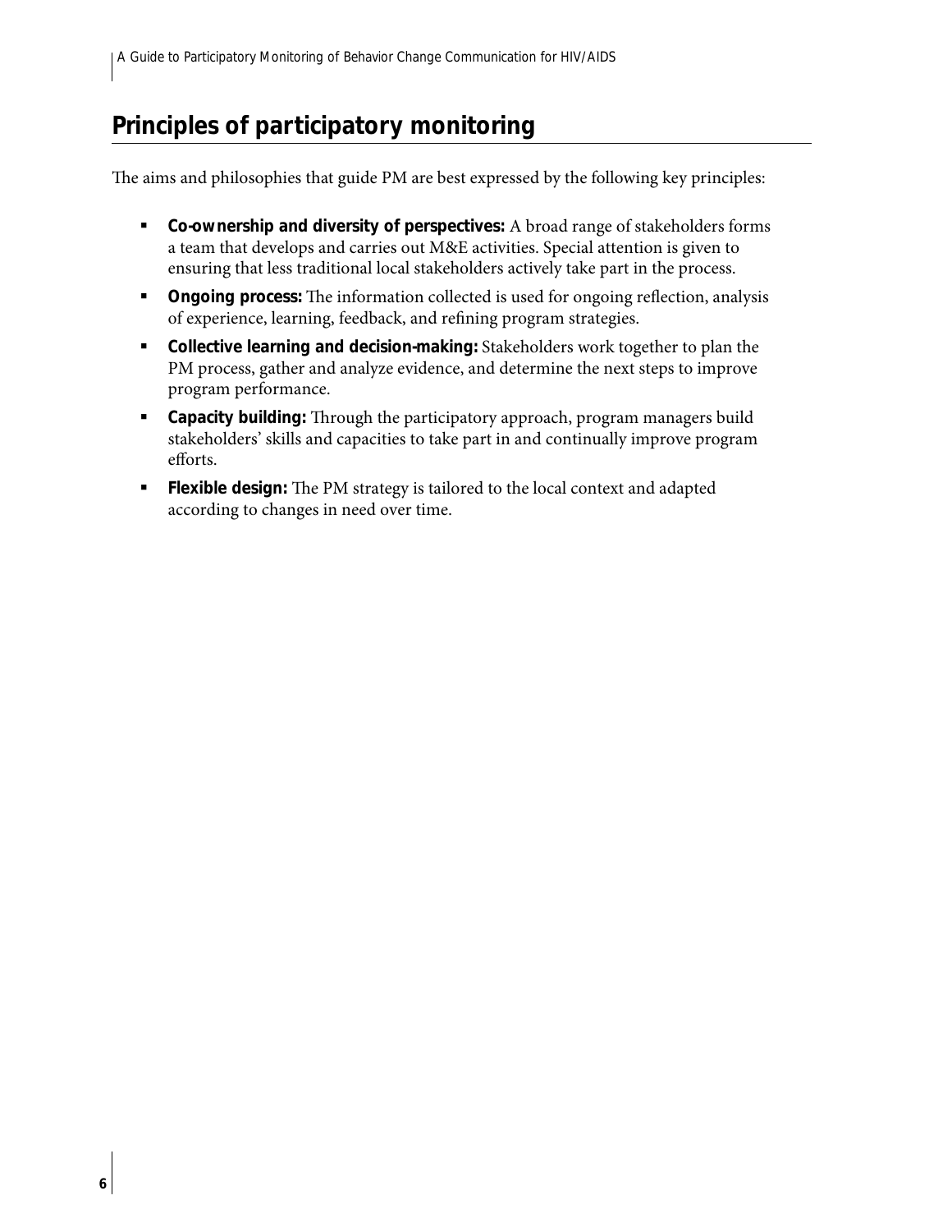## Principles of participatory monitoring

The aims and philosophies that guide PM are best expressed by the following key principles:

- **Co-ownership and diversity of perspectives:** A broad range of stakeholders forms a team that develops and carries out M&E activities. Special attention is given to ensuring that less traditional local stakeholders actively take part in the process.
- **Ongoing process:** The information collected is used for ongoing reflection, analysis of experience, learning, feedback, and refining program strategies.
- **Collective learning and decision-making:** Stakeholders work together to plan the PM process, gather and analyze evidence, and determine the next steps to improve program performance.
- **Capacity building:** Through the participatory approach, program managers build stakeholders' skills and capacities to take part in and continually improve program efforts.
- **Flexible design:** The PM strategy is tailored to the local context and adapted according to changes in need over time.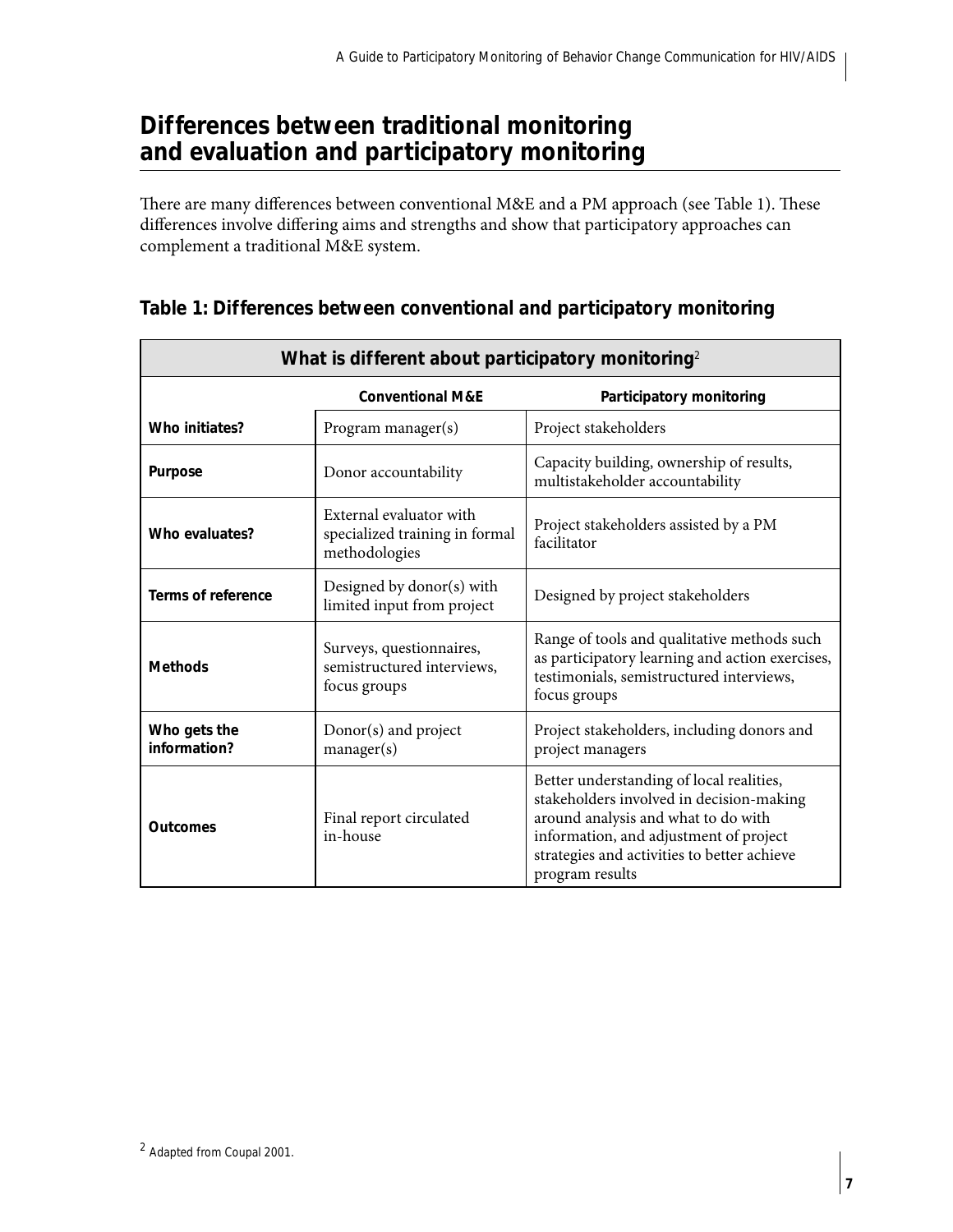## Differences between traditional monitoring and evaluation and participatory monitoring

There are many differences between conventional M&E and a PM approach (see Table 1). These differences involve differing aims and strengths and show that participatory approaches can complement a traditional M&E system.

### Table 1: Differences between conventional and participatory monitoring

| What is different about participatory monitoring[2] | | |
|---|---|---|
| | **Conventional M&E** | **Participatory monitoring** |
| **Who initiates?** | Program manager(s) | Project stakeholders |
| **Purpose** | Donor accountability | Capacity building, ownership of results, multistakeholder accountability |
| **Who evaluates?** | External evaluator with specialized training in formal methodologies | Project stakeholders assisted by a PM facilitator |
| **Terms of reference** | Designed by donor(s) with limited input from project | Designed by project stakeholders |
| **Methods** | Surveys, questionnaires, semistructured interviews, focus groups | Range of tools and qualitative methods such as participatory learning and action exercises, testimonials, semistructured interviews, focus groups |
| **Who gets the information?** | Donor(s) and project manager(s) | Project stakeholders, including donors and project managers |
| **Outcomes** | Final report circulated in-house | Better understanding of local realities, stakeholders involved in decision-making around analysis and what to do with information, and adjustment of project strategies and activities to better achieve program results |

[2] Adapted from Coupal 2001.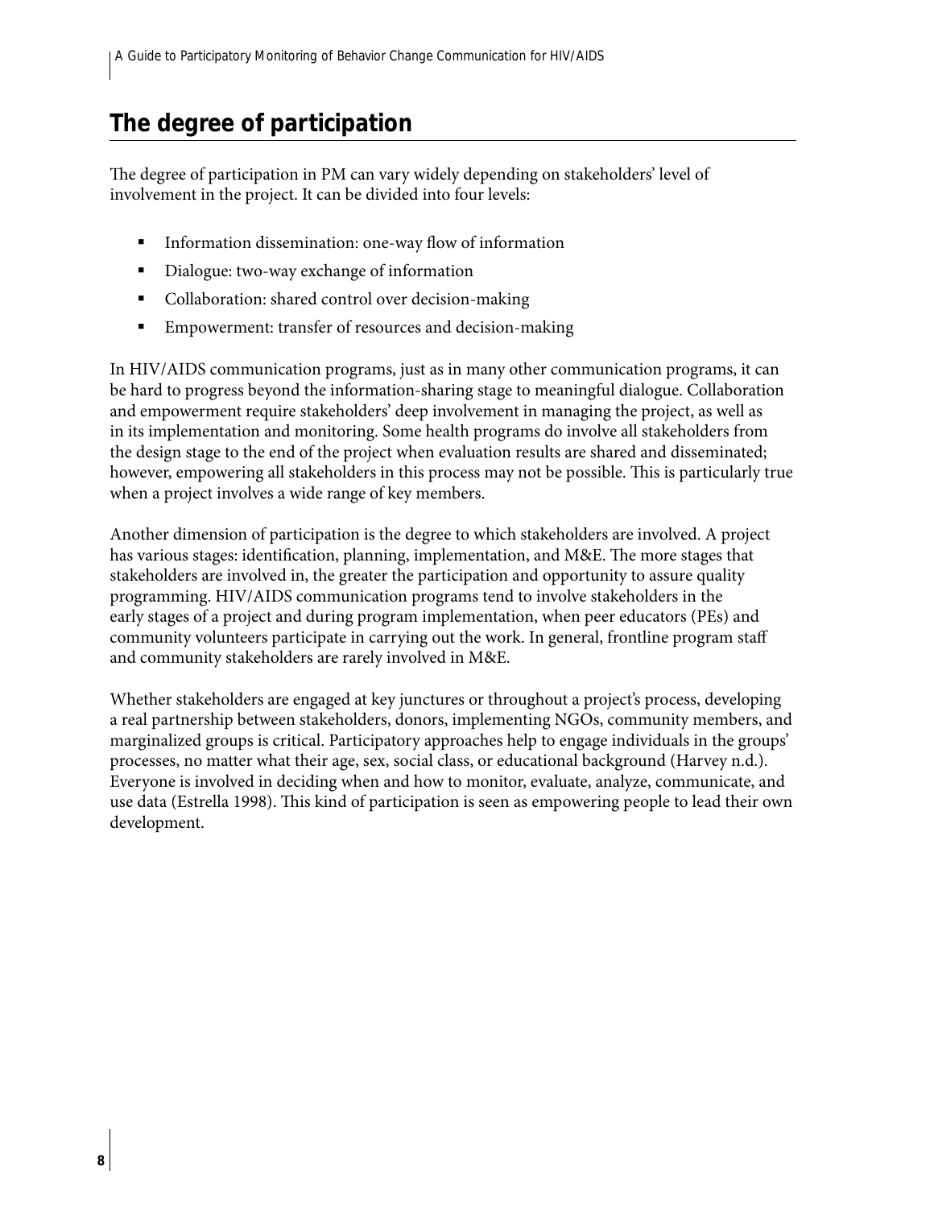## The degree of participation

The degree of participation in PM can vary widely depending on stakeholders' level of involvement in the project. It can be divided into four levels:

- Information dissemination: one-way flow of information
- Dialogue: two-way exchange of information
- Collaboration: shared control over decision-making
- Empowerment: transfer of resources and decision-making

In HIV/AIDS communication programs, just as in many other communication programs, it can be hard to progress beyond the information-sharing stage to meaningful dialogue. Collaboration and empowerment require stakeholders' deep involvement in managing the project, as well as in its implementation and monitoring. Some health programs do involve all stakeholders from the design stage to the end of the project when evaluation results are shared and disseminated; however, empowering all stakeholders in this process may not be possible. This is particularly true when a project involves a wide range of key members.

Another dimension of participation is the degree to which stakeholders are involved. A project has various stages: identification, planning, implementation, and M&E. The more stages that stakeholders are involved in, the greater the participation and opportunity to assure quality programming. HIV/AIDS communication programs tend to involve stakeholders in the early stages of a project and during program implementation, when peer educators (PEs) and community volunteers participate in carrying out the work. In general, frontline program staff and community stakeholders are rarely involved in M&E.

Whether stakeholders are engaged at key junctures or throughout a project's process, developing a real partnership between stakeholders, donors, implementing NGOs, community members, and marginalized groups is critical. Participatory approaches help to engage individuals in the groups' processes, no matter what their age, sex, social class, or educational background (Harvey n.d.). Everyone is involved in deciding when and how to monitor, evaluate, analyze, communicate, and use data (Estrella 1998). This kind of participation is seen as empowering people to lead their own development.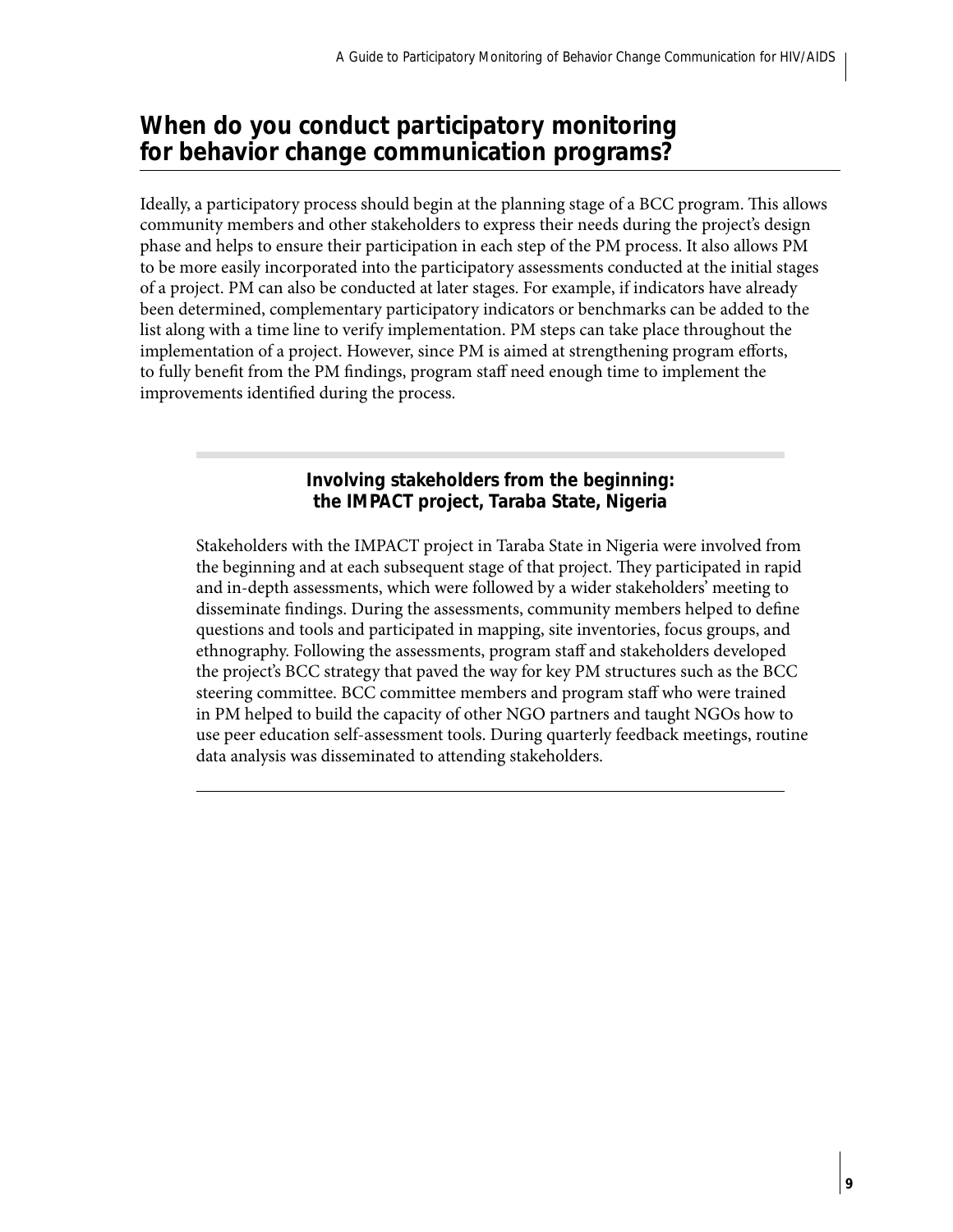## When do you conduct participatory monitoring for behavior change communication programs?

Ideally, a participatory process should begin at the planning stage of a BCC program. This allows community members and other stakeholders to express their needs during the project's design phase and helps to ensure their participation in each step of the PM process. It also allows PM to be more easily incorporated into the participatory assessments conducted at the initial stages of a project. PM can also be conducted at later stages. For example, if indicators have already been determined, complementary participatory indicators or benchmarks can be added to the list along with a time line to verify implementation. PM steps can take place throughout the implementation of a project. However, since PM is aimed at strengthening program efforts, to fully benefit from the PM findings, program staff need enough time to implement the improvements identified during the process.

---

**Involving stakeholders from the beginning: the IMPACT project, Taraba State, Nigeria**

Stakeholders with the IMPACT project in Taraba State in Nigeria were involved from the beginning and at each subsequent stage of that project. They participated in rapid and in-depth assessments, which were followed by a wider stakeholders' meeting to disseminate findings. During the assessments, community members helped to define questions and tools and participated in mapping, site inventories, focus groups, and ethnography. Following the assessments, program staff and stakeholders developed the project's BCC strategy that paved the way for key PM structures such as the BCC steering committee. BCC committee members and program staff who were trained in PM helped to build the capacity of other NGO partners and taught NGOs how to use peer education self-assessment tools. During quarterly feedback meetings, routine data analysis was disseminated to attending stakeholders.

---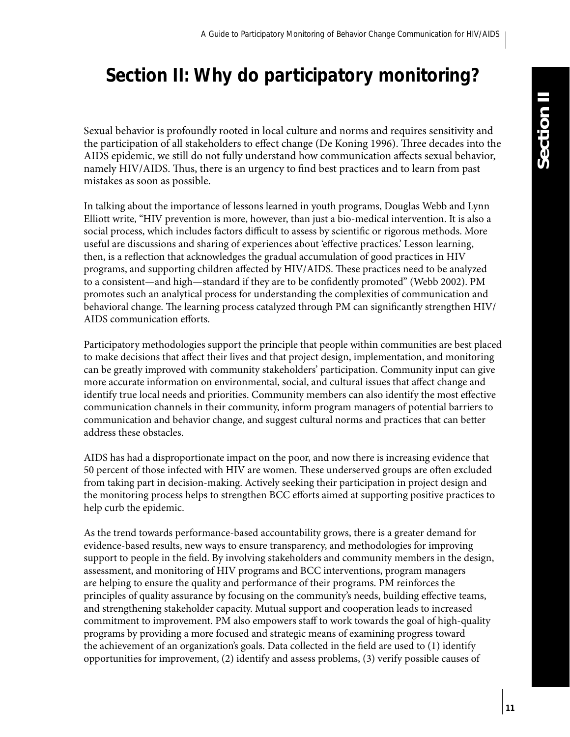# Section II: Why do participatory monitoring?

Sexual behavior is profoundly rooted in local culture and norms and requires sensitivity and the participation of all stakeholders to effect change (De Koning 1996). Three decades into the AIDS epidemic, we still do not fully understand how communication affects sexual behavior, namely HIV/AIDS. Thus, there is an urgency to find best practices and to learn from past mistakes as soon as possible.

In talking about the importance of lessons learned in youth programs, Douglas Webb and Lynn Elliott write, "HIV prevention is more, however, than just a bio-medical intervention. It is also a social process, which includes factors difficult to assess by scientific or rigorous methods. More useful are discussions and sharing of experiences about 'effective practices.' Lesson learning, then, is a reflection that acknowledges the gradual accumulation of good practices in HIV programs, and supporting children affected by HIV/AIDS. These practices need to be analyzed to a consistent—and high—standard if they are to be confidently promoted" (Webb 2002). PM promotes such an analytical process for understanding the complexities of communication and behavioral change. The learning process catalyzed through PM can significantly strengthen HIV/AIDS communication efforts.

Participatory methodologies support the principle that people within communities are best placed to make decisions that affect their lives and that project design, implementation, and monitoring can be greatly improved with community stakeholders' participation. Community input can give more accurate information on environmental, social, and cultural issues that affect change and identify true local needs and priorities. Community members can also identify the most effective communication channels in their community, inform program managers of potential barriers to communication and behavior change, and suggest cultural norms and practices that can better address these obstacles.

AIDS has had a disproportionate impact on the poor, and now there is increasing evidence that 50 percent of those infected with HIV are women. These underserved groups are often excluded from taking part in decision-making. Actively seeking their participation in project design and the monitoring process helps to strengthen BCC efforts aimed at supporting positive practices to help curb the epidemic.

As the trend towards performance-based accountability grows, there is a greater demand for evidence-based results, new ways to ensure transparency, and methodologies for improving support to people in the field. By involving stakeholders and community members in the design, assessment, and monitoring of HIV programs and BCC interventions, program managers are helping to ensure the quality and performance of their programs. PM reinforces the principles of quality assurance by focusing on the community's needs, building effective teams, and strengthening stakeholder capacity. Mutual support and cooperation leads to increased commitment to improvement. PM also empowers staff to work towards the goal of high-quality programs by providing a more focused and strategic means of examining progress toward the achievement of an organization's goals. Data collected in the field are used to (1) identify opportunities for improvement, (2) identify and assess problems, (3) verify possible causes of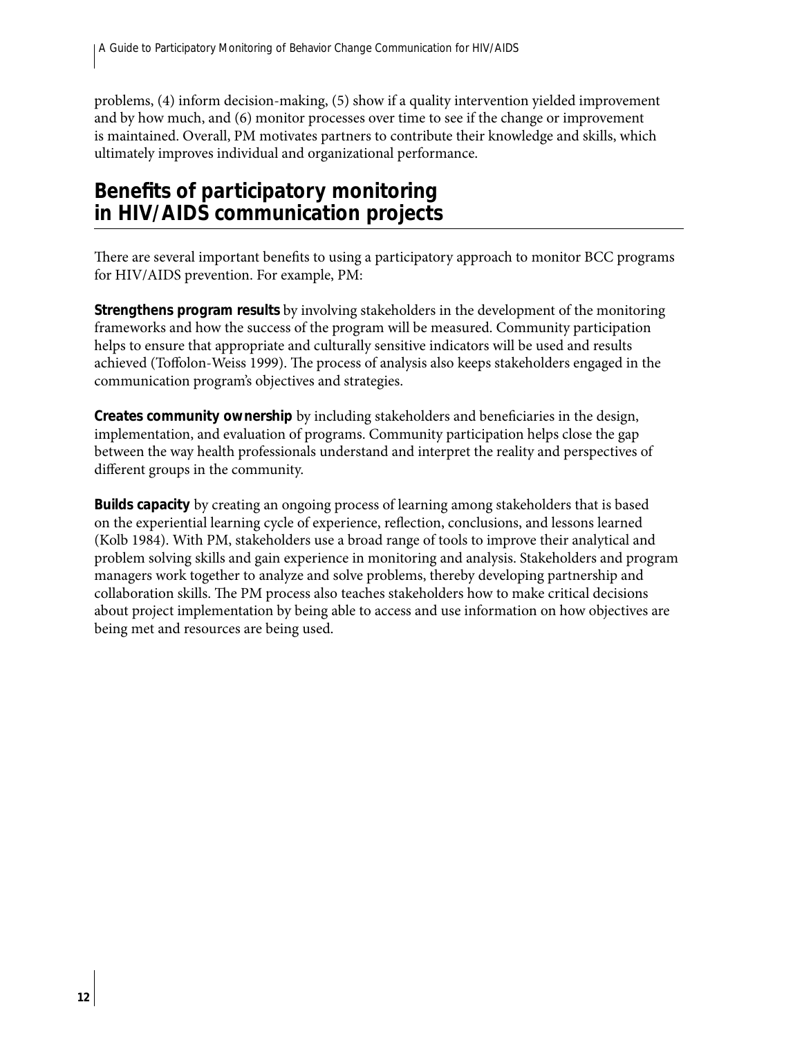problems, (4) inform decision-making, (5) show if a quality intervention yielded improvement and by how much, and (6) monitor processes over time to see if the change or improvement is maintained. Overall, PM motivates partners to contribute their knowledge and skills, which ultimately improves individual and organizational performance.

## Benefits of participatory monitoring in HIV/AIDS communication projects

There are several important benefits to using a participatory approach to monitor BCC programs for HIV/AIDS prevention. For example, PM:

**Strengthens program results** by involving stakeholders in the development of the monitoring frameworks and how the success of the program will be measured. Community participation helps to ensure that appropriate and culturally sensitive indicators will be used and results achieved (Toffolon-Weiss 1999). The process of analysis also keeps stakeholders engaged in the communication program's objectives and strategies.

**Creates community ownership** by including stakeholders and beneficiaries in the design, implementation, and evaluation of programs. Community participation helps close the gap between the way health professionals understand and interpret the reality and perspectives of different groups in the community.

**Builds capacity** by creating an ongoing process of learning among stakeholders that is based on the experiential learning cycle of experience, reflection, conclusions, and lessons learned (Kolb 1984). With PM, stakeholders use a broad range of tools to improve their analytical and problem solving skills and gain experience in monitoring and analysis. Stakeholders and program managers work together to analyze and solve problems, thereby developing partnership and collaboration skills. The PM process also teaches stakeholders how to make critical decisions about project implementation by being able to access and use information on how objectives are being met and resources are being used.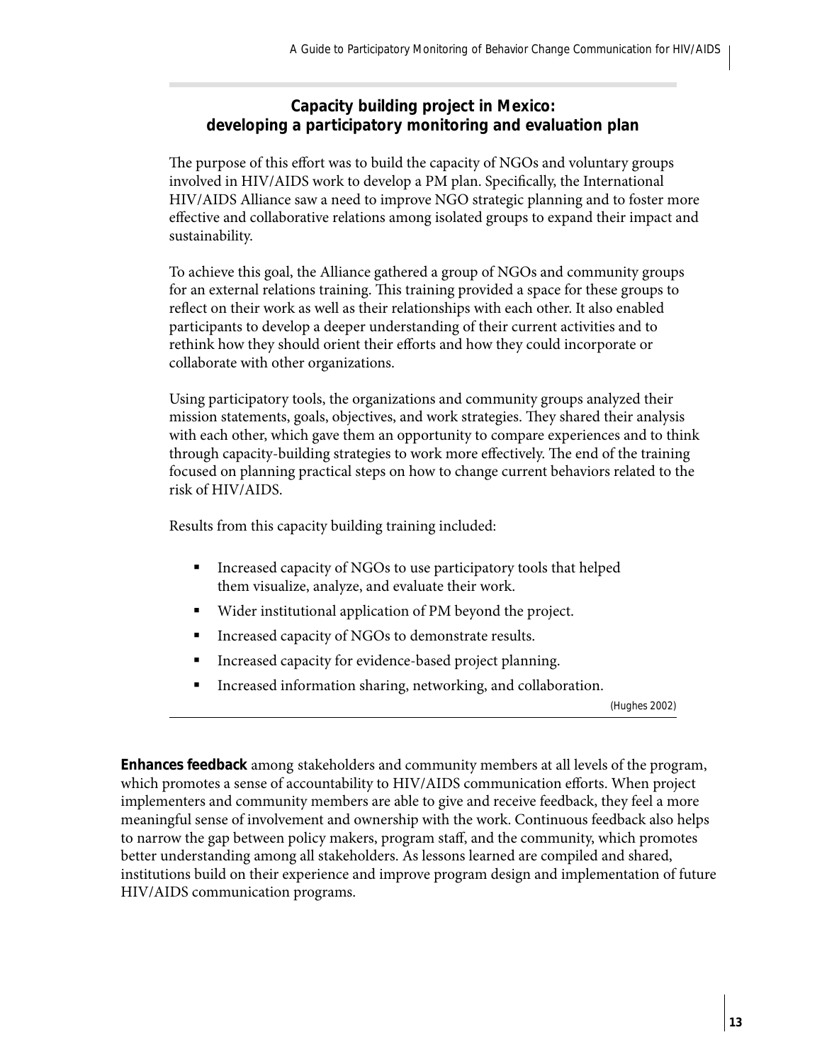### Capacity building project in Mexico: developing a participatory monitoring and evaluation plan

The purpose of this effort was to build the capacity of NGOs and voluntary groups involved in HIV/AIDS work to develop a PM plan. Specifically, the International HIV/AIDS Alliance saw a need to improve NGO strategic planning and to foster more effective and collaborative relations among isolated groups to expand their impact and sustainability.

To achieve this goal, the Alliance gathered a group of NGOs and community groups for an external relations training. This training provided a space for these groups to reflect on their work as well as their relationships with each other. It also enabled participants to develop a deeper understanding of their current activities and to rethink how they should orient their efforts and how they could incorporate or collaborate with other organizations.

Using participatory tools, the organizations and community groups analyzed their mission statements, goals, objectives, and work strategies. They shared their analysis with each other, which gave them an opportunity to compare experiences and to think through capacity-building strategies to work more effectively. The end of the training focused on planning practical steps on how to change current behaviors related to the risk of HIV/AIDS.

Results from this capacity building training included:

- Increased capacity of NGOs to use participatory tools that helped them visualize, analyze, and evaluate their work.
- Wider institutional application of PM beyond the project.
- Increased capacity of NGOs to demonstrate results.
- Increased capacity for evidence-based project planning.
- Increased information sharing, networking, and collaboration.

(Hughes 2002)

**Enhances feedback** among stakeholders and community members at all levels of the program, which promotes a sense of accountability to HIV/AIDS communication efforts. When project implementers and community members are able to give and receive feedback, they feel a more meaningful sense of involvement and ownership with the work. Continuous feedback also helps to narrow the gap between policy makers, program staff, and the community, which promotes better understanding among all stakeholders. As lessons learned are compiled and shared, institutions build on their experience and improve program design and implementation of future HIV/AIDS communication programs.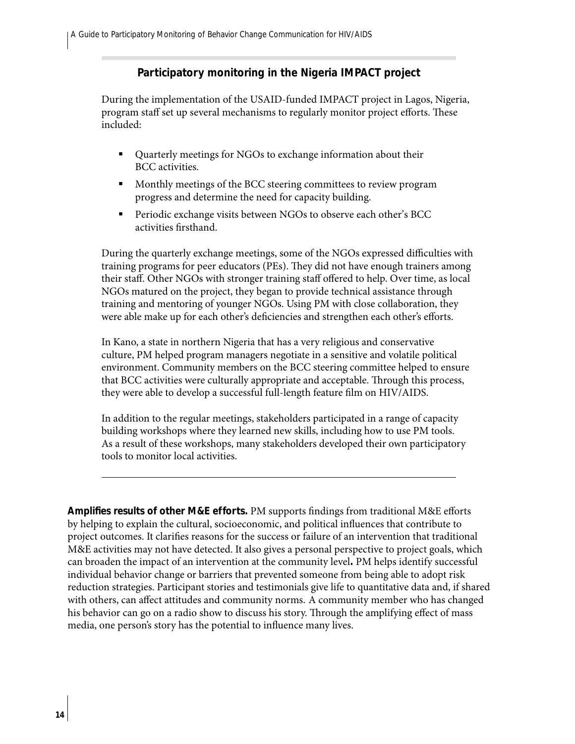### Participatory monitoring in the Nigeria IMPACT project

During the implementation of the USAID-funded IMPACT project in Lagos, Nigeria, program staff set up several mechanisms to regularly monitor project efforts. These included:

- Quarterly meetings for NGOs to exchange information about their BCC activities.
- Monthly meetings of the BCC steering committees to review program progress and determine the need for capacity building.
- Periodic exchange visits between NGOs to observe each other's BCC activities firsthand.

During the quarterly exchange meetings, some of the NGOs expressed difficulties with training programs for peer educators (PEs). They did not have enough trainers among their staff. Other NGOs with stronger training staff offered to help. Over time, as local NGOs matured on the project, they began to provide technical assistance through training and mentoring of younger NGOs. Using PM with close collaboration, they were able make up for each other's deficiencies and strengthen each other's efforts.

In Kano, a state in northern Nigeria that has a very religious and conservative culture, PM helped program managers negotiate in a sensitive and volatile political environment. Community members on the BCC steering committee helped to ensure that BCC activities were culturally appropriate and acceptable. Through this process, they were able to develop a successful full-length feature film on HIV/AIDS.

In addition to the regular meetings, stakeholders participated in a range of capacity building workshops where they learned new skills, including how to use PM tools. As a result of these workshops, many stakeholders developed their own participatory tools to monitor local activities.

---

**Amplifies results of other M&E efforts.** PM supports findings from traditional M&E efforts by helping to explain the cultural, socioeconomic, and political influences that contribute to project outcomes. It clarifies reasons for the success or failure of an intervention that traditional M&E activities may not have detected. It also gives a personal perspective to project goals, which can broaden the impact of an intervention at the community level**.** PM helps identify successful individual behavior change or barriers that prevented someone from being able to adopt risk reduction strategies. Participant stories and testimonials give life to quantitative data and, if shared with others, can affect attitudes and community norms. A community member who has changed his behavior can go on a radio show to discuss his story. Through the amplifying effect of mass media, one person's story has the potential to influence many lives.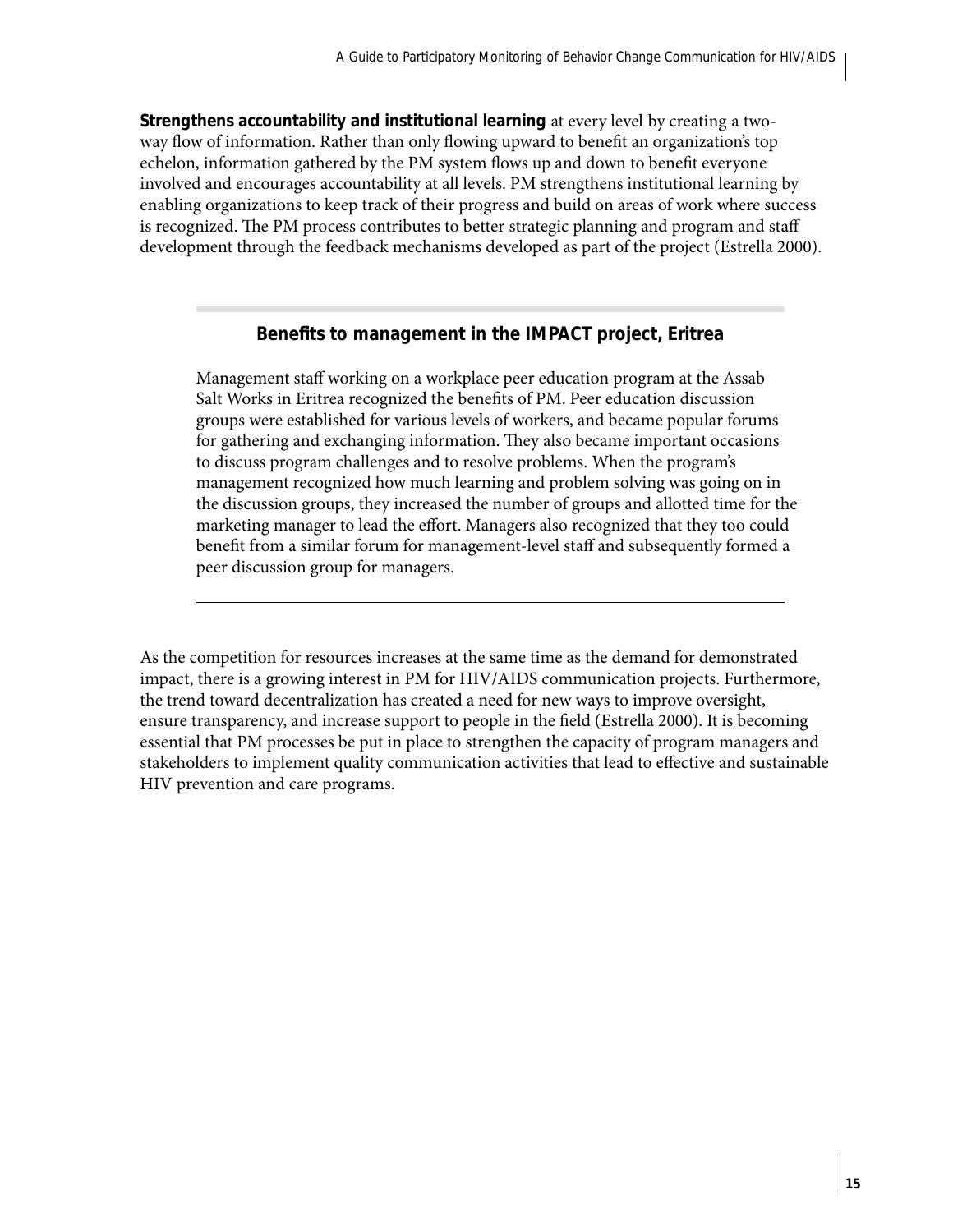**Strengthens accountability and institutional learning** at every level by creating a two-way flow of information. Rather than only flowing upward to benefit an organization's top echelon, information gathered by the PM system flows up and down to benefit everyone involved and encourages accountability at all levels. PM strengthens institutional learning by enabling organizations to keep track of their progress and build on areas of work where success is recognized. The PM process contributes to better strategic planning and program and staff development through the feedback mechanisms developed as part of the project (Estrella 2000).

### Benefits to management in the IMPACT project, Eritrea

Management staff working on a workplace peer education program at the Assab Salt Works in Eritrea recognized the benefits of PM. Peer education discussion groups were established for various levels of workers, and became popular forums for gathering and exchanging information. They also became important occasions to discuss program challenges and to resolve problems. When the program's management recognized how much learning and problem solving was going on in the discussion groups, they increased the number of groups and allotted time for the marketing manager to lead the effort. Managers also recognized that they too could benefit from a similar forum for management-level staff and subsequently formed a peer discussion group for managers.

As the competition for resources increases at the same time as the demand for demonstrated impact, there is a growing interest in PM for HIV/AIDS communication projects. Furthermore, the trend toward decentralization has created a need for new ways to improve oversight, ensure transparency, and increase support to people in the field (Estrella 2000). It is becoming essential that PM processes be put in place to strengthen the capacity of program managers and stakeholders to implement quality communication activities that lead to effective and sustainable HIV prevention and care programs.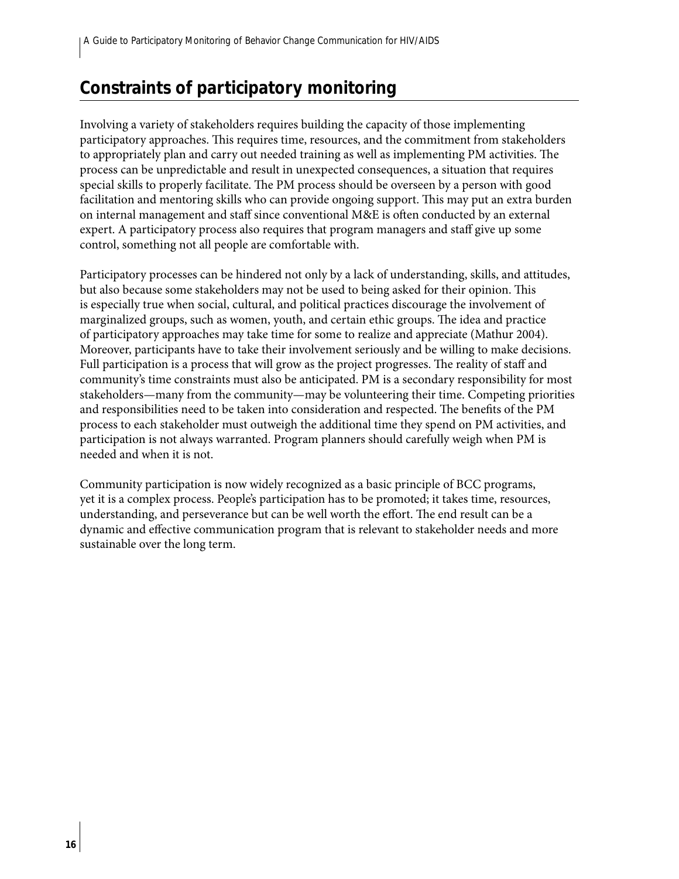## Constraints of participatory monitoring

Involving a variety of stakeholders requires building the capacity of those implementing participatory approaches. This requires time, resources, and the commitment from stakeholders to appropriately plan and carry out needed training as well as implementing PM activities. The process can be unpredictable and result in unexpected consequences, a situation that requires special skills to properly facilitate. The PM process should be overseen by a person with good facilitation and mentoring skills who can provide ongoing support. This may put an extra burden on internal management and staff since conventional M&E is often conducted by an external expert. A participatory process also requires that program managers and staff give up some control, something not all people are comfortable with.

Participatory processes can be hindered not only by a lack of understanding, skills, and attitudes, but also because some stakeholders may not be used to being asked for their opinion. This is especially true when social, cultural, and political practices discourage the involvement of marginalized groups, such as women, youth, and certain ethic groups. The idea and practice of participatory approaches may take time for some to realize and appreciate (Mathur 2004). Moreover, participants have to take their involvement seriously and be willing to make decisions. Full participation is a process that will grow as the project progresses. The reality of staff and community's time constraints must also be anticipated. PM is a secondary responsibility for most stakeholders—many from the community—may be volunteering their time. Competing priorities and responsibilities need to be taken into consideration and respected. The benefits of the PM process to each stakeholder must outweigh the additional time they spend on PM activities, and participation is not always warranted. Program planners should carefully weigh when PM is needed and when it is not.

Community participation is now widely recognized as a basic principle of BCC programs, yet it is a complex process. People's participation has to be promoted; it takes time, resources, understanding, and perseverance but can be well worth the effort. The end result can be a dynamic and effective communication program that is relevant to stakeholder needs and more sustainable over the long term.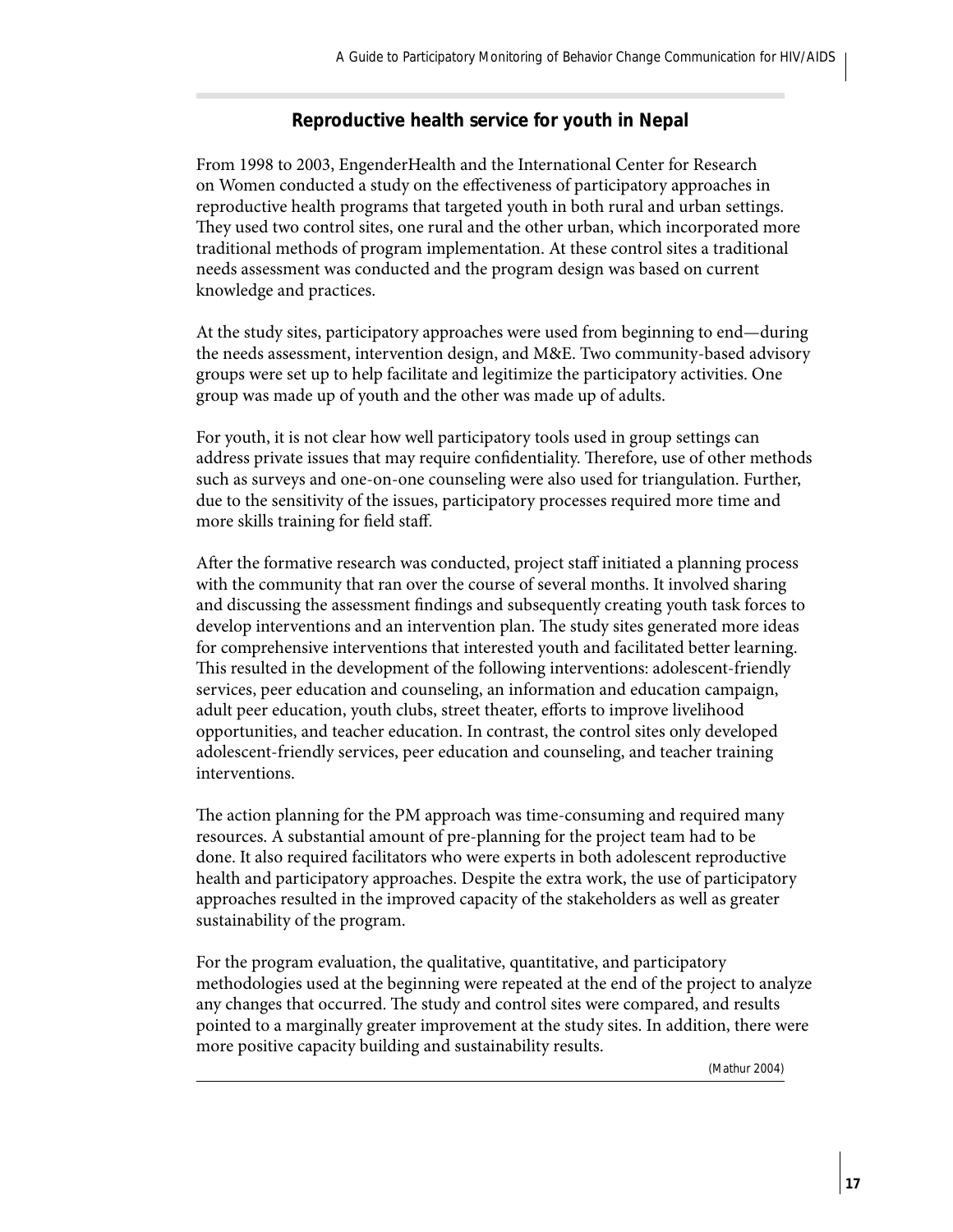### Reproductive health service for youth in Nepal

From 1998 to 2003, EngenderHealth and the International Center for Research on Women conducted a study on the effectiveness of participatory approaches in reproductive health programs that targeted youth in both rural and urban settings. They used two control sites, one rural and the other urban, which incorporated more traditional methods of program implementation. At these control sites a traditional needs assessment was conducted and the program design was based on current knowledge and practices.

At the study sites, participatory approaches were used from beginning to end—during the needs assessment, intervention design, and M&E. Two community-based advisory groups were set up to help facilitate and legitimize the participatory activities. One group was made up of youth and the other was made up of adults.

For youth, it is not clear how well participatory tools used in group settings can address private issues that may require confidentiality. Therefore, use of other methods such as surveys and one-on-one counseling were also used for triangulation. Further, due to the sensitivity of the issues, participatory processes required more time and more skills training for field staff.

After the formative research was conducted, project staff initiated a planning process with the community that ran over the course of several months. It involved sharing and discussing the assessment findings and subsequently creating youth task forces to develop interventions and an intervention plan. The study sites generated more ideas for comprehensive interventions that interested youth and facilitated better learning. This resulted in the development of the following interventions: adolescent-friendly services, peer education and counseling, an information and education campaign, adult peer education, youth clubs, street theater, efforts to improve livelihood opportunities, and teacher education. In contrast, the control sites only developed adolescent-friendly services, peer education and counseling, and teacher training interventions.

The action planning for the PM approach was time-consuming and required many resources. A substantial amount of pre-planning for the project team had to be done. It also required facilitators who were experts in both adolescent reproductive health and participatory approaches. Despite the extra work, the use of participatory approaches resulted in the improved capacity of the stakeholders as well as greater sustainability of the program.

For the program evaluation, the qualitative, quantitative, and participatory methodologies used at the beginning were repeated at the end of the project to analyze any changes that occurred. The study and control sites were compared, and results pointed to a marginally greater improvement at the study sites. In addition, there were more positive capacity building and sustainability results.

(Mathur 2004)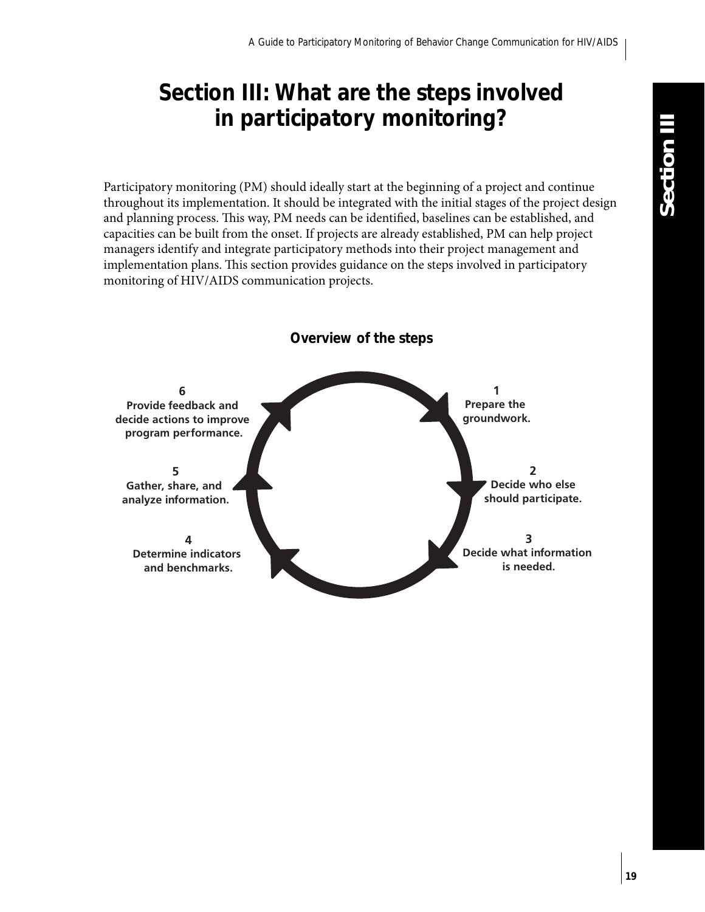# Section III: What are the steps involved in participatory monitoring?

Participatory monitoring (PM) should ideally start at the beginning of a project and continue throughout its implementation. It should be integrated with the initial stages of the project design and planning process. This way, PM needs can be identified, baselines can be established, and capacities can be built from the onset. If projects are already established, PM can help project managers identify and integrate participatory methods into their project management and implementation plans. This section provides guidance on the steps involved in participatory monitoring of HIV/AIDS communication projects.

**Overview of the steps**

1. Prepare the groundwork.
2. Decide who else should participate.
3. Decide what information is needed.
4. Determine indicators and benchmarks.
5. Gather, share, and analyze information.
6. Provide feedback and decide actions to improve program performance.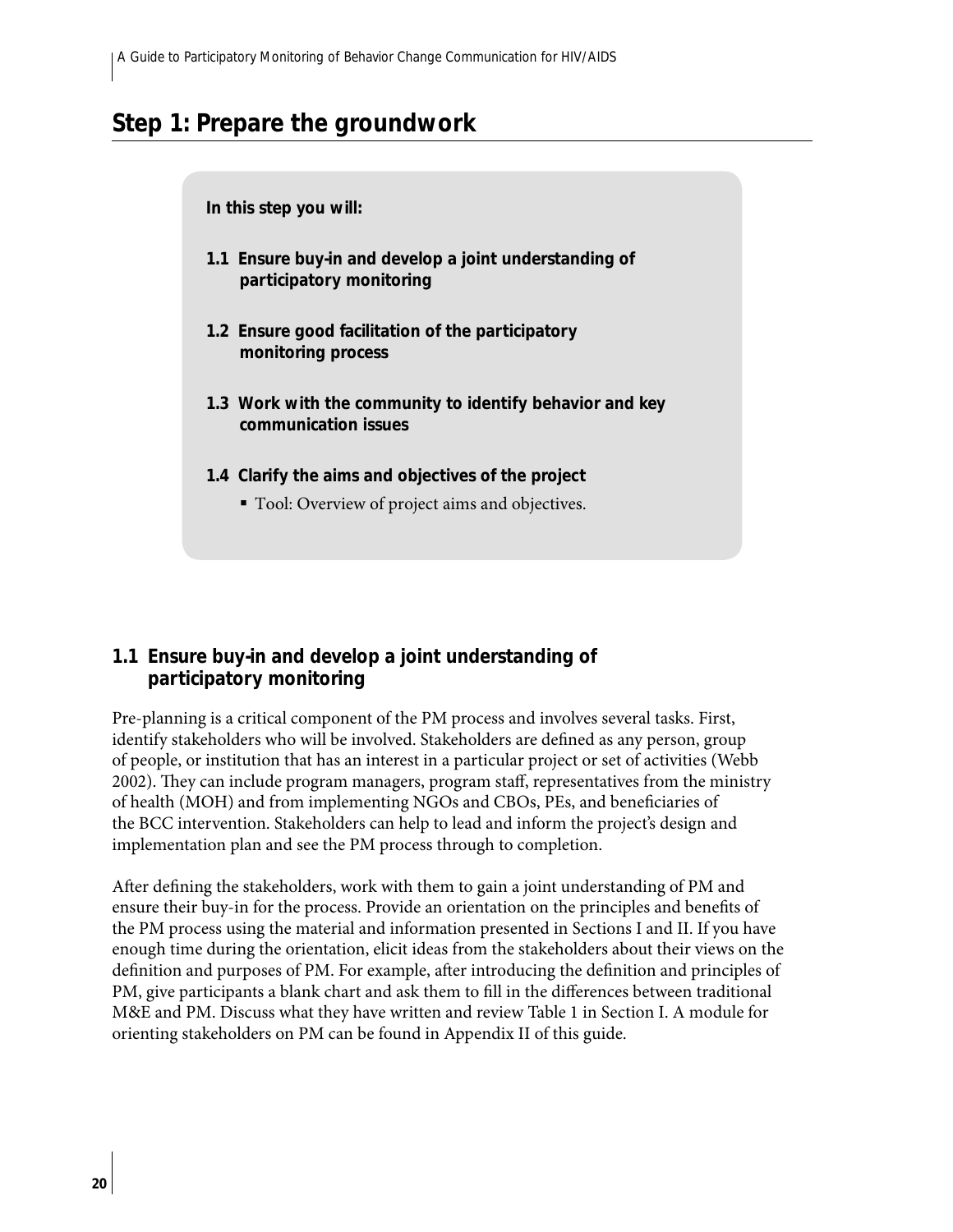## Step 1: Prepare the groundwork

**In this step you will:**

**1.1 Ensure buy-in and develop a joint understanding of participatory monitoring**

**1.2 Ensure good facilitation of the participatory monitoring process**

**1.3 Work with the community to identify behavior and key communication issues**

**1.4 Clarify the aims and objectives of the project**

- Tool: Overview of project aims and objectives.

### 1.1 Ensure buy-in and develop a joint understanding of participatory monitoring

Pre-planning is a critical component of the PM process and involves several tasks. First, identify stakeholders who will be involved. Stakeholders are defined as any person, group of people, or institution that has an interest in a particular project or set of activities (Webb 2002). They can include program managers, program staff, representatives from the ministry of health (MOH) and from implementing NGOs and CBOs, PEs, and beneficiaries of the BCC intervention. Stakeholders can help to lead and inform the project's design and implementation plan and see the PM process through to completion.

After defining the stakeholders, work with them to gain a joint understanding of PM and ensure their buy-in for the process. Provide an orientation on the principles and benefits of the PM process using the material and information presented in Sections I and II. If you have enough time during the orientation, elicit ideas from the stakeholders about their views on the definition and purposes of PM. For example, after introducing the definition and principles of PM, give participants a blank chart and ask them to fill in the differences between traditional M&E and PM. Discuss what they have written and review Table 1 in Section I. A module for orienting stakeholders on PM can be found in Appendix II of this guide.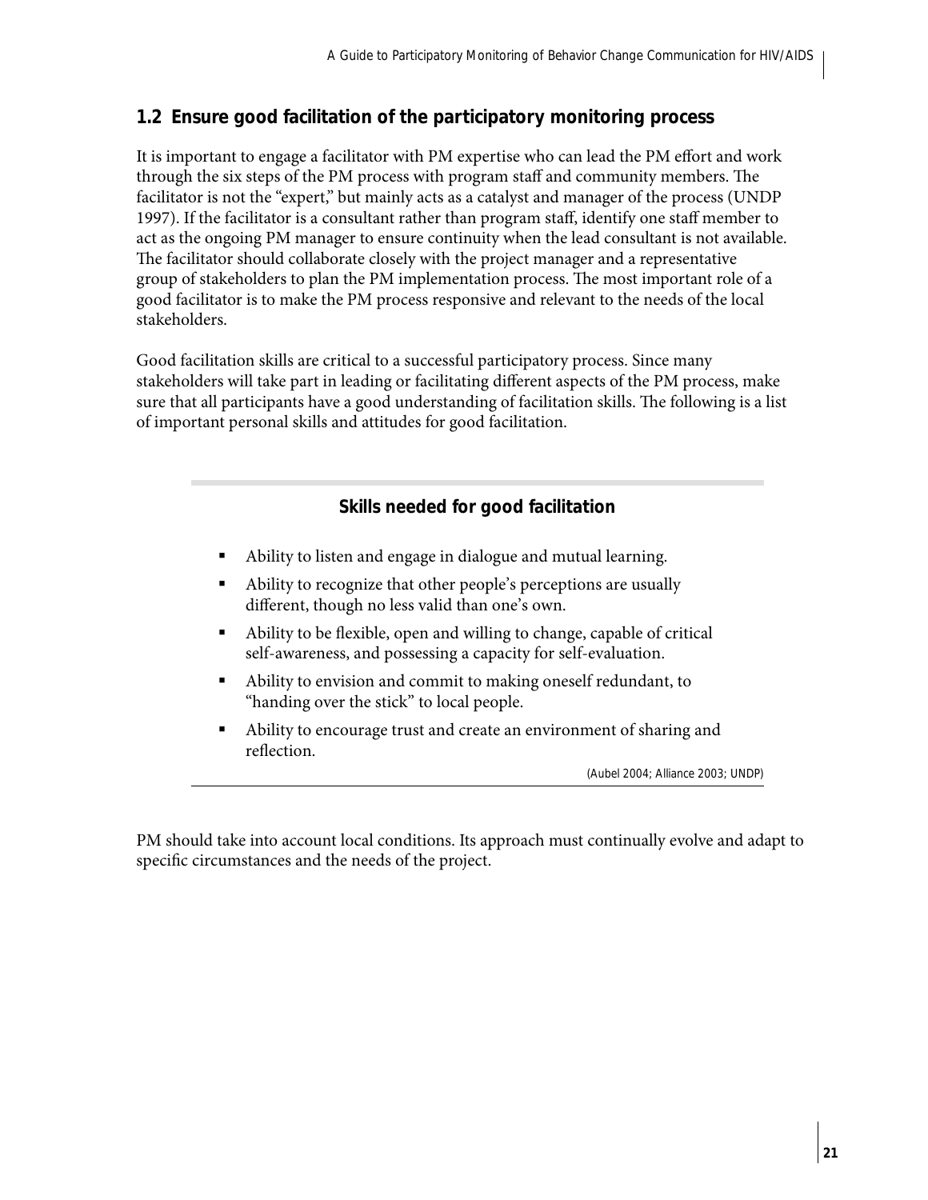## 1.2 Ensure good facilitation of the participatory monitoring process

It is important to engage a facilitator with PM expertise who can lead the PM effort and work through the six steps of the PM process with program staff and community members. The facilitator is not the "expert," but mainly acts as a catalyst and manager of the process (UNDP 1997). If the facilitator is a consultant rather than program staff, identify one staff member to act as the ongoing PM manager to ensure continuity when the lead consultant is not available. The facilitator should collaborate closely with the project manager and a representative group of stakeholders to plan the PM implementation process. The most important role of a good facilitator is to make the PM process responsive and relevant to the needs of the local stakeholders.

Good facilitation skills are critical to a successful participatory process. Since many stakeholders will take part in leading or facilitating different aspects of the PM process, make sure that all participants have a good understanding of facilitation skills. The following is a list of important personal skills and attitudes for good facilitation.

**Skills needed for good facilitation**

- Ability to listen and engage in dialogue and mutual learning.
- Ability to recognize that other people's perceptions are usually different, though no less valid than one's own.
- Ability to be flexible, open and willing to change, capable of critical self-awareness, and possessing a capacity for self-evaluation.
- Ability to envision and commit to making oneself redundant, to "handing over the stick" to local people.
- Ability to encourage trust and create an environment of sharing and reflection.

(Aubel 2004; Alliance 2003; UNDP)

PM should take into account local conditions. Its approach must continually evolve and adapt to specific circumstances and the needs of the project.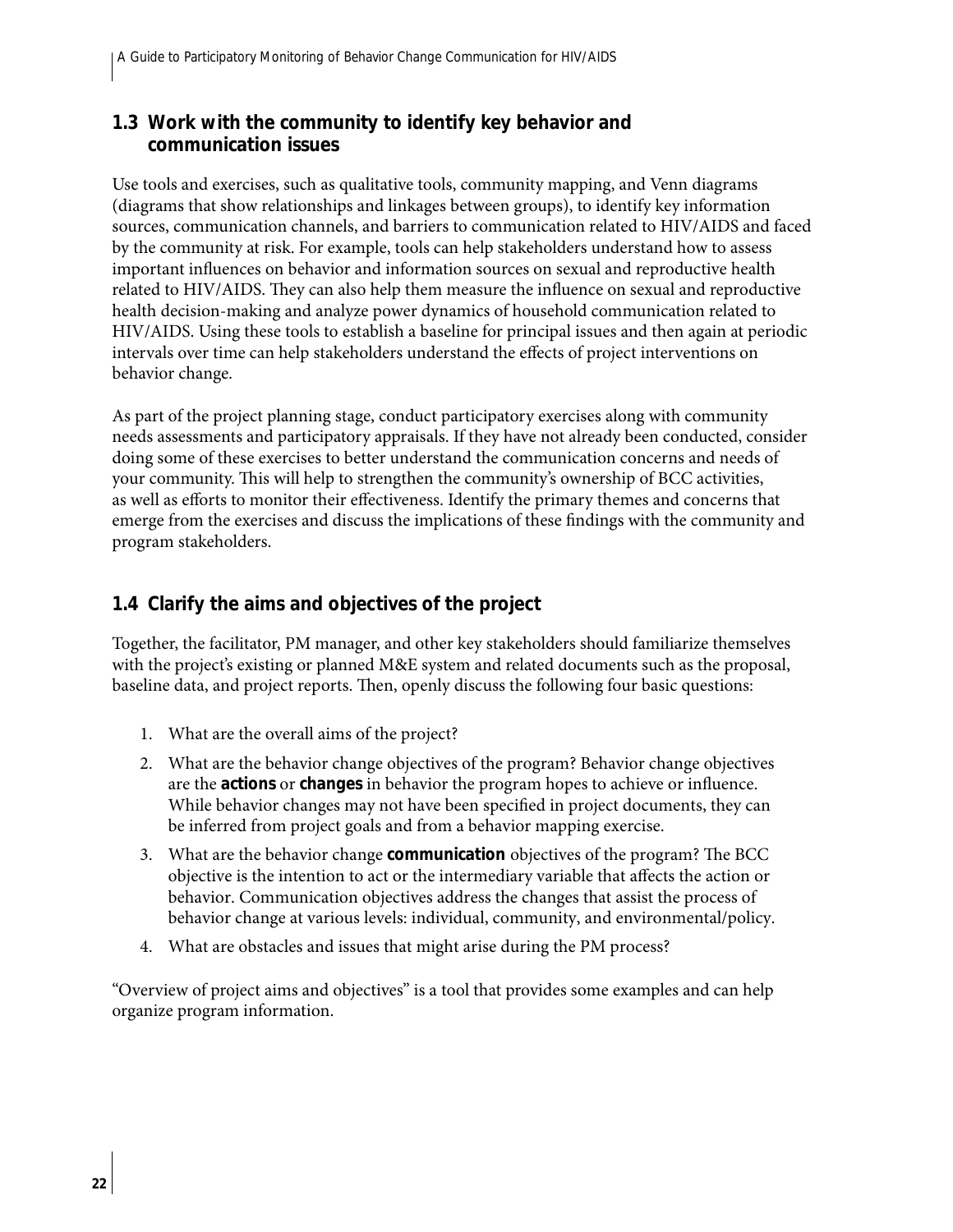## 1.3 Work with the community to identify key behavior and communication issues

Use tools and exercises, such as qualitative tools, community mapping, and Venn diagrams (diagrams that show relationships and linkages between groups), to identify key information sources, communication channels, and barriers to communication related to HIV/AIDS and faced by the community at risk. For example, tools can help stakeholders understand how to assess important influences on behavior and information sources on sexual and reproductive health related to HIV/AIDS. They can also help them measure the influence on sexual and reproductive health decision-making and analyze power dynamics of household communication related to HIV/AIDS. Using these tools to establish a baseline for principal issues and then again at periodic intervals over time can help stakeholders understand the effects of project interventions on behavior change.

As part of the project planning stage, conduct participatory exercises along with community needs assessments and participatory appraisals. If they have not already been conducted, consider doing some of these exercises to better understand the communication concerns and needs of your community. This will help to strengthen the community's ownership of BCC activities, as well as efforts to monitor their effectiveness. Identify the primary themes and concerns that emerge from the exercises and discuss the implications of these findings with the community and program stakeholders.

## 1.4 Clarify the aims and objectives of the project

Together, the facilitator, PM manager, and other key stakeholders should familiarize themselves with the project's existing or planned M&E system and related documents such as the proposal, baseline data, and project reports. Then, openly discuss the following four basic questions:

1. What are the overall aims of the project?
2. What are the behavior change objectives of the program? Behavior change objectives are the **actions** or **changes** in behavior the program hopes to achieve or influence. While behavior changes may not have been specified in project documents, they can be inferred from project goals and from a behavior mapping exercise.
3. What are the behavior change **communication** objectives of the program? The BCC objective is the intention to act or the intermediary variable that affects the action or behavior. Communication objectives address the changes that assist the process of behavior change at various levels: individual, community, and environmental/policy.
4. What are obstacles and issues that might arise during the PM process?

"Overview of project aims and objectives" is a tool that provides some examples and can help organize program information.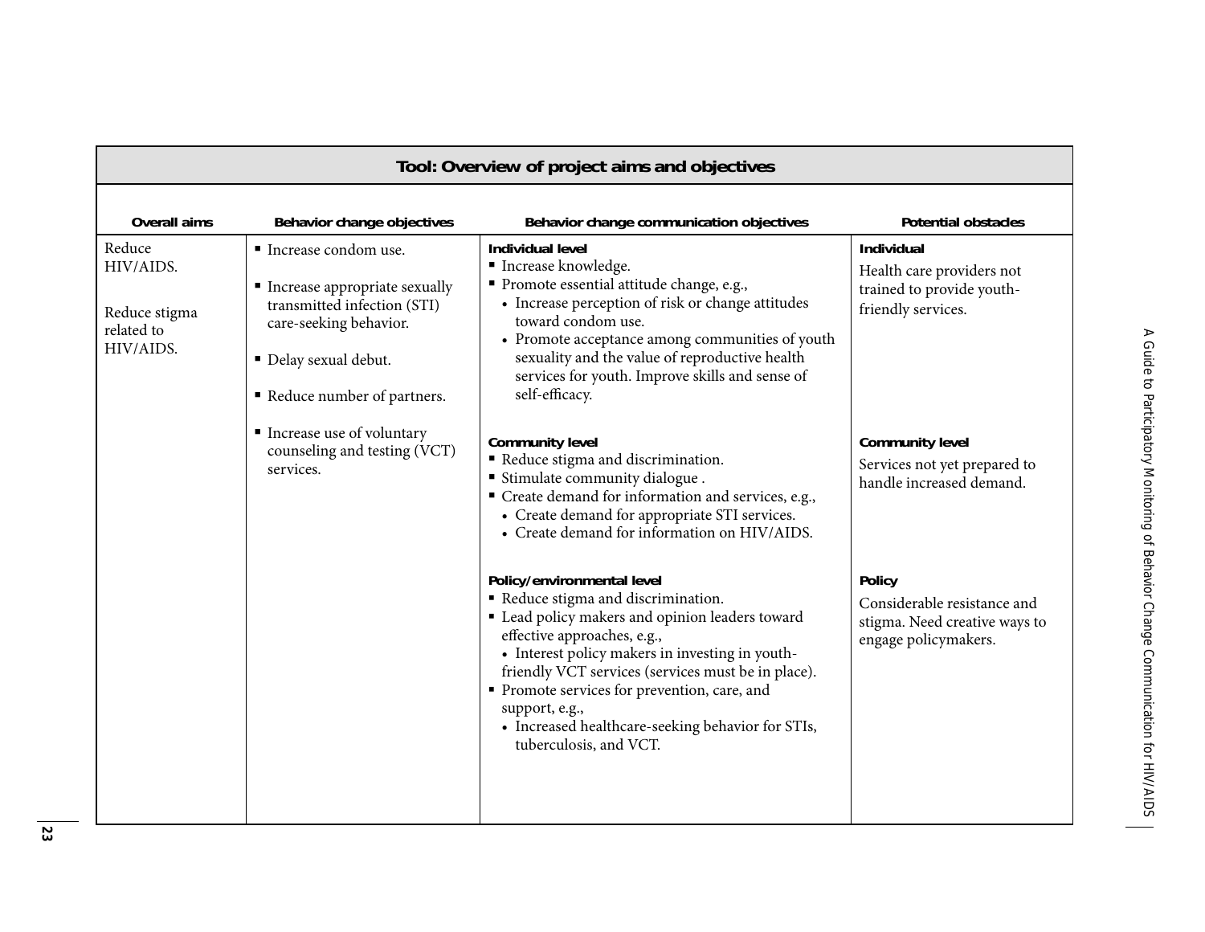## Tool: Overview of project aims and objectives

| Overall aims | Behavior change objectives | Behavior change communication objectives | Potential obstacles |
|---|---|---|---|
| Reduce HIV/AIDS.<br><br>Reduce stigma related to HIV/AIDS. | ▪ Increase condom use.<br>▪ Increase appropriate sexually transmitted infection (STI) care-seeking behavior.<br>▪ Delay sexual debut.<br>▪ Reduce number of partners.<br>▪ Increase use of voluntary counseling and testing (VCT) services. | **Individual level**<br>▪ Increase knowledge.<br>▪ Promote essential attitude change, e.g.,<br>• Increase perception of risk or change attitudes toward condom use.<br>• Promote acceptance among communities of youth sexuality and the value of reproductive health services for youth. Improve skills and sense of self-efficacy. | **Individual**<br>Health care providers not trained to provide youth-friendly services. |
| | | **Community level**<br>▪ Reduce stigma and discrimination.<br>▪ Stimulate community dialogue .<br>▪ Create demand for information and services, e.g.,<br>• Create demand for appropriate STI services.<br>• Create demand for information on HIV/AIDS. | **Community level**<br>Services not yet prepared to handle increased demand. |
| | | **Policy/environmental level**<br>▪ Reduce stigma and discrimination.<br>▪ Lead policy makers and opinion leaders toward effective approaches, e.g.,<br>• Interest policy makers in investing in youth-friendly VCT services (services must be in place).<br>▪ Promote services for prevention, care, and support, e.g.,<br>• Increased healthcare-seeking behavior for STIs, tuberculosis, and VCT. | **Policy**<br>Considerable resistance and stigma. Need creative ways to engage policymakers. |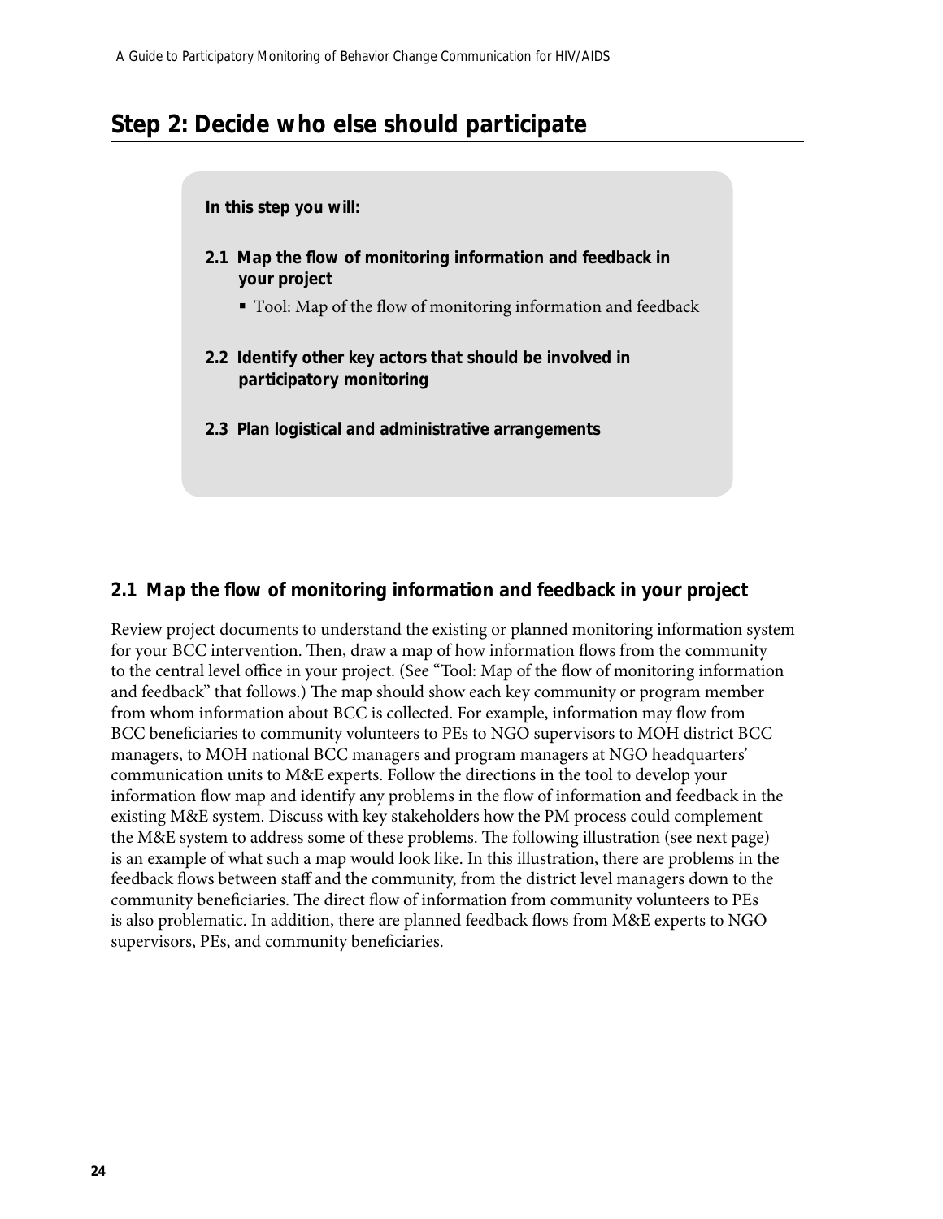## Step 2: Decide who else should participate

**In this step you will:**

**2.1 Map the flow of monitoring information and feedback in your project**

- Tool: Map of the flow of monitoring information and feedback

**2.2 Identify other key actors that should be involved in participatory monitoring**

**2.3 Plan logistical and administrative arrangements**

### 2.1 Map the flow of monitoring information and feedback in your project

Review project documents to understand the existing or planned monitoring information system for your BCC intervention. Then, draw a map of how information flows from the community to the central level office in your project. (See "Tool: Map of the flow of monitoring information and feedback" that follows.) The map should show each key community or program member from whom information about BCC is collected. For example, information may flow from BCC beneficiaries to community volunteers to PEs to NGO supervisors to MOH district BCC managers, to MOH national BCC managers and program managers at NGO headquarters' communication units to M&E experts. Follow the directions in the tool to develop your information flow map and identify any problems in the flow of information and feedback in the existing M&E system. Discuss with key stakeholders how the PM process could complement the M&E system to address some of these problems. The following illustration (see next page) is an example of what such a map would look like. In this illustration, there are problems in the feedback flows between staff and the community, from the district level managers down to the community beneficiaries. The direct flow of information from community volunteers to PEs is also problematic. In addition, there are planned feedback flows from M&E experts to NGO supervisors, PEs, and community beneficiaries.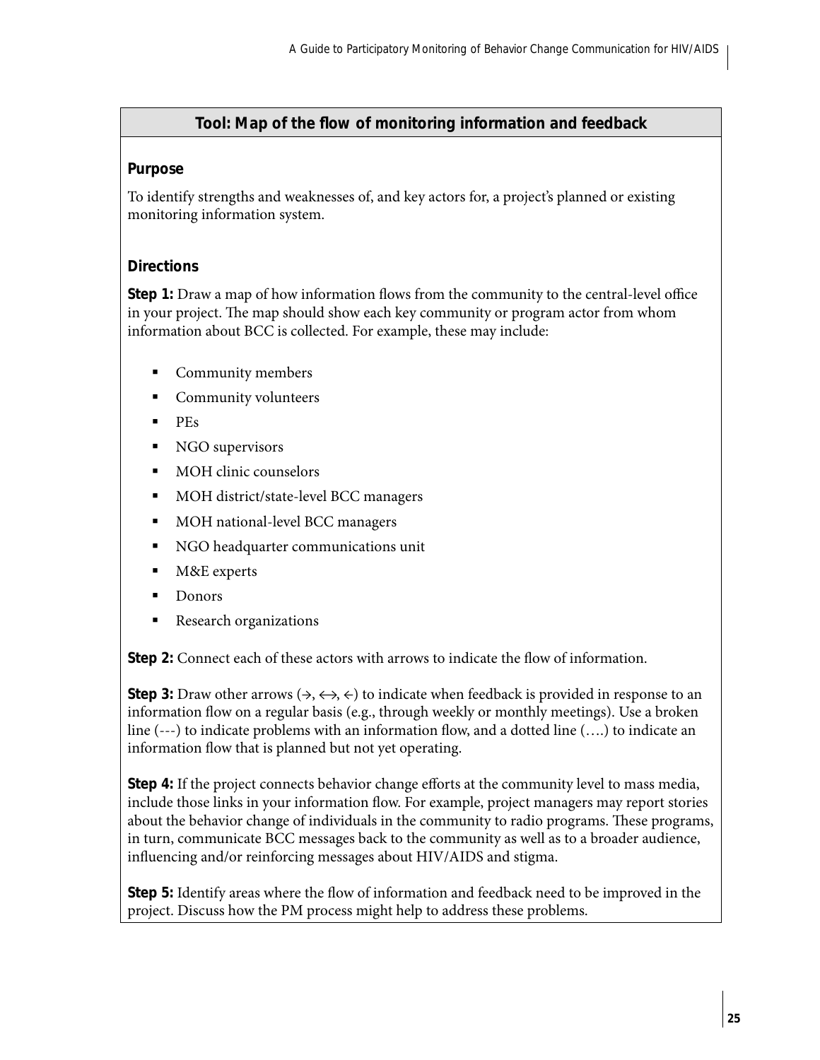## Tool: Map of the flow of monitoring information and feedback

**Purpose**

To identify strengths and weaknesses of, and key actors for, a project's planned or existing monitoring information system.

**Directions**

**Step 1:** Draw a map of how information flows from the community to the central-level office in your project. The map should show each key community or program actor from whom information about BCC is collected. For example, these may include:

- Community members
- Community volunteers
- PEs
- NGO supervisors
- MOH clinic counselors
- MOH district/state-level BCC managers
- MOH national-level BCC managers
- NGO headquarter communications unit
- M&E experts
- Donors
- Research organizations

**Step 2:** Connect each of these actors with arrows to indicate the flow of information.

**Step 3:** Draw other arrows (→, ↔, ←) to indicate when feedback is provided in response to an information flow on a regular basis (e.g., through weekly or monthly meetings). Use a broken line (---) to indicate problems with an information flow, and a dotted line (….) to indicate an information flow that is planned but not yet operating.

**Step 4:** If the project connects behavior change efforts at the community level to mass media, include those links in your information flow. For example, project managers may report stories about the behavior change of individuals in the community to radio programs. These programs, in turn, communicate BCC messages back to the community as well as to a broader audience, influencing and/or reinforcing messages about HIV/AIDS and stigma.

**Step 5:** Identify areas where the flow of information and feedback need to be improved in the project. Discuss how the PM process might help to address these problems.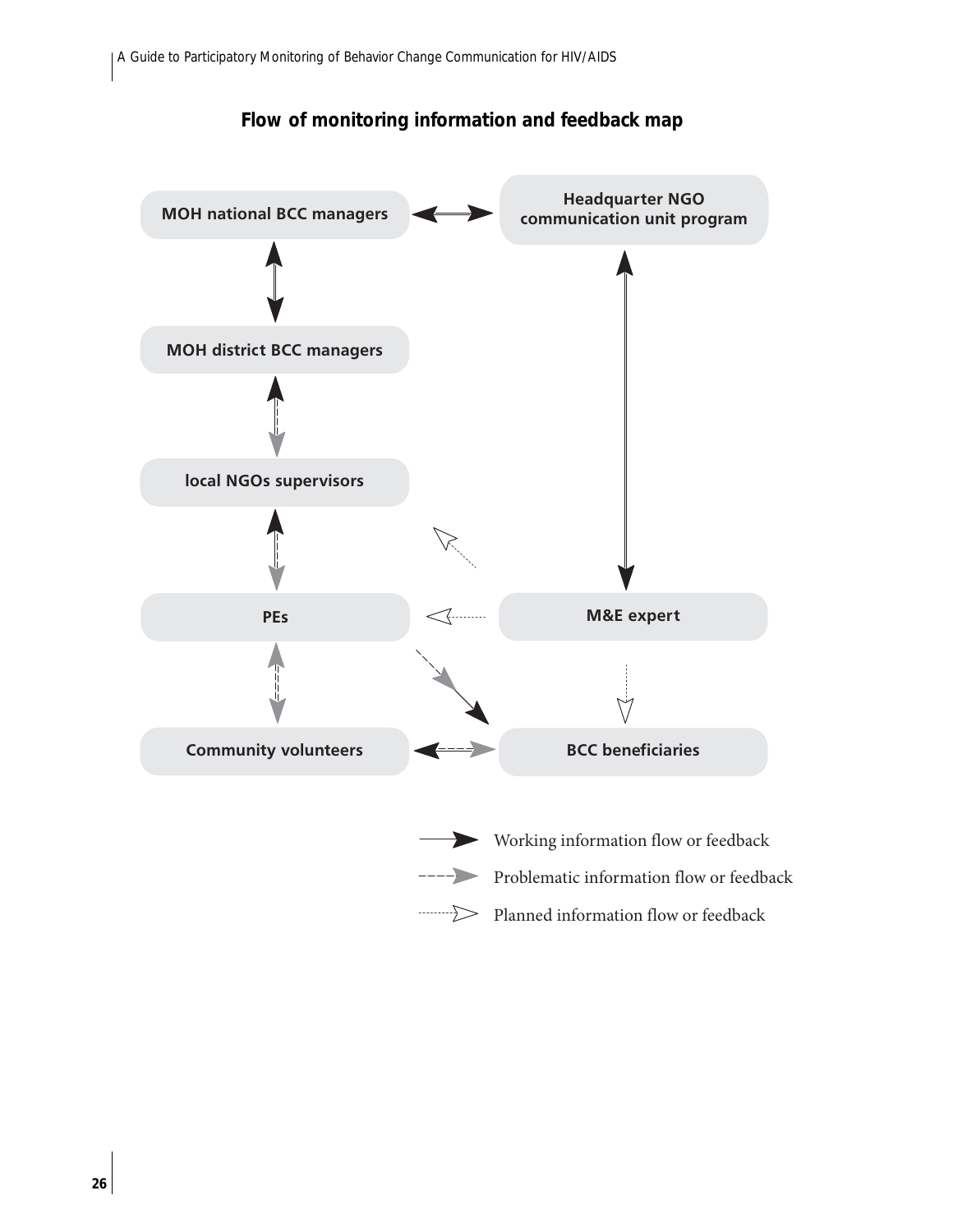**Flow of monitoring information and feedback map**

MOH national BCC managers

Headquarter NGO communication unit program

MOH district BCC managers

local NGOs supervisors

PEs

M&E expert

Community volunteers

BCC beneficiaries

Working information flow or feedback

Problematic information flow or feedback

Planned information flow or feedback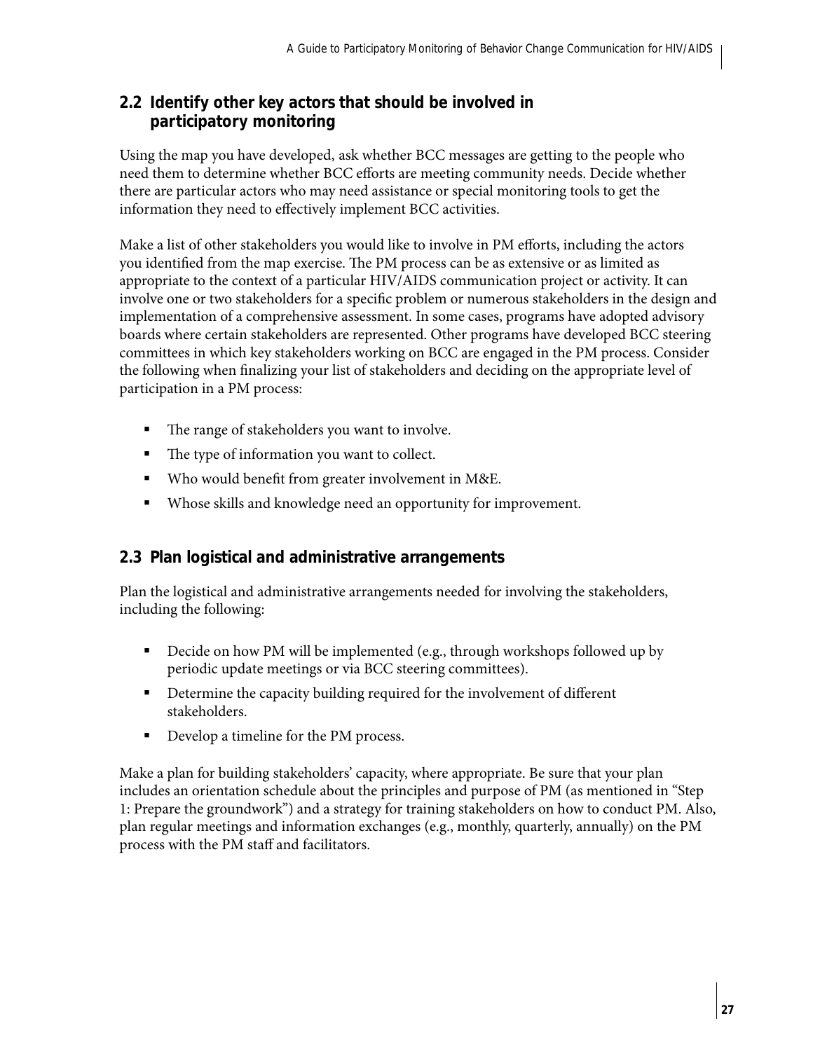## 2.2 Identify other key actors that should be involved in participatory monitoring

Using the map you have developed, ask whether BCC messages are getting to the people who need them to determine whether BCC efforts are meeting community needs. Decide whether there are particular actors who may need assistance or special monitoring tools to get the information they need to effectively implement BCC activities.

Make a list of other stakeholders you would like to involve in PM efforts, including the actors you identified from the map exercise. The PM process can be as extensive or as limited as appropriate to the context of a particular HIV/AIDS communication project or activity. It can involve one or two stakeholders for a specific problem or numerous stakeholders in the design and implementation of a comprehensive assessment. In some cases, programs have adopted advisory boards where certain stakeholders are represented. Other programs have developed BCC steering committees in which key stakeholders working on BCC are engaged in the PM process. Consider the following when finalizing your list of stakeholders and deciding on the appropriate level of participation in a PM process:

- The range of stakeholders you want to involve.
- The type of information you want to collect.
- Who would benefit from greater involvement in M&E.
- Whose skills and knowledge need an opportunity for improvement.

## 2.3 Plan logistical and administrative arrangements

Plan the logistical and administrative arrangements needed for involving the stakeholders, including the following:

- Decide on how PM will be implemented (e.g., through workshops followed up by periodic update meetings or via BCC steering committees).
- Determine the capacity building required for the involvement of different stakeholders.
- Develop a timeline for the PM process.

Make a plan for building stakeholders' capacity, where appropriate. Be sure that your plan includes an orientation schedule about the principles and purpose of PM (as mentioned in "Step 1: Prepare the groundwork") and a strategy for training stakeholders on how to conduct PM. Also, plan regular meetings and information exchanges (e.g., monthly, quarterly, annually) on the PM process with the PM staff and facilitators.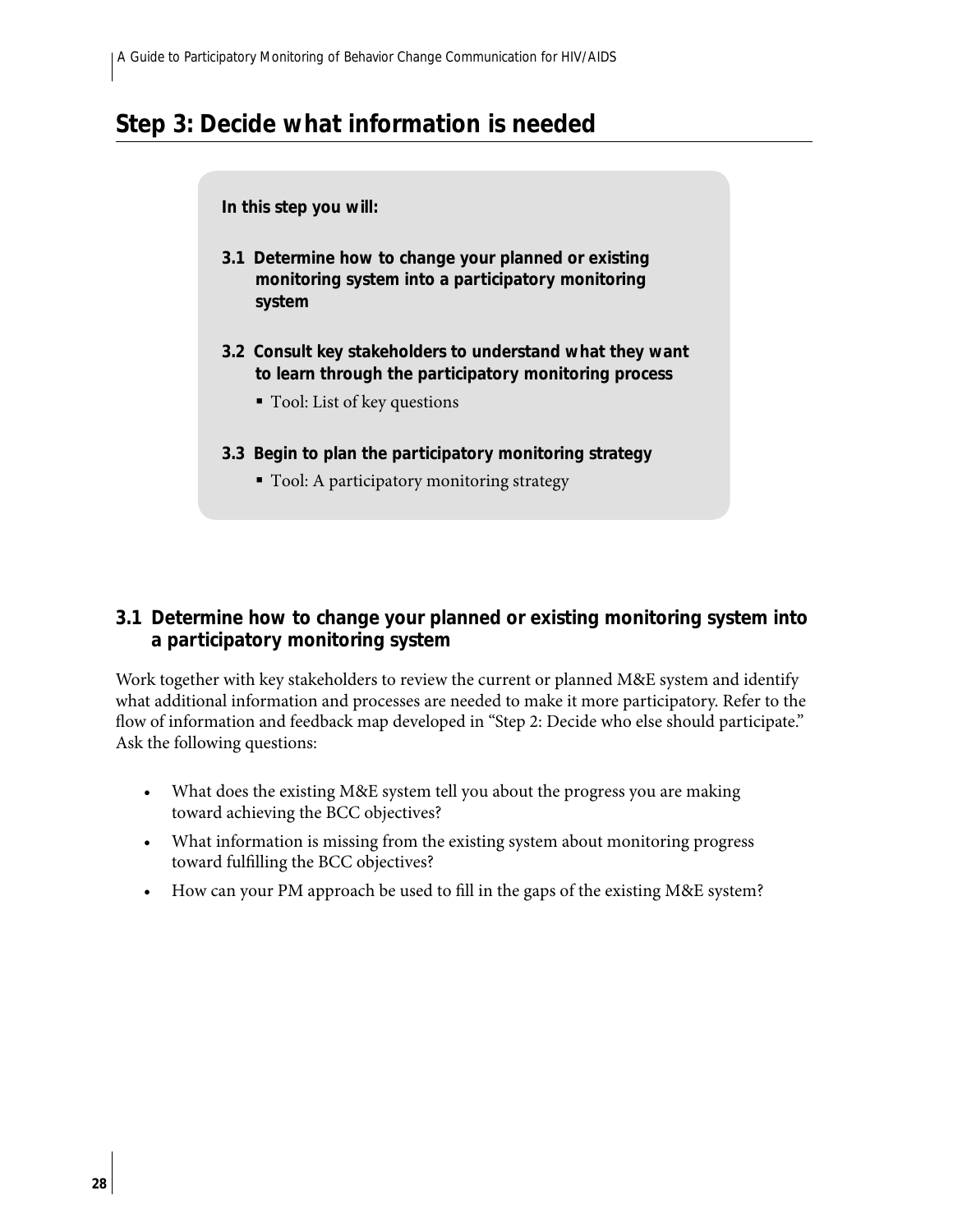## Step 3: Decide what information is needed

**In this step you will:**

**3.1 Determine how to change your planned or existing monitoring system into a participatory monitoring system**

**3.2 Consult key stakeholders to understand what they want to learn through the participatory monitoring process**

- Tool: List of key questions

**3.3 Begin to plan the participatory monitoring strategy**

- Tool: A participatory monitoring strategy

### 3.1 Determine how to change your planned or existing monitoring system into a participatory monitoring system

Work together with key stakeholders to review the current or planned M&E system and identify what additional information and processes are needed to make it more participatory. Refer to the flow of information and feedback map developed in "Step 2: Decide who else should participate." Ask the following questions:

- What does the existing M&E system tell you about the progress you are making toward achieving the BCC objectives?
- What information is missing from the existing system about monitoring progress toward fulfilling the BCC objectives?
- How can your PM approach be used to fill in the gaps of the existing M&E system?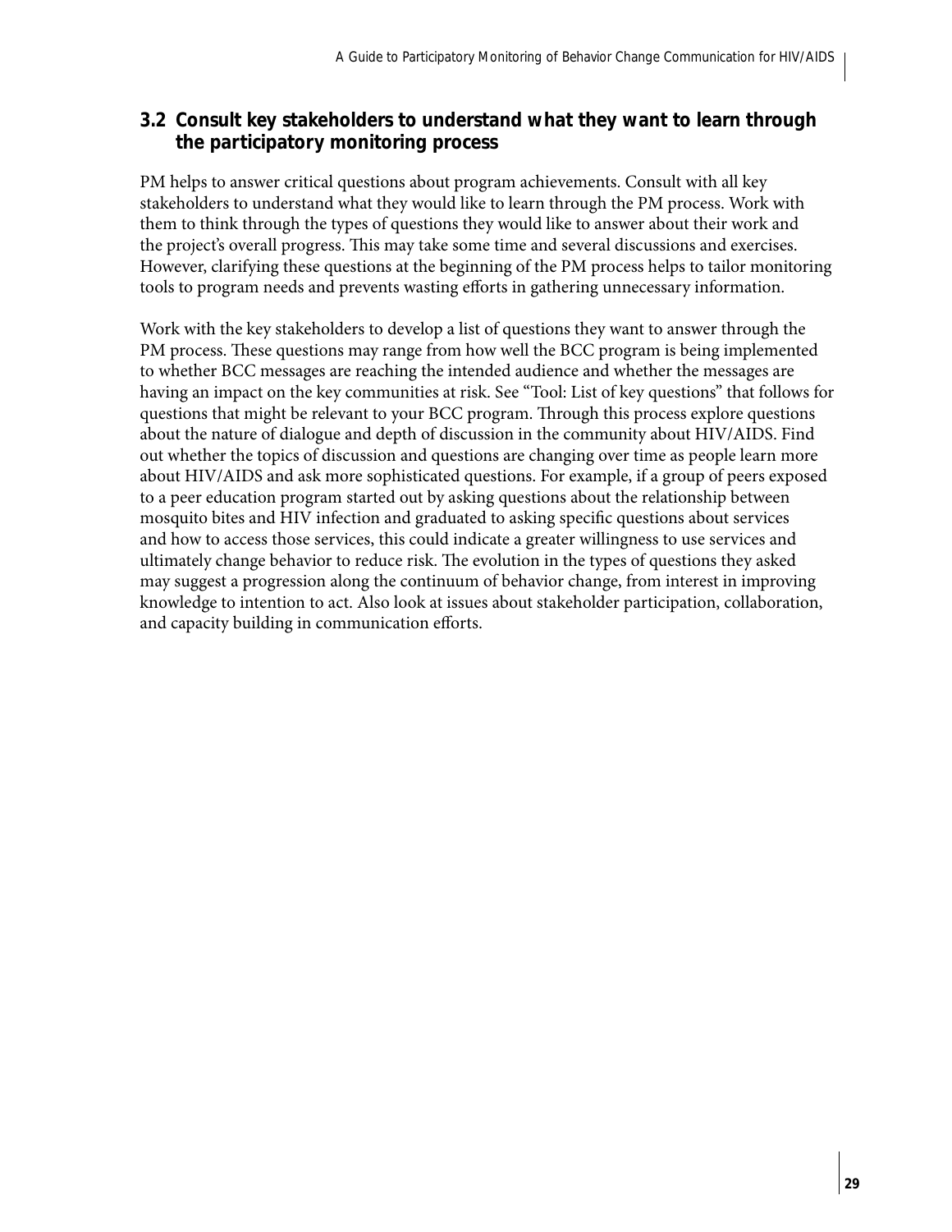## 3.2 Consult key stakeholders to understand what they want to learn through the participatory monitoring process

PM helps to answer critical questions about program achievements. Consult with all key stakeholders to understand what they would like to learn through the PM process. Work with them to think through the types of questions they would like to answer about their work and the project's overall progress. This may take some time and several discussions and exercises. However, clarifying these questions at the beginning of the PM process helps to tailor monitoring tools to program needs and prevents wasting efforts in gathering unnecessary information.

Work with the key stakeholders to develop a list of questions they want to answer through the PM process. These questions may range from how well the BCC program is being implemented to whether BCC messages are reaching the intended audience and whether the messages are having an impact on the key communities at risk. See "Tool: List of key questions" that follows for questions that might be relevant to your BCC program. Through this process explore questions about the nature of dialogue and depth of discussion in the community about HIV/AIDS. Find out whether the topics of discussion and questions are changing over time as people learn more about HIV/AIDS and ask more sophisticated questions. For example, if a group of peers exposed to a peer education program started out by asking questions about the relationship between mosquito bites and HIV infection and graduated to asking specific questions about services and how to access those services, this could indicate a greater willingness to use services and ultimately change behavior to reduce risk. The evolution in the types of questions they asked may suggest a progression along the continuum of behavior change, from interest in improving knowledge to intention to act. Also look at issues about stakeholder participation, collaboration, and capacity building in communication efforts.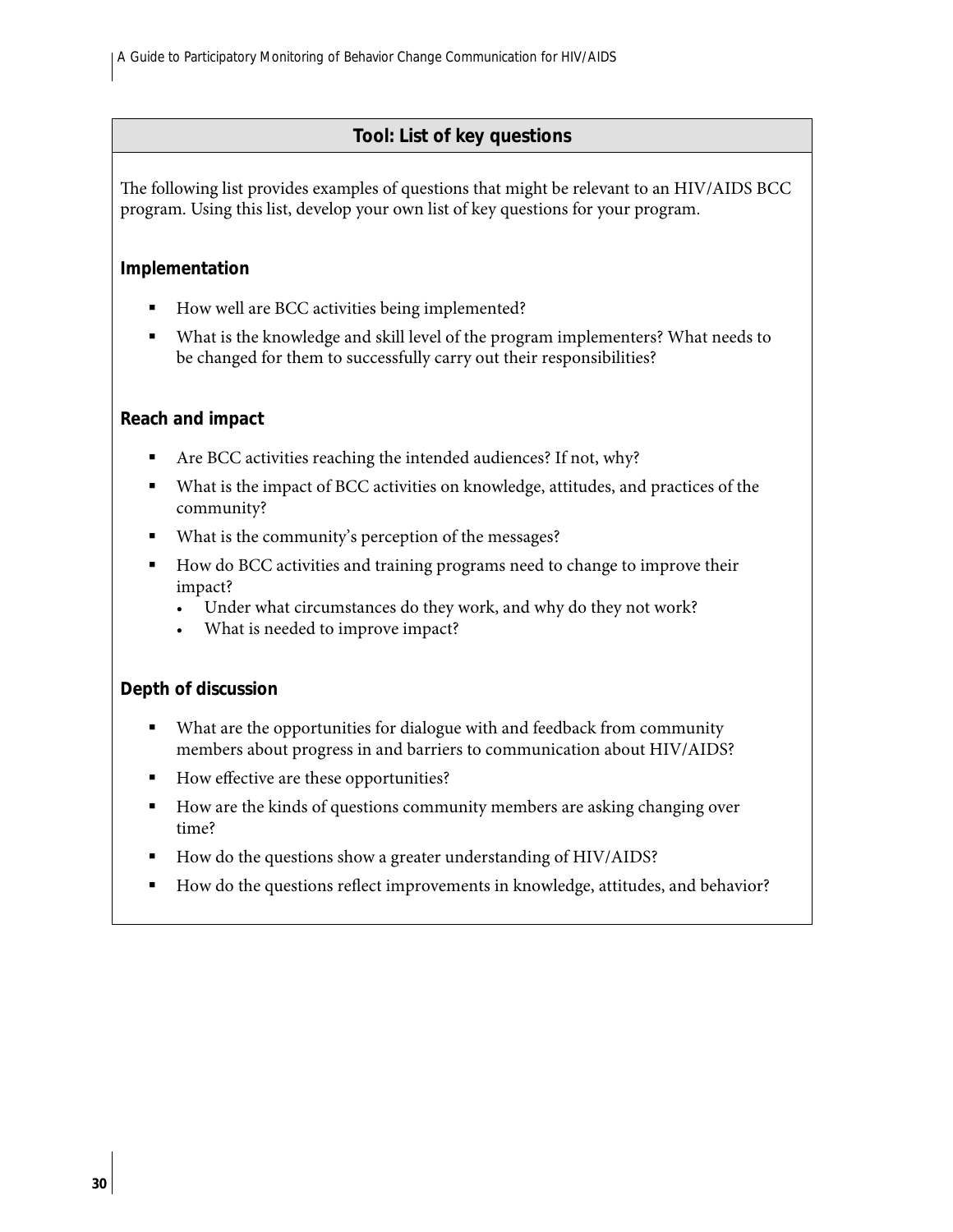## Tool: List of key questions

The following list provides examples of questions that might be relevant to an HIV/AIDS BCC program. Using this list, develop your own list of key questions for your program.

### Implementation

- How well are BCC activities being implemented?
- What is the knowledge and skill level of the program implementers? What needs to be changed for them to successfully carry out their responsibilities?

### Reach and impact

- Are BCC activities reaching the intended audiences? If not, why?
- What is the impact of BCC activities on knowledge, attitudes, and practices of the community?
- What is the community's perception of the messages?
- How do BCC activities and training programs need to change to improve their impact?
  - Under what circumstances do they work, and why do they not work?
  - What is needed to improve impact?

### Depth of discussion

- What are the opportunities for dialogue with and feedback from community members about progress in and barriers to communication about HIV/AIDS?
- How effective are these opportunities?
- How are the kinds of questions community members are asking changing over time?
- How do the questions show a greater understanding of HIV/AIDS?
- How do the questions reflect improvements in knowledge, attitudes, and behavior?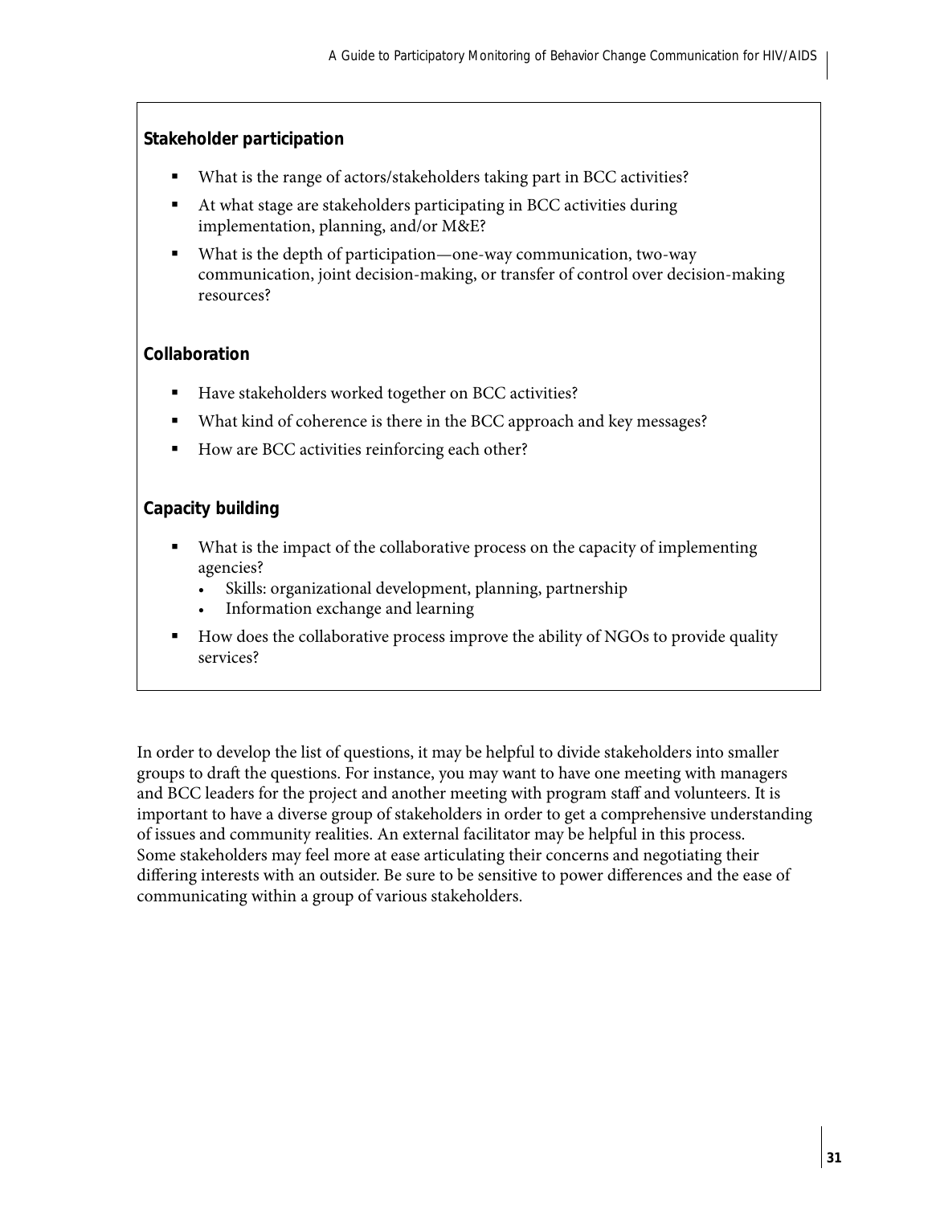**Stakeholder participation**

- What is the range of actors/stakeholders taking part in BCC activities?
- At what stage are stakeholders participating in BCC activities during implementation, planning, and/or M&E?
- What is the depth of participation—one-way communication, two-way communication, joint decision-making, or transfer of control over decision-making resources?

**Collaboration**

- Have stakeholders worked together on BCC activities?
- What kind of coherence is there in the BCC approach and key messages?
- How are BCC activities reinforcing each other?

**Capacity building**

- What is the impact of the collaborative process on the capacity of implementing agencies?
  - Skills: organizational development, planning, partnership
  - Information exchange and learning
- How does the collaborative process improve the ability of NGOs to provide quality services?

In order to develop the list of questions, it may be helpful to divide stakeholders into smaller groups to draft the questions. For instance, you may want to have one meeting with managers and BCC leaders for the project and another meeting with program staff and volunteers. It is important to have a diverse group of stakeholders in order to get a comprehensive understanding of issues and community realities. An external facilitator may be helpful in this process. Some stakeholders may feel more at ease articulating their concerns and negotiating their differing interests with an outsider. Be sure to be sensitive to power differences and the ease of communicating within a group of various stakeholders.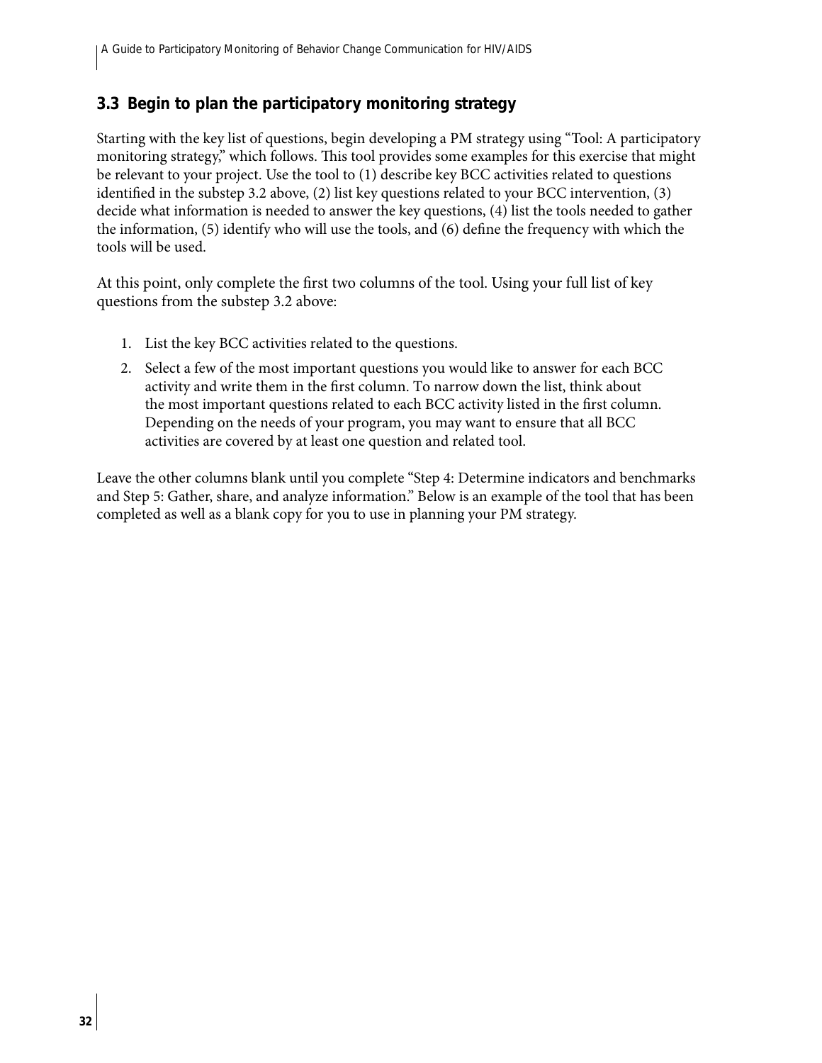### 3.3 Begin to plan the participatory monitoring strategy

Starting with the key list of questions, begin developing a PM strategy using "Tool: A participatory monitoring strategy," which follows. This tool provides some examples for this exercise that might be relevant to your project. Use the tool to (1) describe key BCC activities related to questions identified in the substep 3.2 above, (2) list key questions related to your BCC intervention, (3) decide what information is needed to answer the key questions, (4) list the tools needed to gather the information, (5) identify who will use the tools, and (6) define the frequency with which the tools will be used.

At this point, only complete the first two columns of the tool. Using your full list of key questions from the substep 3.2 above:

1. List the key BCC activities related to the questions.
2. Select a few of the most important questions you would like to answer for each BCC activity and write them in the first column. To narrow down the list, think about the most important questions related to each BCC activity listed in the first column. Depending on the needs of your program, you may want to ensure that all BCC activities are covered by at least one question and related tool.

Leave the other columns blank until you complete "Step 4: Determine indicators and benchmarks and Step 5: Gather, share, and analyze information." Below is an example of the tool that has been completed as well as a blank copy for you to use in planning your PM strategy.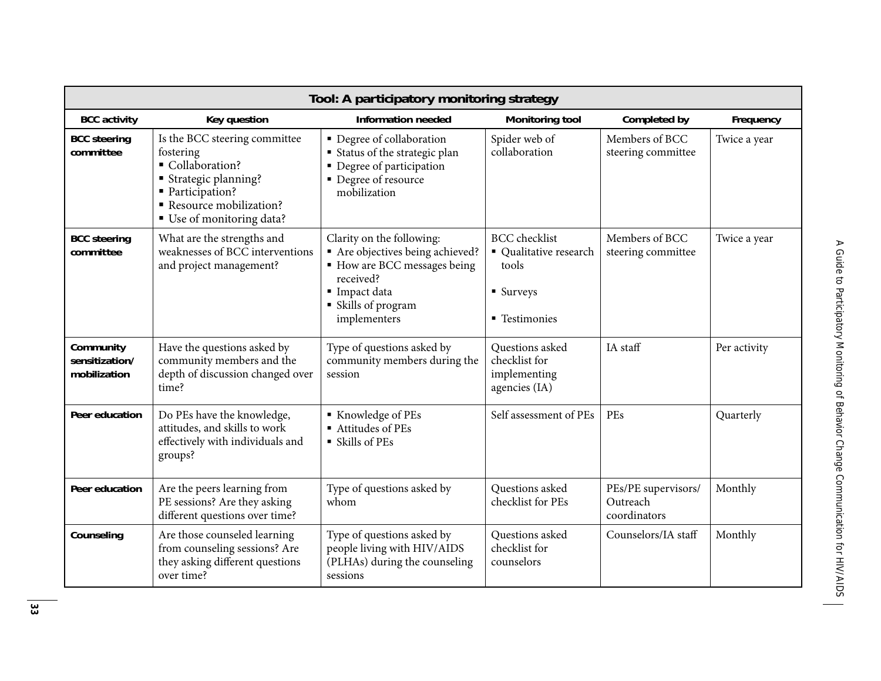**Tool: A participatory monitoring strategy**

| BCC activity | Key question | Information needed | Monitoring tool | Completed by | Frequency |
|---|---|---|---|---|---|
| **BCC steering committee** | Is the BCC steering committee fostering<br>▪ Collaboration?<br>▪ Strategic planning?<br>▪ Participation?<br>▪ Resource mobilization?<br>▪ Use of monitoring data? | ▪ Degree of collaboration<br>▪ Status of the strategic plan<br>▪ Degree of participation<br>▪ Degree of resource mobilization | Spider web of collaboration | Members of BCC steering committee | Twice a year |
| **BCC steering committee** | What are the strengths and weaknesses of BCC interventions and project management? | Clarity on the following:<br>▪ Are objectives being achieved?<br>▪ How are BCC messages being received?<br>▪ Impact data<br>▪ Skills of program implementers | BCC checklist<br>▪ Qualitative research tools<br>▪ Surveys<br>▪ Testimonies | Members of BCC steering committee | Twice a year |
| **Community sensitization/ mobilization** | Have the questions asked by community members and the depth of discussion changed over time? | Type of questions asked by community members during the session | Questions asked checklist for implementing agencies (IA) | IA staff | Per activity |
| **Peer education** | Do PEs have the knowledge, attitudes, and skills to work effectively with individuals and groups? | ▪ Knowledge of PEs<br>▪ Attitudes of PEs<br>▪ Skills of PEs | Self assessment of PEs | PEs | Quarterly |
| **Peer education** | Are the peers learning from PE sessions? Are they asking different questions over time? | Type of questions asked by whom | Questions asked checklist for PEs | PEs/PE supervisors/ Outreach coordinators | Monthly |
| **Counseling** | Are those counseled learning from counseling sessions? Are they asking different questions over time? | Type of questions asked by people living with HIV/AIDS (PLHAs) during the counseling sessions | Questions asked checklist for counselors | Counselors/IA staff | Monthly |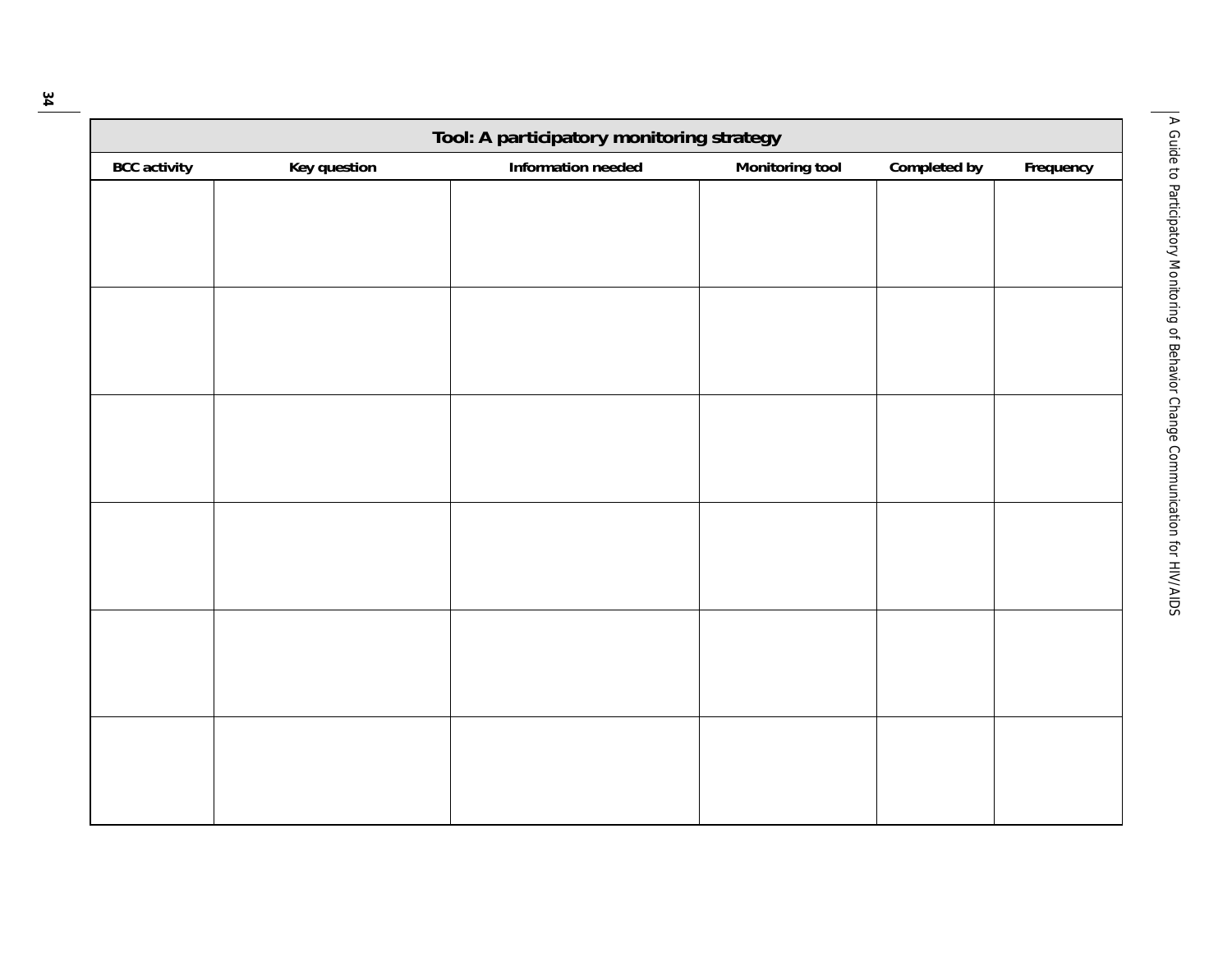| Tool: A participatory monitoring strategy | | | | | |
|---|---|---|---|---|---|
| BCC activity | Key question | Information needed | Monitoring tool | Completed by | Frequency |
| | | | | | |
| | | | | | |
| | | | | | |
| | | | | | |
| | | | | | |
| | | | | | |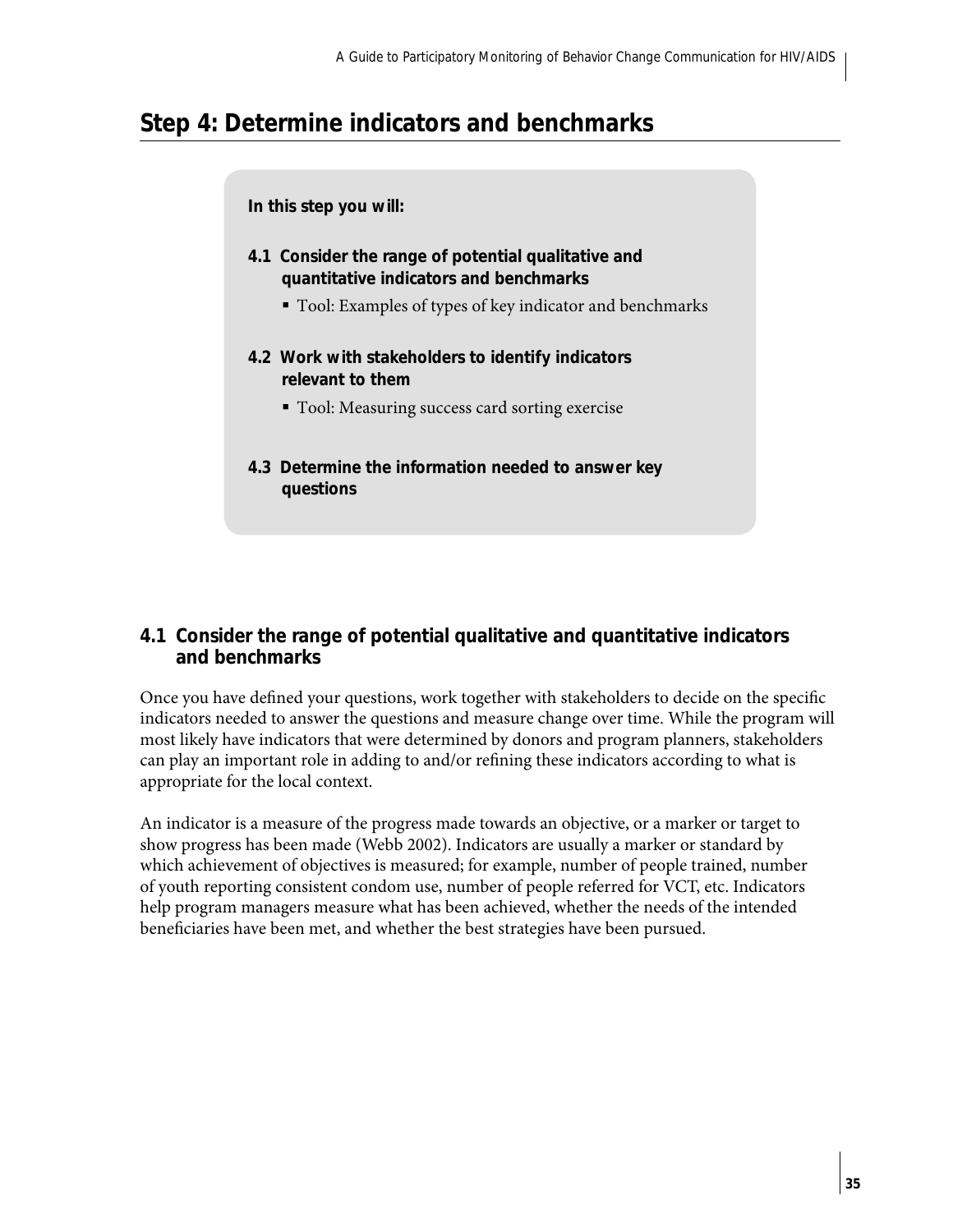# Step 4: Determine indicators and benchmarks

**In this step you will:**

**4.1 Consider the range of potential qualitative and quantitative indicators and benchmarks**

- Tool: Examples of types of key indicator and benchmarks

**4.2 Work with stakeholders to identify indicators relevant to them**

- Tool: Measuring success card sorting exercise

**4.3 Determine the information needed to answer key questions**

## 4.1 Consider the range of potential qualitative and quantitative indicators and benchmarks

Once you have defined your questions, work together with stakeholders to decide on the specific indicators needed to answer the questions and measure change over time. While the program will most likely have indicators that were determined by donors and program planners, stakeholders can play an important role in adding to and/or refining these indicators according to what is appropriate for the local context.

An indicator is a measure of the progress made towards an objective, or a marker or target to show progress has been made (Webb 2002). Indicators are usually a marker or standard by which achievement of objectives is measured; for example, number of people trained, number of youth reporting consistent condom use, number of people referred for VCT, etc. Indicators help program managers measure what has been achieved, whether the needs of the intended beneficiaries have been met, and whether the best strategies have been pursued.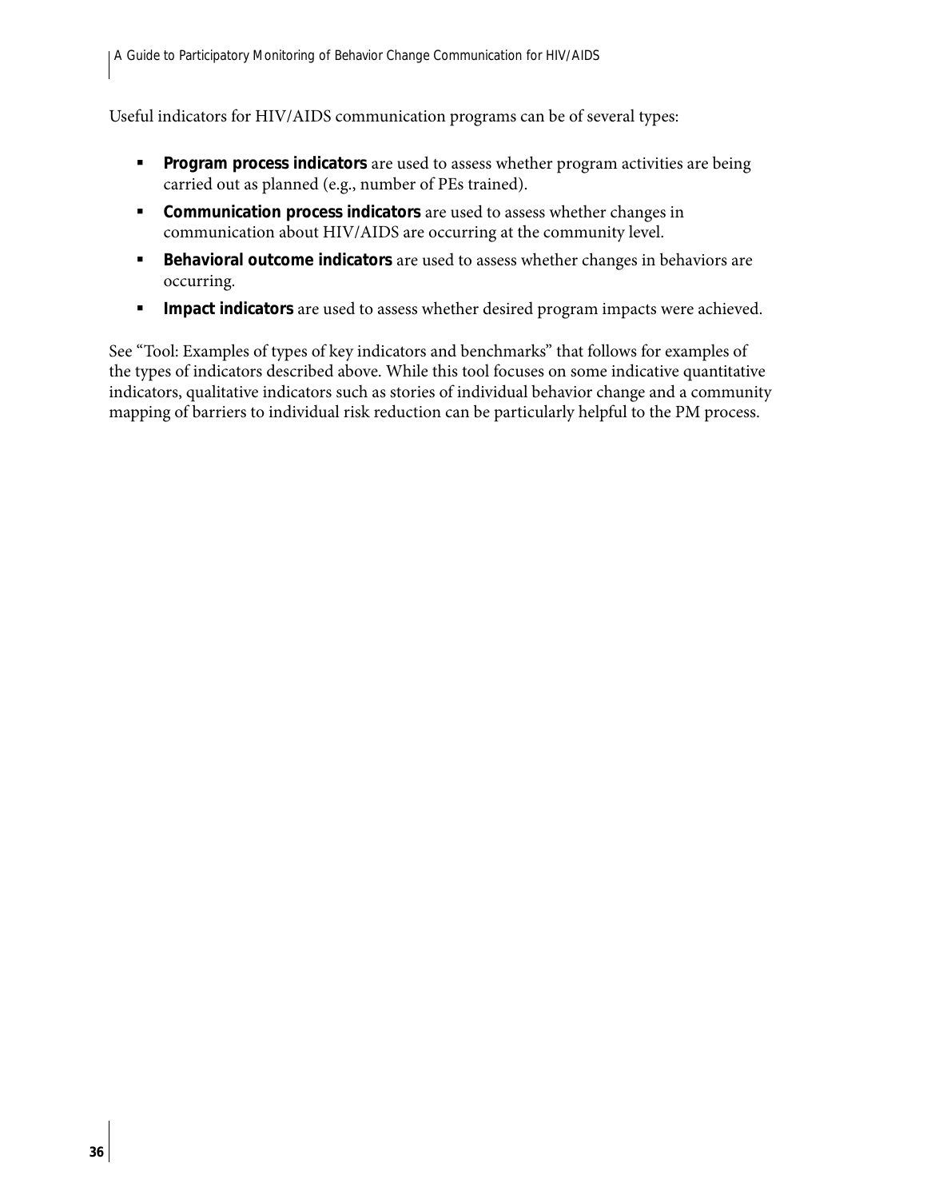Useful indicators for HIV/AIDS communication programs can be of several types:

- **Program process indicators** are used to assess whether program activities are being carried out as planned (e.g., number of PEs trained).
- **Communication process indicators** are used to assess whether changes in communication about HIV/AIDS are occurring at the community level.
- **Behavioral outcome indicators** are used to assess whether changes in behaviors are occurring.
- **Impact indicators** are used to assess whether desired program impacts were achieved.

See "Tool: Examples of types of key indicators and benchmarks" that follows for examples of the types of indicators described above. While this tool focuses on some indicative quantitative indicators, qualitative indicators such as stories of individual behavior change and a community mapping of barriers to individual risk reduction can be particularly helpful to the PM process.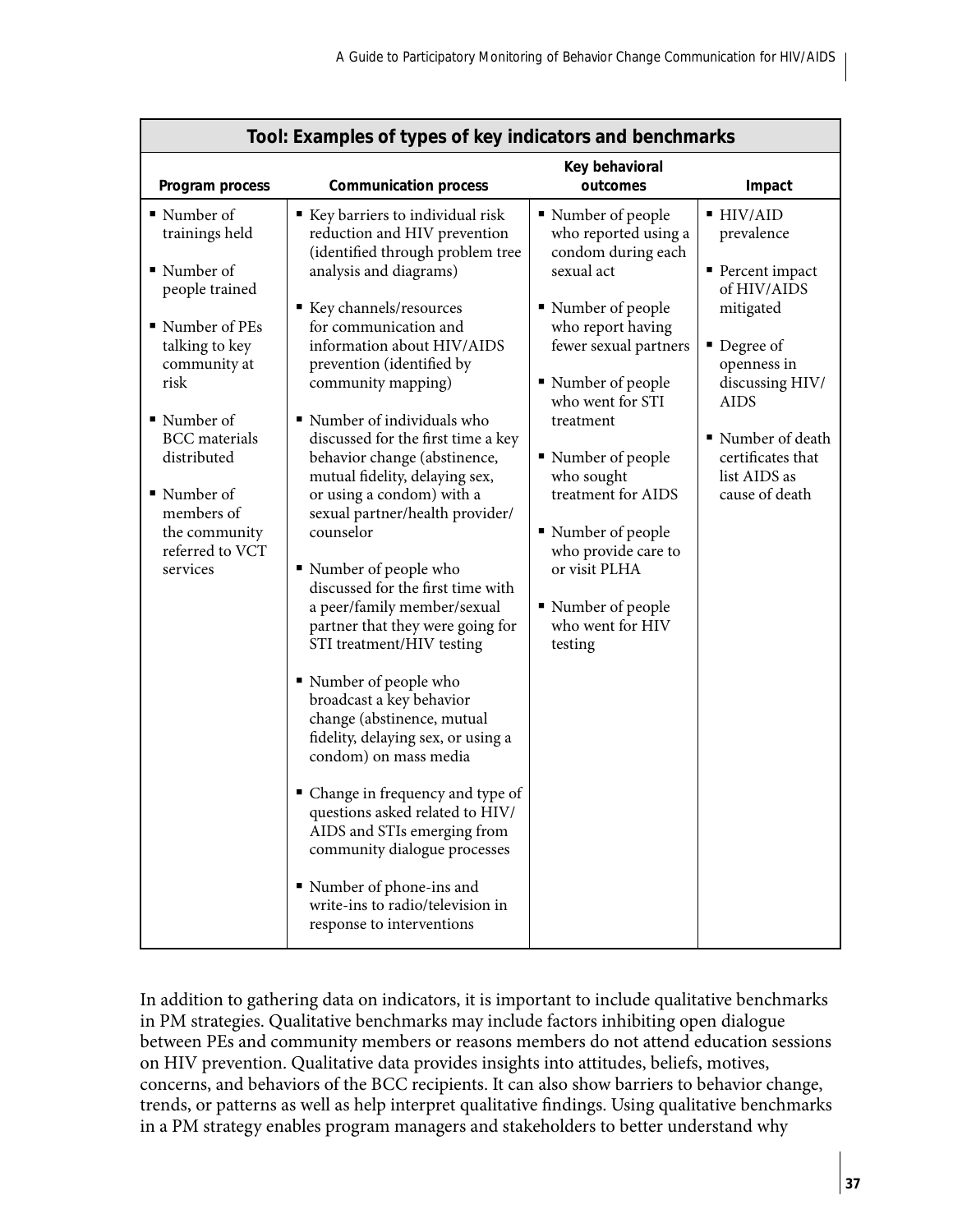**Tool: Examples of types of key indicators and benchmarks**

| Program process | Communication process | Key behavioral outcomes | Impact |
|---|---|---|---|
| ▪ Number of trainings held<br>▪ Number of people trained<br>▪ Number of PEs talking to key community at risk<br>▪ Number of BCC materials distributed<br>▪ Number of members of the community referred to VCT services | ▪ Key barriers to individual risk reduction and HIV prevention (identified through problem tree analysis and diagrams)<br>▪ Key channels/resources for communication and information about HIV/AIDS prevention (identified by community mapping)<br>▪ Number of individuals who discussed for the first time a key behavior change (abstinence, mutual fidelity, delaying sex, or using a condom) with a sexual partner/health provider/counselor<br>▪ Number of people who discussed for the first time with a peer/family member/sexual partner that they were going for STI treatment/HIV testing<br>▪ Number of people who broadcast a key behavior change (abstinence, mutual fidelity, delaying sex, or using a condom) on mass media<br>▪ Change in frequency and type of questions asked related to HIV/AIDS and STIs emerging from community dialogue processes<br>▪ Number of phone-ins and write-ins to radio/television in response to interventions | ▪ Number of people who reported using a condom during each sexual act<br>▪ Number of people who report having fewer sexual partners<br>▪ Number of people who went for STI treatment<br>▪ Number of people who sought treatment for AIDS<br>▪ Number of people who provide care to or visit PLHA<br>▪ Number of people who went for HIV testing | ▪ HIV/AID prevalence<br>▪ Percent impact of HIV/AIDS mitigated<br>▪ Degree of openness in discussing HIV/AIDS<br>▪ Number of death certificates that list AIDS as cause of death |

In addition to gathering data on indicators, it is important to include qualitative benchmarks in PM strategies. Qualitative benchmarks may include factors inhibiting open dialogue between PEs and community members or reasons members do not attend education sessions on HIV prevention. Qualitative data provides insights into attitudes, beliefs, motives, concerns, and behaviors of the BCC recipients. It can also show barriers to behavior change, trends, or patterns as well as help interpret qualitative findings. Using qualitative benchmarks in a PM strategy enables program managers and stakeholders to better understand why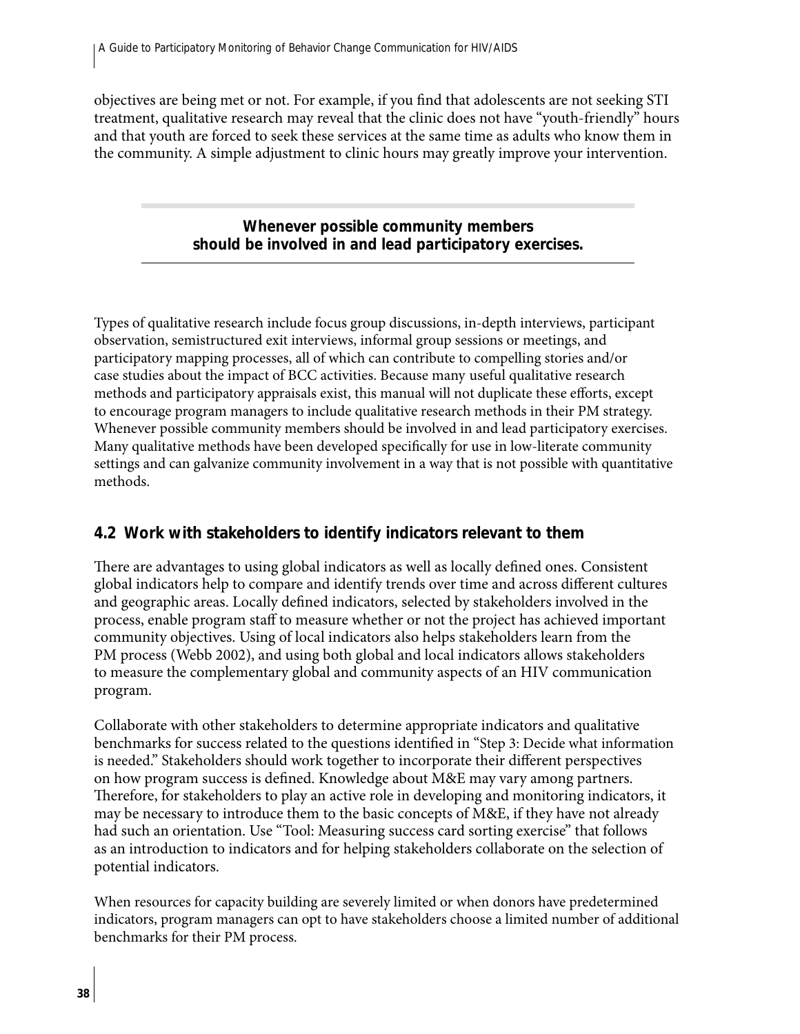objectives are being met or not. For example, if you find that adolescents are not seeking STI treatment, qualitative research may reveal that the clinic does not have "youth-friendly" hours and that youth are forced to seek these services at the same time as adults who know them in the community. A simple adjustment to clinic hours may greatly improve your intervention.

> **Whenever possible community members should be involved in and lead participatory exercises.**

Types of qualitative research include focus group discussions, in-depth interviews, participant observation, semistructured exit interviews, informal group sessions or meetings, and participatory mapping processes, all of which can contribute to compelling stories and/or case studies about the impact of BCC activities. Because many useful qualitative research methods and participatory appraisals exist, this manual will not duplicate these efforts, except to encourage program managers to include qualitative research methods in their PM strategy. Whenever possible community members should be involved in and lead participatory exercises. Many qualitative methods have been developed specifically for use in low-literate community settings and can galvanize community involvement in a way that is not possible with quantitative methods.

## 4.2 Work with stakeholders to identify indicators relevant to them

There are advantages to using global indicators as well as locally defined ones. Consistent global indicators help to compare and identify trends over time and across different cultures and geographic areas. Locally defined indicators, selected by stakeholders involved in the process, enable program staff to measure whether or not the project has achieved important community objectives. Using of local indicators also helps stakeholders learn from the PM process (Webb 2002), and using both global and local indicators allows stakeholders to measure the complementary global and community aspects of an HIV communication program.

Collaborate with other stakeholders to determine appropriate indicators and qualitative benchmarks for success related to the questions identified in "Step 3: Decide what information is needed." Stakeholders should work together to incorporate their different perspectives on how program success is defined. Knowledge about M&E may vary among partners. Therefore, for stakeholders to play an active role in developing and monitoring indicators, it may be necessary to introduce them to the basic concepts of M&E, if they have not already had such an orientation. Use "Tool: Measuring success card sorting exercise" that follows as an introduction to indicators and for helping stakeholders collaborate on the selection of potential indicators.

When resources for capacity building are severely limited or when donors have predetermined indicators, program managers can opt to have stakeholders choose a limited number of additional benchmarks for their PM process.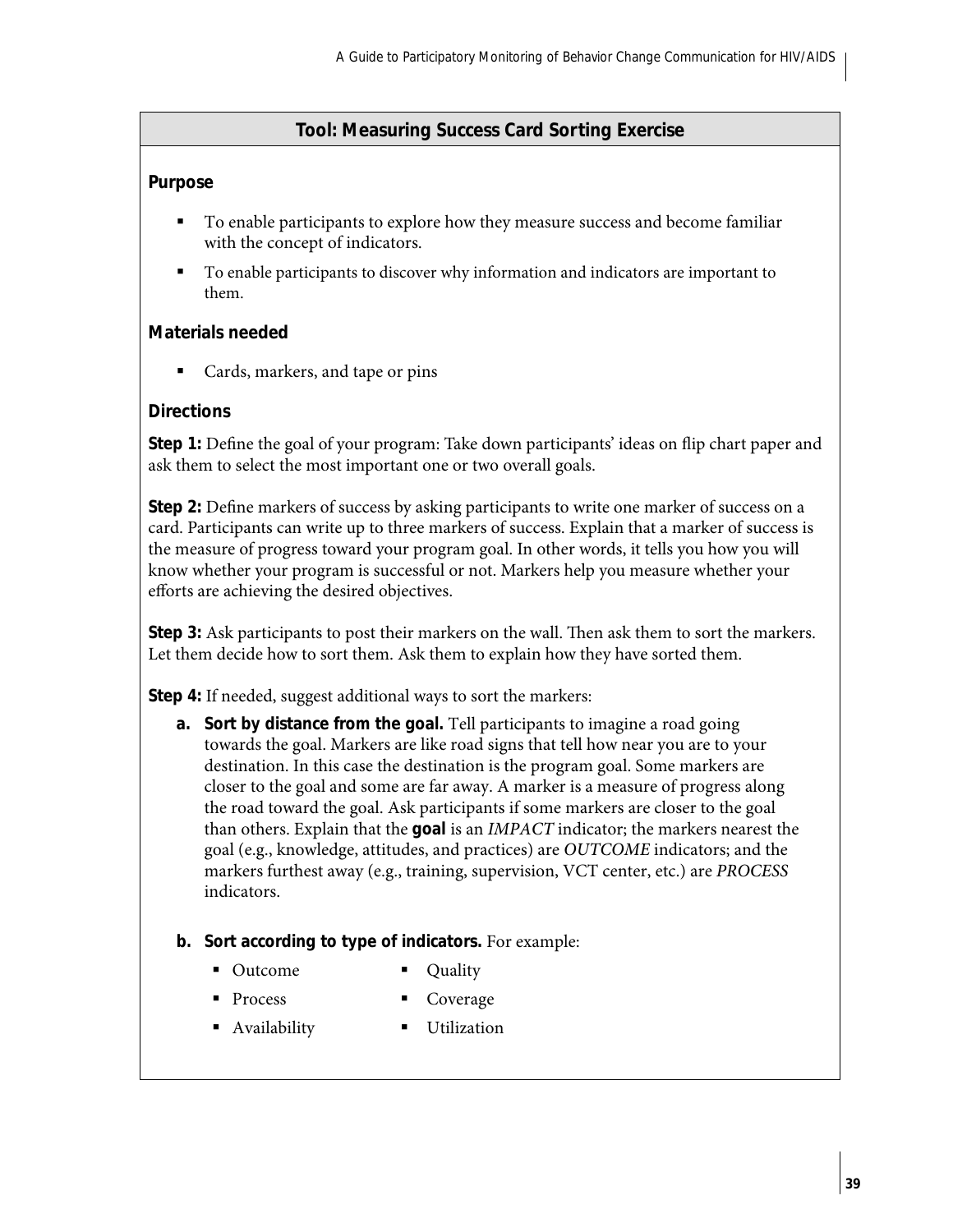## Tool: Measuring Success Card Sorting Exercise

**Purpose**

- To enable participants to explore how they measure success and become familiar with the concept of indicators.
- To enable participants to discover why information and indicators are important to them.

**Materials needed**

- Cards, markers, and tape or pins

**Directions**

**Step 1:** Define the goal of your program: Take down participants' ideas on flip chart paper and ask them to select the most important one or two overall goals.

**Step 2:** Define markers of success by asking participants to write one marker of success on a card. Participants can write up to three markers of success. Explain that a marker of success is the measure of progress toward your program goal. In other words, it tells you how you will know whether your program is successful or not. Markers help you measure whether your efforts are achieving the desired objectives.

**Step 3:** Ask participants to post their markers on the wall. Then ask them to sort the markers. Let them decide how to sort them. Ask them to explain how they have sorted them.

**Step 4:** If needed, suggest additional ways to sort the markers:

a. **Sort by distance from the goal.** Tell participants to imagine a road going towards the goal. Markers are like road signs that tell how near you are to your destination. In this case the destination is the program goal. Some markers are closer to the goal and some are far away. A marker is a measure of progress along the road toward the goal. Ask participants if some markers are closer to the goal than others. Explain that the **goal** is an *IMPACT* indicator; the markers nearest the goal (e.g., knowledge, attitudes, and practices) are *OUTCOME* indicators; and the markers furthest away (e.g., training, supervision, VCT center, etc.) are *PROCESS* indicators.

b. **Sort according to type of indicators.** For example:

   - Outcome
   - Process
   - Availability
   - Quality
   - Coverage
   - Utilization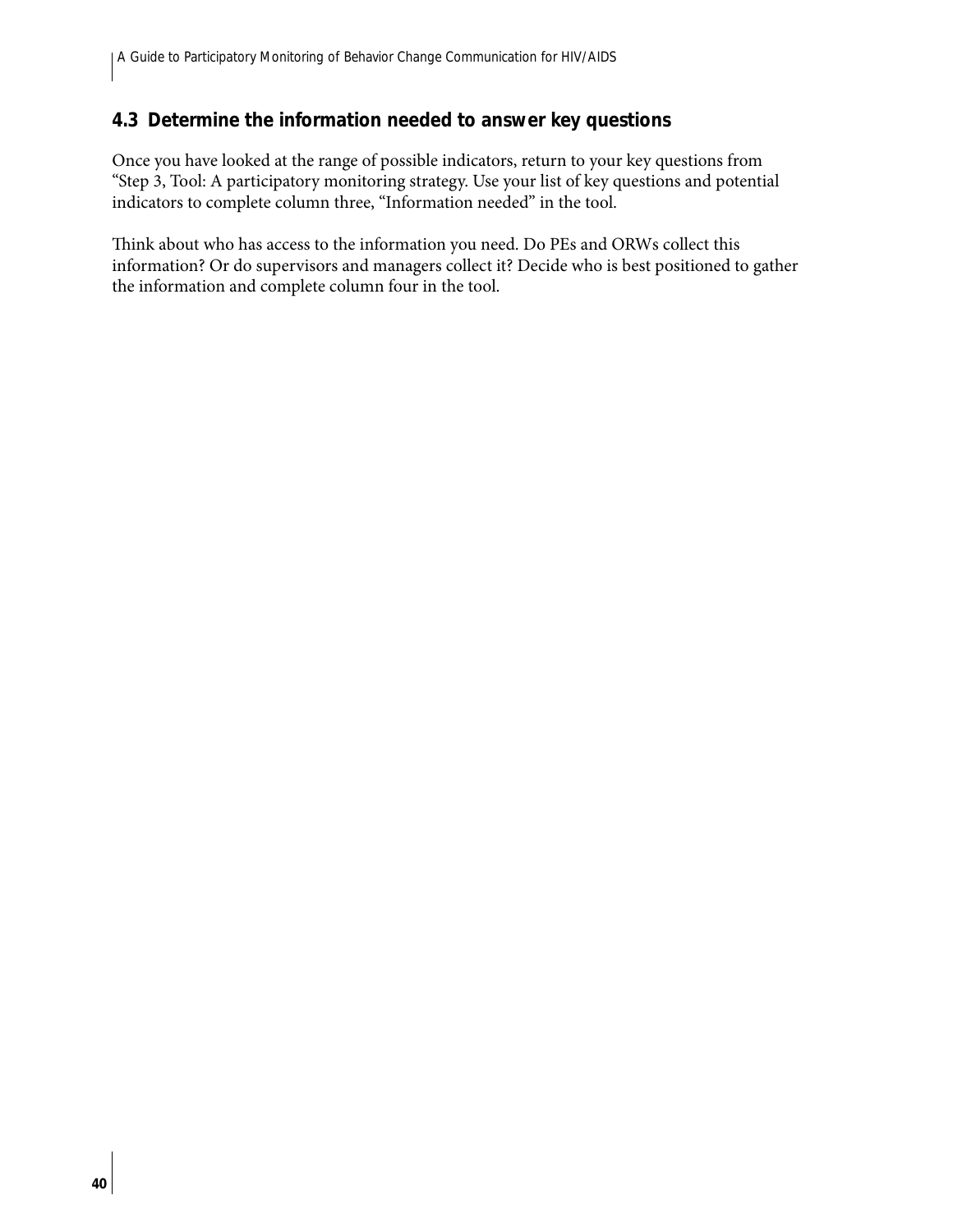## 4.3 Determine the information needed to answer key questions

Once you have looked at the range of possible indicators, return to your key questions from "Step 3, Tool: A participatory monitoring strategy. Use your list of key questions and potential indicators to complete column three, "Information needed" in the tool.

Think about who has access to the information you need. Do PEs and ORWs collect this information? Or do supervisors and managers collect it? Decide who is best positioned to gather the information and complete column four in the tool.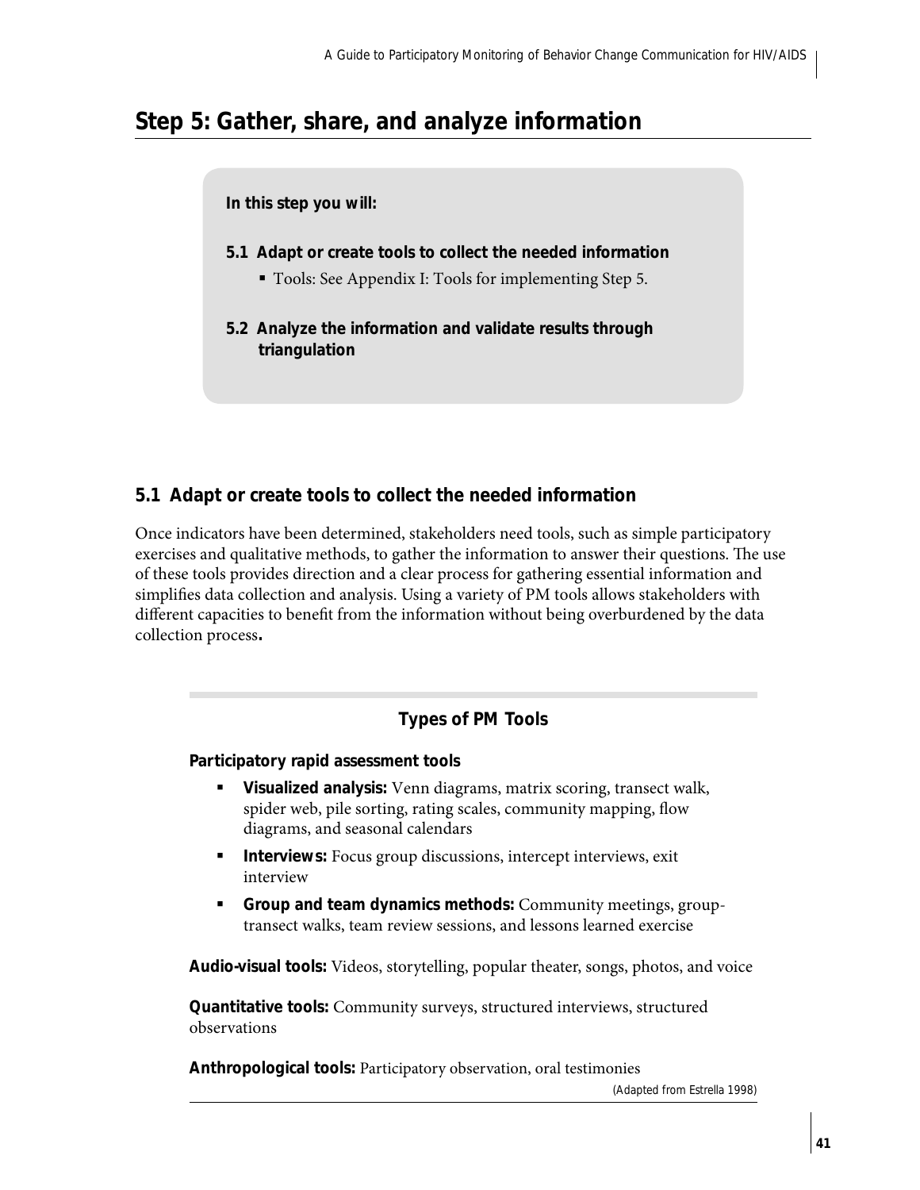## Step 5: Gather, share, and analyze information

**In this step you will:**

**5.1 Adapt or create tools to collect the needed information**

- Tools: See Appendix I: Tools for implementing Step 5.

**5.2 Analyze the information and validate results through triangulation**

### 5.1 Adapt or create tools to collect the needed information

Once indicators have been determined, stakeholders need tools, such as simple participatory exercises and qualitative methods, to gather the information to answer their questions. The use of these tools provides direction and a clear process for gathering essential information and simplifies data collection and analysis. Using a variety of PM tools allows stakeholders with different capacities to benefit from the information without being overburdened by the data collection process.

**Types of PM Tools**

**Participatory rapid assessment tools**

- **Visualized analysis:** Venn diagrams, matrix scoring, transect walk, spider web, pile sorting, rating scales, community mapping, flow diagrams, and seasonal calendars
- **Interviews:** Focus group discussions, intercept interviews, exit interview
- **Group and team dynamics methods:** Community meetings, group-transect walks, team review sessions, and lessons learned exercise

**Audio-visual tools:** Videos, storytelling, popular theater, songs, photos, and voice

**Quantitative tools:** Community surveys, structured interviews, structured observations

**Anthropological tools:** Participatory observation, oral testimonies

(Adapted from Estrella 1998)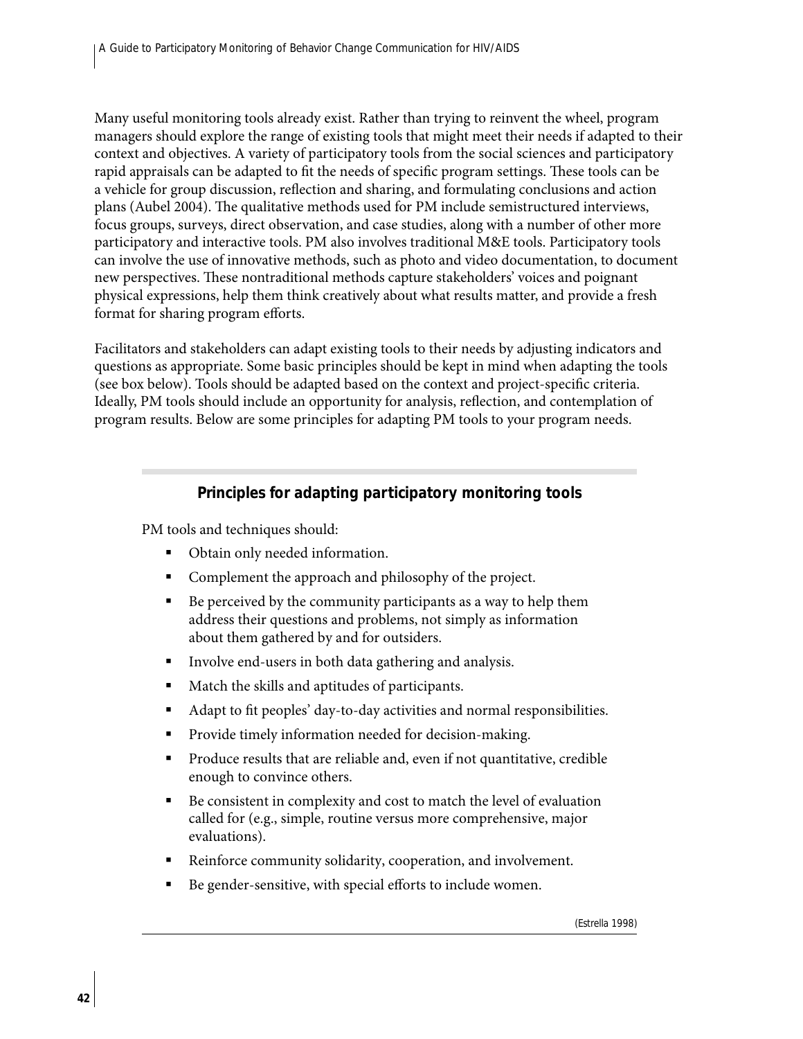Many useful monitoring tools already exist. Rather than trying to reinvent the wheel, program managers should explore the range of existing tools that might meet their needs if adapted to their context and objectives. A variety of participatory tools from the social sciences and participatory rapid appraisals can be adapted to fit the needs of specific program settings. These tools can be a vehicle for group discussion, reflection and sharing, and formulating conclusions and action plans (Aubel 2004). The qualitative methods used for PM include semistructured interviews, focus groups, surveys, direct observation, and case studies, along with a number of other more participatory and interactive tools. PM also involves traditional M&E tools. Participatory tools can involve the use of innovative methods, such as photo and video documentation, to document new perspectives. These nontraditional methods capture stakeholders' voices and poignant physical expressions, help them think creatively about what results matter, and provide a fresh format for sharing program efforts.

Facilitators and stakeholders can adapt existing tools to their needs by adjusting indicators and questions as appropriate. Some basic principles should be kept in mind when adapting the tools (see box below). Tools should be adapted based on the context and project-specific criteria. Ideally, PM tools should include an opportunity for analysis, reflection, and contemplation of program results. Below are some principles for adapting PM tools to your program needs.

**Principles for adapting participatory monitoring tools**

PM tools and techniques should:

- Obtain only needed information.
- Complement the approach and philosophy of the project.
- Be perceived by the community participants as a way to help them address their questions and problems, not simply as information about them gathered by and for outsiders.
- Involve end-users in both data gathering and analysis.
- Match the skills and aptitudes of participants.
- Adapt to fit peoples' day-to-day activities and normal responsibilities.
- Provide timely information needed for decision-making.
- Produce results that are reliable and, even if not quantitative, credible enough to convince others.
- Be consistent in complexity and cost to match the level of evaluation called for (e.g., simple, routine versus more comprehensive, major evaluations).
- Reinforce community solidarity, cooperation, and involvement.
- Be gender-sensitive, with special efforts to include women.

(Estrella 1998)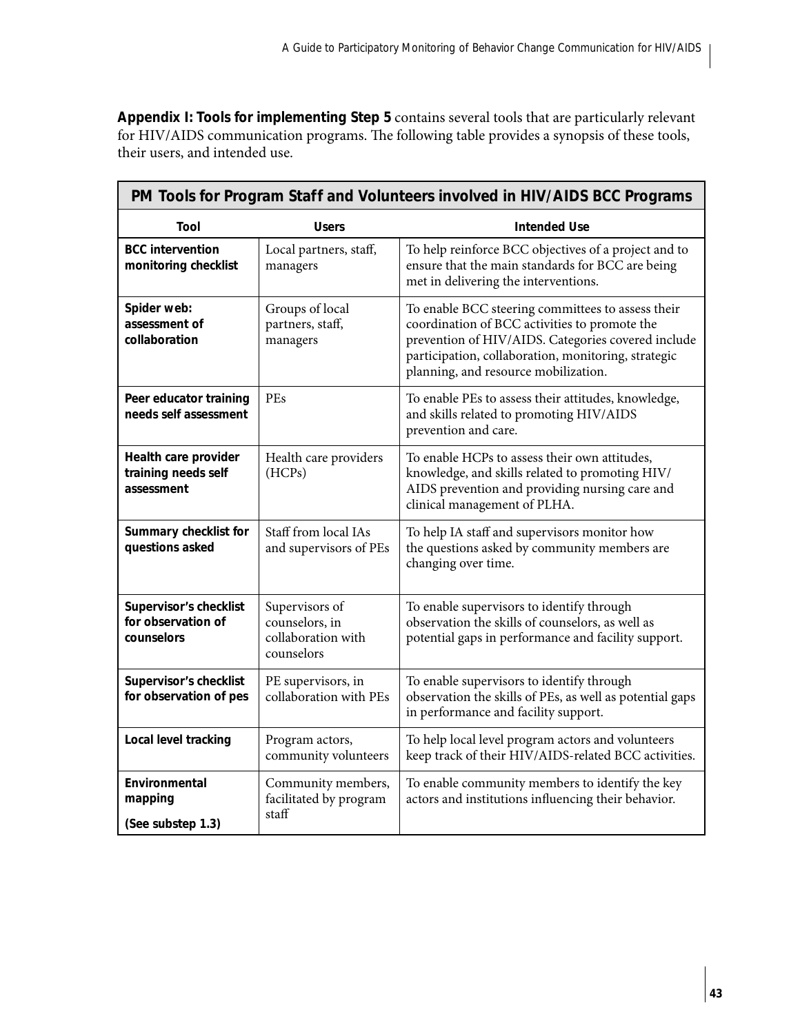**Appendix I: Tools for implementing Step 5** contains several tools that are particularly relevant for HIV/AIDS communication programs. The following table provides a synopsis of these tools, their users, and intended use.

| PM Tools for Program Staff and Volunteers involved in HIV/AIDS BCC Programs | | |
|---|---|---|
| **Tool** | **Users** | **Intended Use** |
| **BCC intervention monitoring checklist** | Local partners, staff, managers | To help reinforce BCC objectives of a project and to ensure that the main standards for BCC are being met in delivering the interventions. |
| **Spider web: assessment of collaboration** | Groups of local partners, staff, managers | To enable BCC steering committees to assess their coordination of BCC activities to promote the prevention of HIV/AIDS. Categories covered include participation, collaboration, monitoring, strategic planning, and resource mobilization. |
| **Peer educator training needs self assessment** | PEs | To enable PEs to assess their attitudes, knowledge, and skills related to promoting HIV/AIDS prevention and care. |
| **Health care provider training needs self assessment** | Health care providers (HCPs) | To enable HCPs to assess their own attitudes, knowledge, and skills related to promoting HIV/AIDS prevention and providing nursing care and clinical management of PLHA. |
| **Summary checklist for questions asked** | Staff from local IAs and supervisors of PEs | To help IA staff and supervisors monitor how the questions asked by community members are changing over time. |
| **Supervisor's checklist for observation of counselors** | Supervisors of counselors, in collaboration with counselors | To enable supervisors to identify through observation the skills of counselors, as well as potential gaps in performance and facility support. |
| **Supervisor's checklist for observation of pes** | PE supervisors, in collaboration with PEs | To enable supervisors to identify through observation the skills of PEs, as well as potential gaps in performance and facility support. |
| **Local level tracking** | Program actors, community volunteers | To help local level program actors and volunteers keep track of their HIV/AIDS-related BCC activities. |
| **Environmental mapping** (See substep 1.3) | Community members, facilitated by program staff | To enable community members to identify the key actors and institutions influencing their behavior. |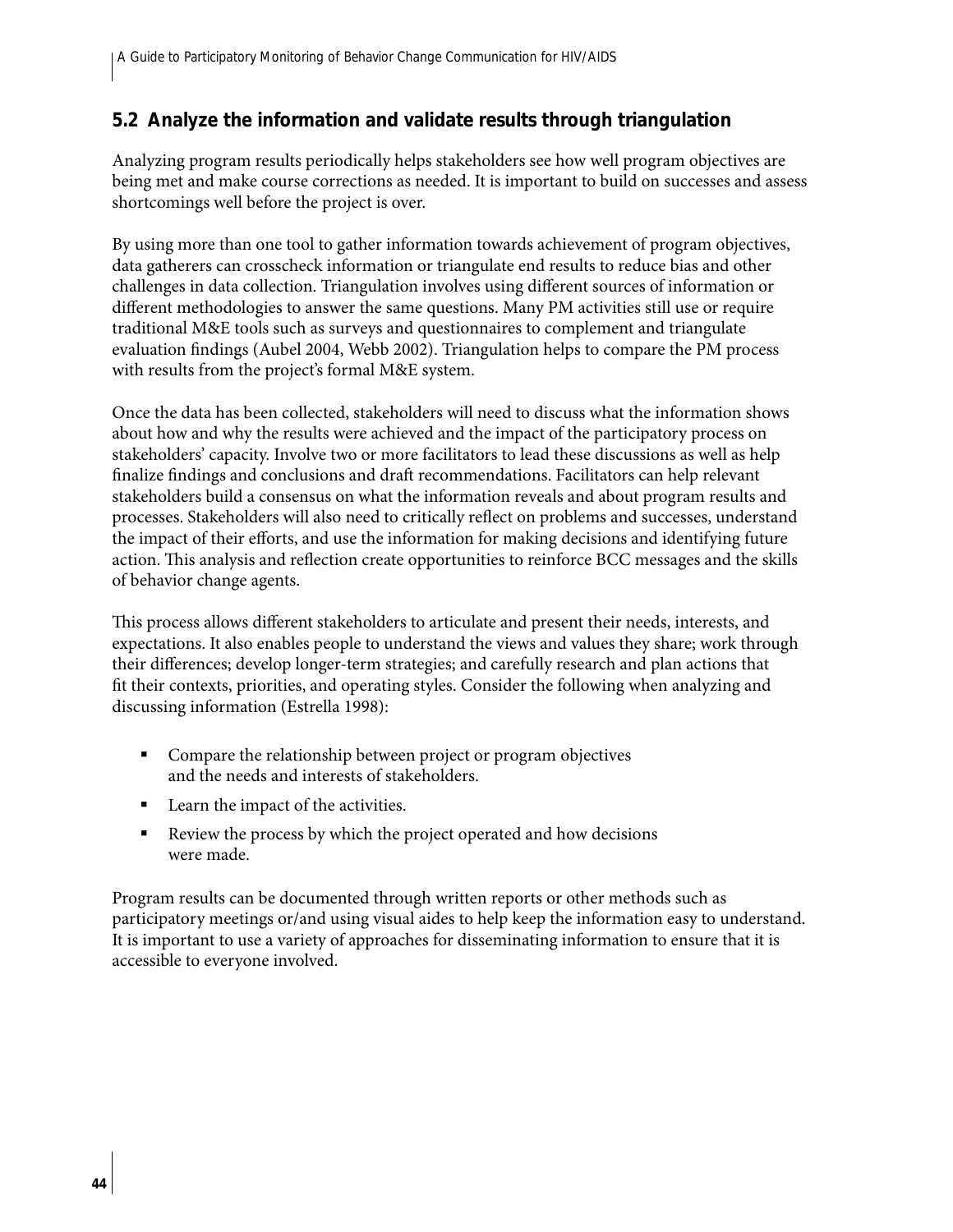## 5.2 Analyze the information and validate results through triangulation

Analyzing program results periodically helps stakeholders see how well program objectives are being met and make course corrections as needed. It is important to build on successes and assess shortcomings well before the project is over.

By using more than one tool to gather information towards achievement of program objectives, data gatherers can crosscheck information or triangulate end results to reduce bias and other challenges in data collection. Triangulation involves using different sources of information or different methodologies to answer the same questions. Many PM activities still use or require traditional M&E tools such as surveys and questionnaires to complement and triangulate evaluation findings (Aubel 2004, Webb 2002). Triangulation helps to compare the PM process with results from the project's formal M&E system.

Once the data has been collected, stakeholders will need to discuss what the information shows about how and why the results were achieved and the impact of the participatory process on stakeholders' capacity. Involve two or more facilitators to lead these discussions as well as help finalize findings and conclusions and draft recommendations. Facilitators can help relevant stakeholders build a consensus on what the information reveals and about program results and processes. Stakeholders will also need to critically reflect on problems and successes, understand the impact of their efforts, and use the information for making decisions and identifying future action. This analysis and reflection create opportunities to reinforce BCC messages and the skills of behavior change agents.

This process allows different stakeholders to articulate and present their needs, interests, and expectations. It also enables people to understand the views and values they share; work through their differences; develop longer-term strategies; and carefully research and plan actions that fit their contexts, priorities, and operating styles. Consider the following when analyzing and discussing information (Estrella 1998):

- Compare the relationship between project or program objectives and the needs and interests of stakeholders.
- Learn the impact of the activities.
- Review the process by which the project operated and how decisions were made.

Program results can be documented through written reports or other methods such as participatory meetings or/and using visual aides to help keep the information easy to understand. It is important to use a variety of approaches for disseminating information to ensure that it is accessible to everyone involved.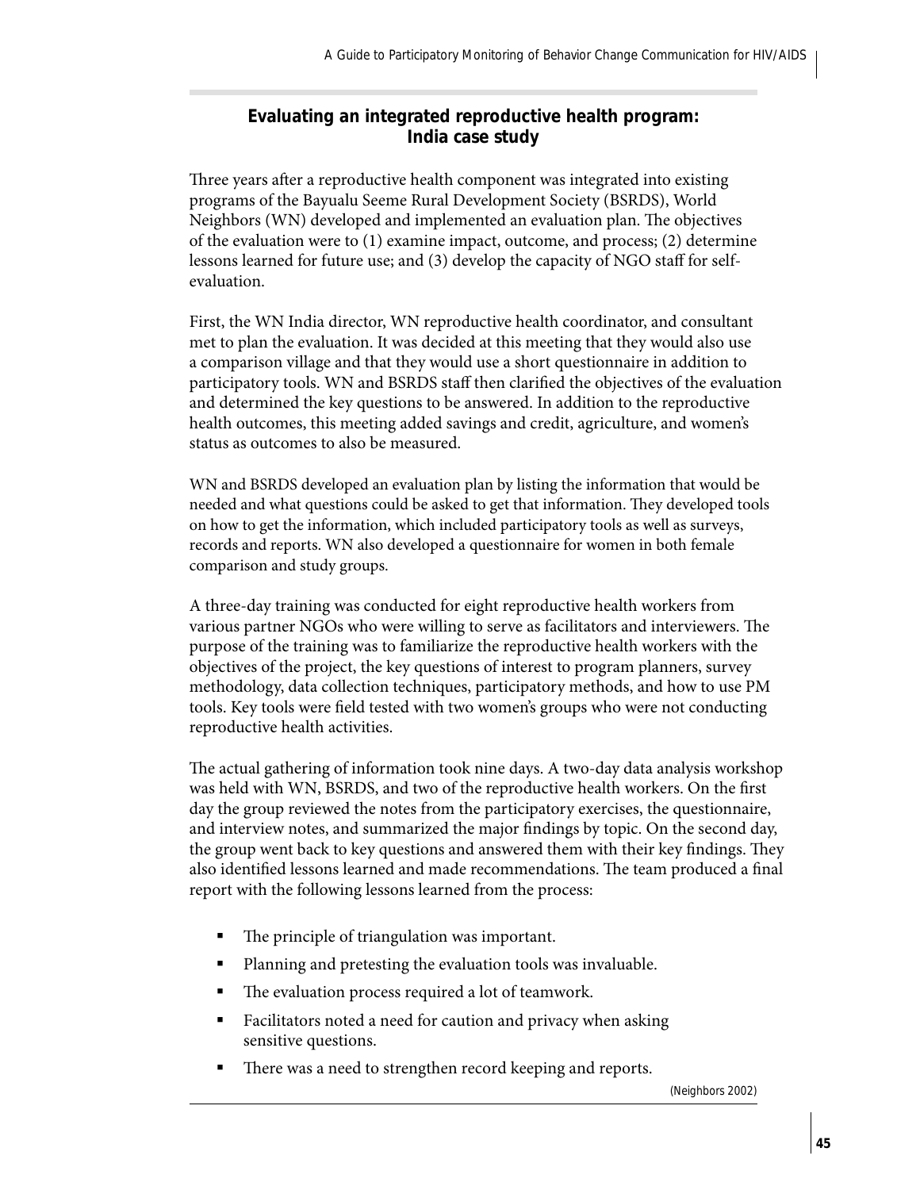## Evaluating an integrated reproductive health program: India case study

Three years after a reproductive health component was integrated into existing programs of the Bayualu Seeme Rural Development Society (BSRDS), World Neighbors (WN) developed and implemented an evaluation plan. The objectives of the evaluation were to (1) examine impact, outcome, and process; (2) determine lessons learned for future use; and (3) develop the capacity of NGO staff for self-evaluation.

First, the WN India director, WN reproductive health coordinator, and consultant met to plan the evaluation. It was decided at this meeting that they would also use a comparison village and that they would use a short questionnaire in addition to participatory tools. WN and BSRDS staff then clarified the objectives of the evaluation and determined the key questions to be answered. In addition to the reproductive health outcomes, this meeting added savings and credit, agriculture, and women's status as outcomes to also be measured.

WN and BSRDS developed an evaluation plan by listing the information that would be needed and what questions could be asked to get that information. They developed tools on how to get the information, which included participatory tools as well as surveys, records and reports. WN also developed a questionnaire for women in both female comparison and study groups.

A three-day training was conducted for eight reproductive health workers from various partner NGOs who were willing to serve as facilitators and interviewers. The purpose of the training was to familiarize the reproductive health workers with the objectives of the project, the key questions of interest to program planners, survey methodology, data collection techniques, participatory methods, and how to use PM tools. Key tools were field tested with two women's groups who were not conducting reproductive health activities.

The actual gathering of information took nine days. A two-day data analysis workshop was held with WN, BSRDS, and two of the reproductive health workers. On the first day the group reviewed the notes from the participatory exercises, the questionnaire, and interview notes, and summarized the major findings by topic. On the second day, the group went back to key questions and answered them with their key findings. They also identified lessons learned and made recommendations. The team produced a final report with the following lessons learned from the process:

- The principle of triangulation was important.
- Planning and pretesting the evaluation tools was invaluable.
- The evaluation process required a lot of teamwork.
- Facilitators noted a need for caution and privacy when asking sensitive questions.
- There was a need to strengthen record keeping and reports.

(Neighbors 2002)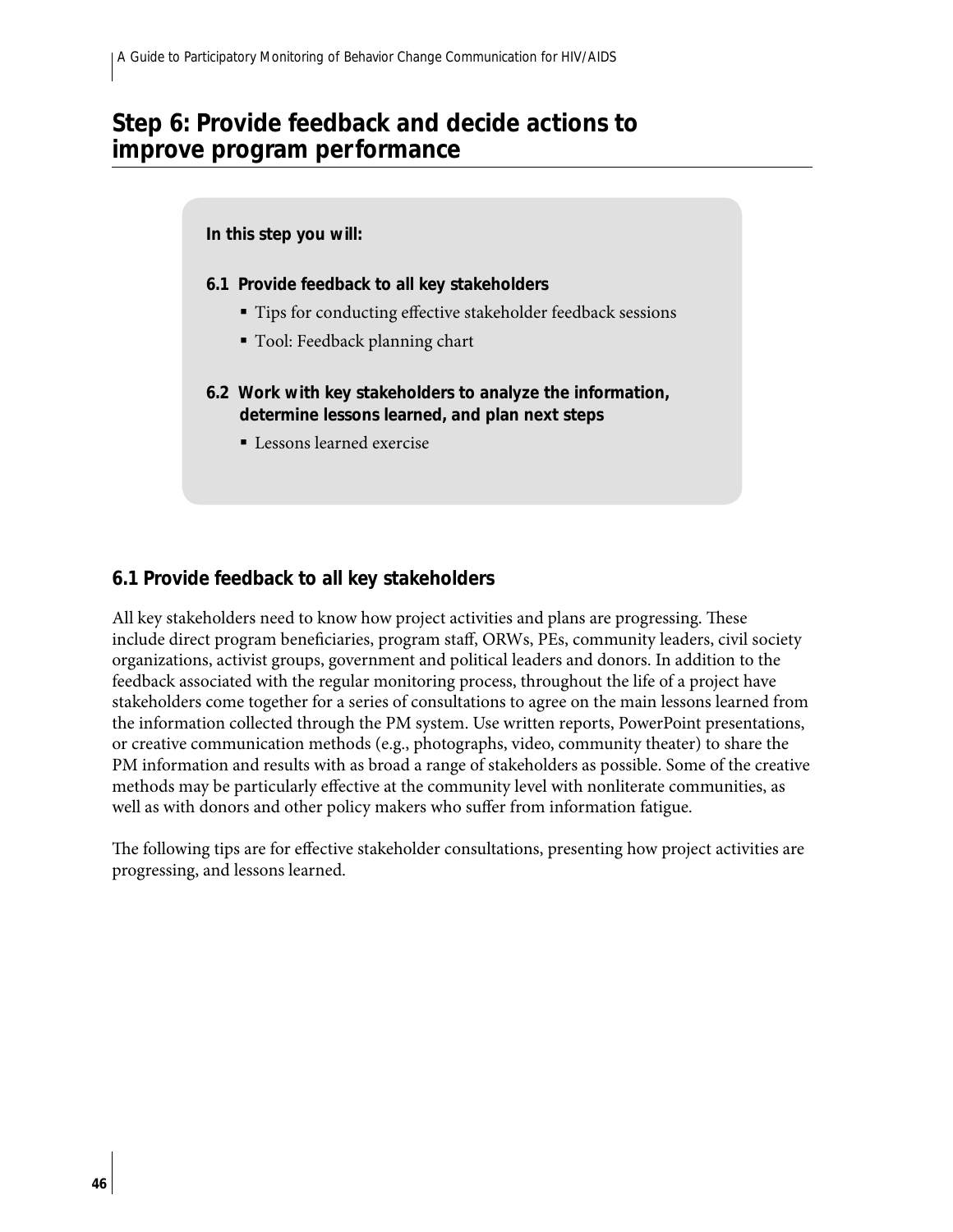# Step 6: Provide feedback and decide actions to improve program performance

**In this step you will:**

**6.1 Provide feedback to all key stakeholders**

- Tips for conducting effective stakeholder feedback sessions
- Tool: Feedback planning chart

**6.2 Work with key stakeholders to analyze the information, determine lessons learned, and plan next steps**

- Lessons learned exercise

## 6.1 Provide feedback to all key stakeholders

All key stakeholders need to know how project activities and plans are progressing. These include direct program beneficiaries, program staff, ORWs, PEs, community leaders, civil society organizations, activist groups, government and political leaders and donors. In addition to the feedback associated with the regular monitoring process, throughout the life of a project have stakeholders come together for a series of consultations to agree on the main lessons learned from the information collected through the PM system. Use written reports, PowerPoint presentations, or creative communication methods (e.g., photographs, video, community theater) to share the PM information and results with as broad a range of stakeholders as possible. Some of the creative methods may be particularly effective at the community level with nonliterate communities, as well as with donors and other policy makers who suffer from information fatigue.

The following tips are for effective stakeholder consultations, presenting how project activities are progressing, and lessons learned.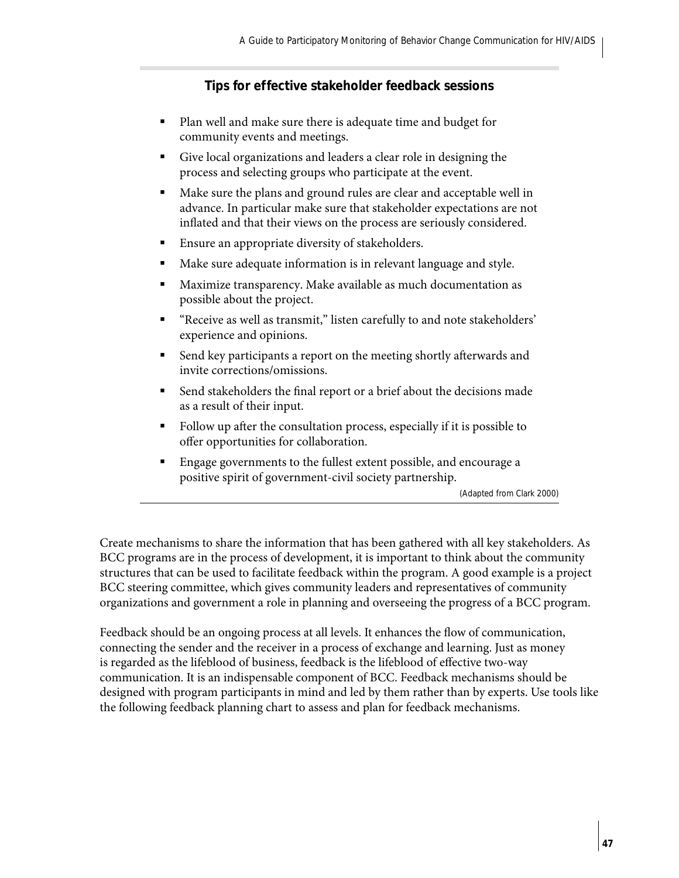### Tips for effective stakeholder feedback sessions

- Plan well and make sure there is adequate time and budget for community events and meetings.
- Give local organizations and leaders a clear role in designing the process and selecting groups who participate at the event.
- Make sure the plans and ground rules are clear and acceptable well in advance. In particular make sure that stakeholder expectations are not inflated and that their views on the process are seriously considered.
- Ensure an appropriate diversity of stakeholders.
- Make sure adequate information is in relevant language and style.
- Maximize transparency. Make available as much documentation as possible about the project.
- "Receive as well as transmit," listen carefully to and note stakeholders' experience and opinions.
- Send key participants a report on the meeting shortly afterwards and invite corrections/omissions.
- Send stakeholders the final report or a brief about the decisions made as a result of their input.
- Follow up after the consultation process, especially if it is possible to offer opportunities for collaboration.
- Engage governments to the fullest extent possible, and encourage a positive spirit of government-civil society partnership.

(Adapted from Clark 2000)

Create mechanisms to share the information that has been gathered with all key stakeholders. As BCC programs are in the process of development, it is important to think about the community structures that can be used to facilitate feedback within the program. A good example is a project BCC steering committee, which gives community leaders and representatives of community organizations and government a role in planning and overseeing the progress of a BCC program.

Feedback should be an ongoing process at all levels. It enhances the flow of communication, connecting the sender and the receiver in a process of exchange and learning. Just as money is regarded as the lifeblood of business, feedback is the lifeblood of effective two-way communication. It is an indispensable component of BCC. Feedback mechanisms should be designed with program participants in mind and led by them rather than by experts. Use tools like the following feedback planning chart to assess and plan for feedback mechanisms.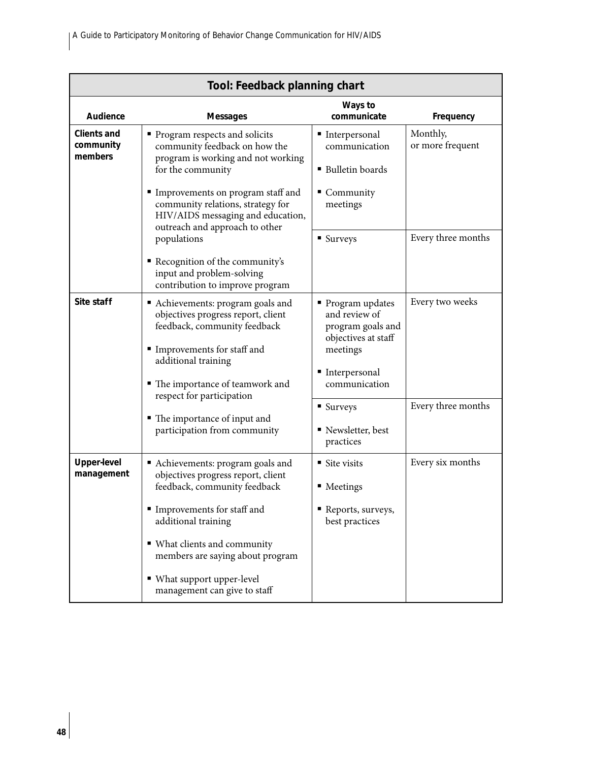| Tool: Feedback planning chart | | | |
|---|---|---|---|
| **Audience** | **Messages** | **Ways to communicate** | **Frequency** |
| **Clients and community members** | ▪ Program respects and solicits community feedback on how the program is working and not working for the community<br>▪ Improvements on program staff and community relations, strategy for HIV/AIDS messaging and education, outreach and approach to other populations<br>▪ Recognition of the community's input and problem-solving contribution to improve program | ▪ Interpersonal communication<br>▪ Bulletin boards<br>▪ Community meetings | Monthly, or more frequent |
| | | ▪ Surveys | Every three months |
| **Site staff** | ▪ Achievements: program goals and objectives progress report, client feedback, community feedback<br>▪ Improvements for staff and additional training<br>▪ The importance of teamwork and respect for participation<br>▪ The importance of input and participation from community | ▪ Program updates and review of program goals and objectives at staff meetings<br>▪ Interpersonal communication | Every two weeks |
| | | ▪ Surveys<br>▪ Newsletter, best practices | Every three months |
| **Upper-level management** | ▪ Achievements: program goals and objectives progress report, client feedback, community feedback<br>▪ Improvements for staff and additional training<br>▪ What clients and community members are saying about program<br>▪ What support upper-level management can give to staff | ▪ Site visits<br>▪ Meetings<br>▪ Reports, surveys, best practices | Every six months |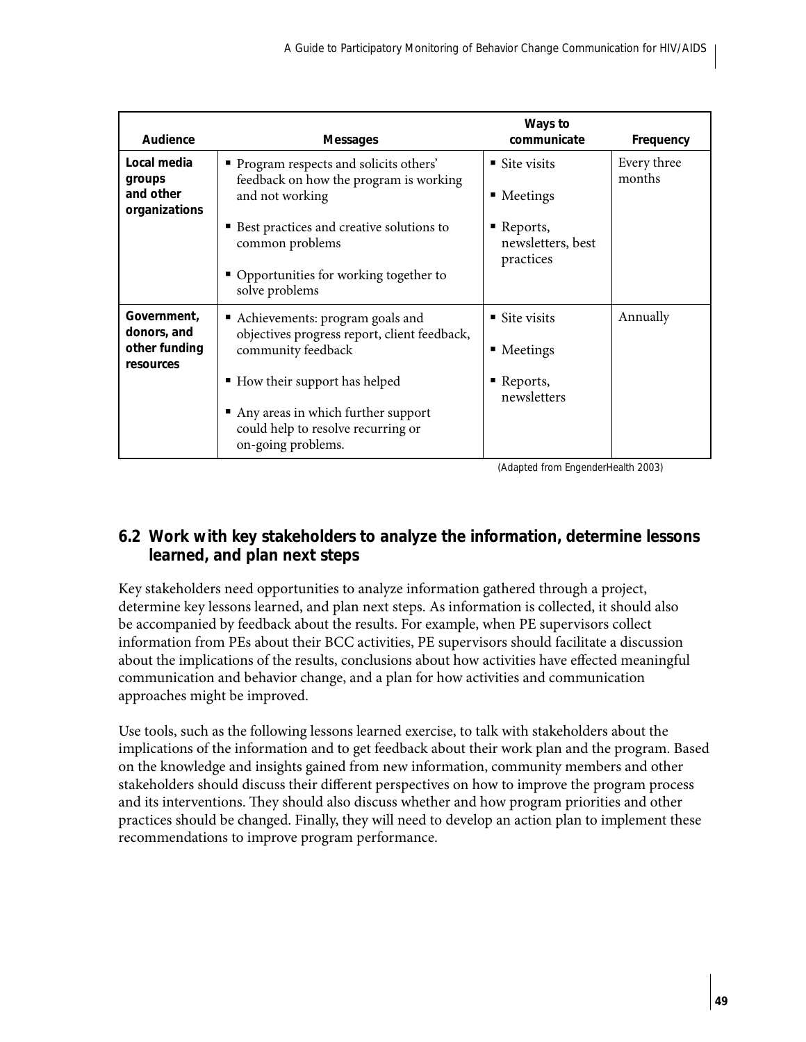| Audience | Messages | Ways to communicate | Frequency |
|---|---|---|---|
| **Local media groups and other organizations** | ▪ Program respects and solicits others' feedback on how the program is working and not working<br>▪ Best practices and creative solutions to common problems<br>▪ Opportunities for working together to solve problems | ▪ Site visits<br>▪ Meetings<br>▪ Reports, newsletters, best practices | Every three months |
| **Government, donors, and other funding resources** | ▪ Achievements: program goals and objectives progress report, client feedback, community feedback<br>▪ How their support has helped<br>▪ Any areas in which further support could help to resolve recurring or on-going problems. | ▪ Site visits<br>▪ Meetings<br>▪ Reports, newsletters | Annually |

(Adapted from EngenderHealth 2003)

## 6.2 Work with key stakeholders to analyze the information, determine lessons learned, and plan next steps

Key stakeholders need opportunities to analyze information gathered through a project, determine key lessons learned, and plan next steps. As information is collected, it should also be accompanied by feedback about the results. For example, when PE supervisors collect information from PEs about their BCC activities, PE supervisors should facilitate a discussion about the implications of the results, conclusions about how activities have effected meaningful communication and behavior change, and a plan for how activities and communication approaches might be improved.

Use tools, such as the following lessons learned exercise, to talk with stakeholders about the implications of the information and to get feedback about their work plan and the program. Based on the knowledge and insights gained from new information, community members and other stakeholders should discuss their different perspectives on how to improve the program process and its interventions. They should also discuss whether and how program priorities and other practices should be changed. Finally, they will need to develop an action plan to implement these recommendations to improve program performance.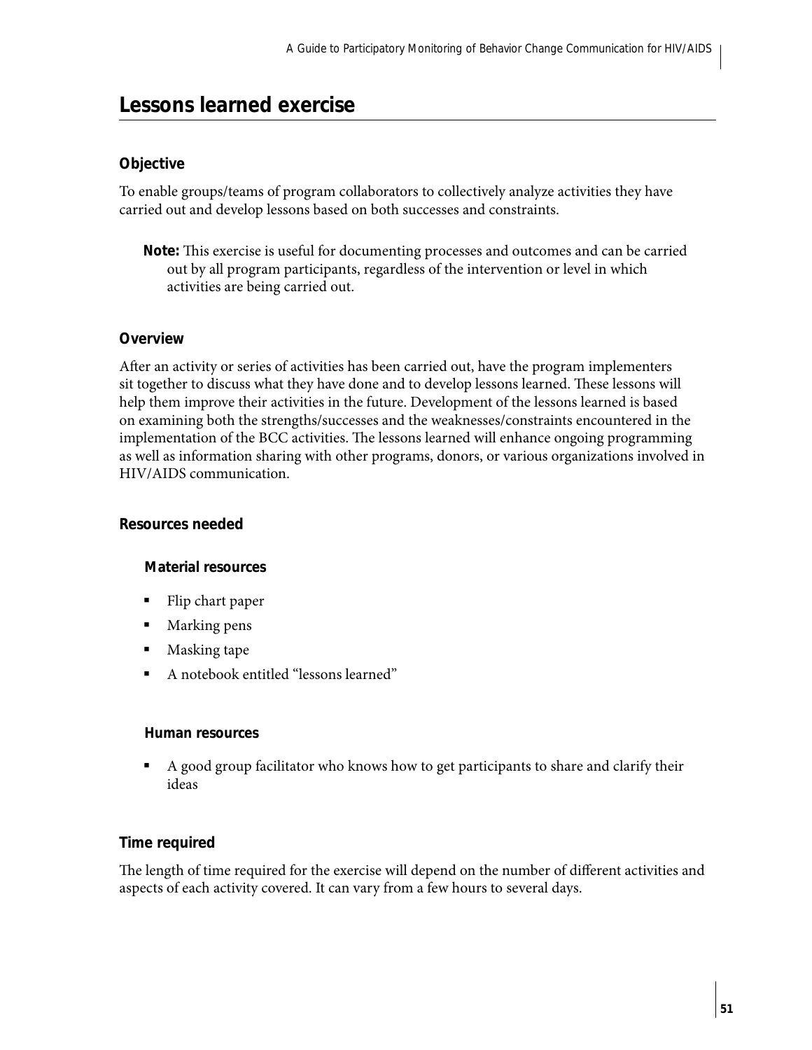## Lessons learned exercise

### Objective

To enable groups/teams of program collaborators to collectively analyze activities they have carried out and develop lessons based on both successes and constraints.

> **Note:** This exercise is useful for documenting processes and outcomes and can be carried out by all program participants, regardless of the intervention or level in which activities are being carried out.

### Overview

After an activity or series of activities has been carried out, have the program implementers sit together to discuss what they have done and to develop lessons learned. These lessons will help them improve their activities in the future. Development of the lessons learned is based on examining both the strengths/successes and the weaknesses/constraints encountered in the implementation of the BCC activities. The lessons learned will enhance ongoing programming as well as information sharing with other programs, donors, or various organizations involved in HIV/AIDS communication.

### Resources needed

#### Material resources

- Flip chart paper
- Marking pens
- Masking tape
- A notebook entitled "lessons learned"

#### Human resources

- A good group facilitator who knows how to get participants to share and clarify their ideas

### Time required

The length of time required for the exercise will depend on the number of different activities and aspects of each activity covered. It can vary from a few hours to several days.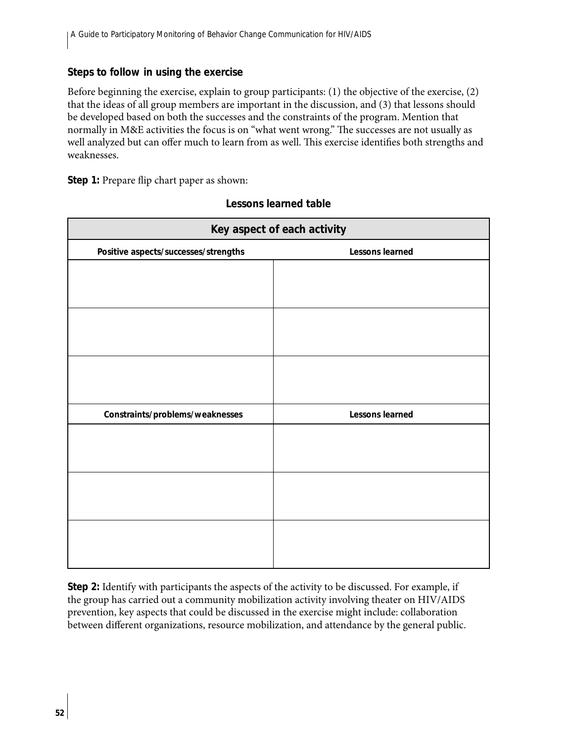### Steps to follow in using the exercise

Before beginning the exercise, explain to group participants: (1) the objective of the exercise, (2) that the ideas of all group members are important in the discussion, and (3) that lessons should be developed based on both the successes and the constraints of the program. Mention that normally in M&E activities the focus is on "what went wrong." The successes are not usually as well analyzed but can offer much to learn from as well. This exercise identifies both strengths and weaknesses.

**Step 1:** Prepare flip chart paper as shown:

**Lessons learned table**

| Key aspect of each activity | |
|---|---|
| **Positive aspects/successes/strengths** | **Lessons learned** |
| | |
| | |
| | |
| **Constraints/problems/weaknesses** | **Lessons learned** |
| | |
| | |
| | |

**Step 2:** Identify with participants the aspects of the activity to be discussed. For example, if the group has carried out a community mobilization activity involving theater on HIV/AIDS prevention, key aspects that could be discussed in the exercise might include: collaboration between different organizations, resource mobilization, and attendance by the general public.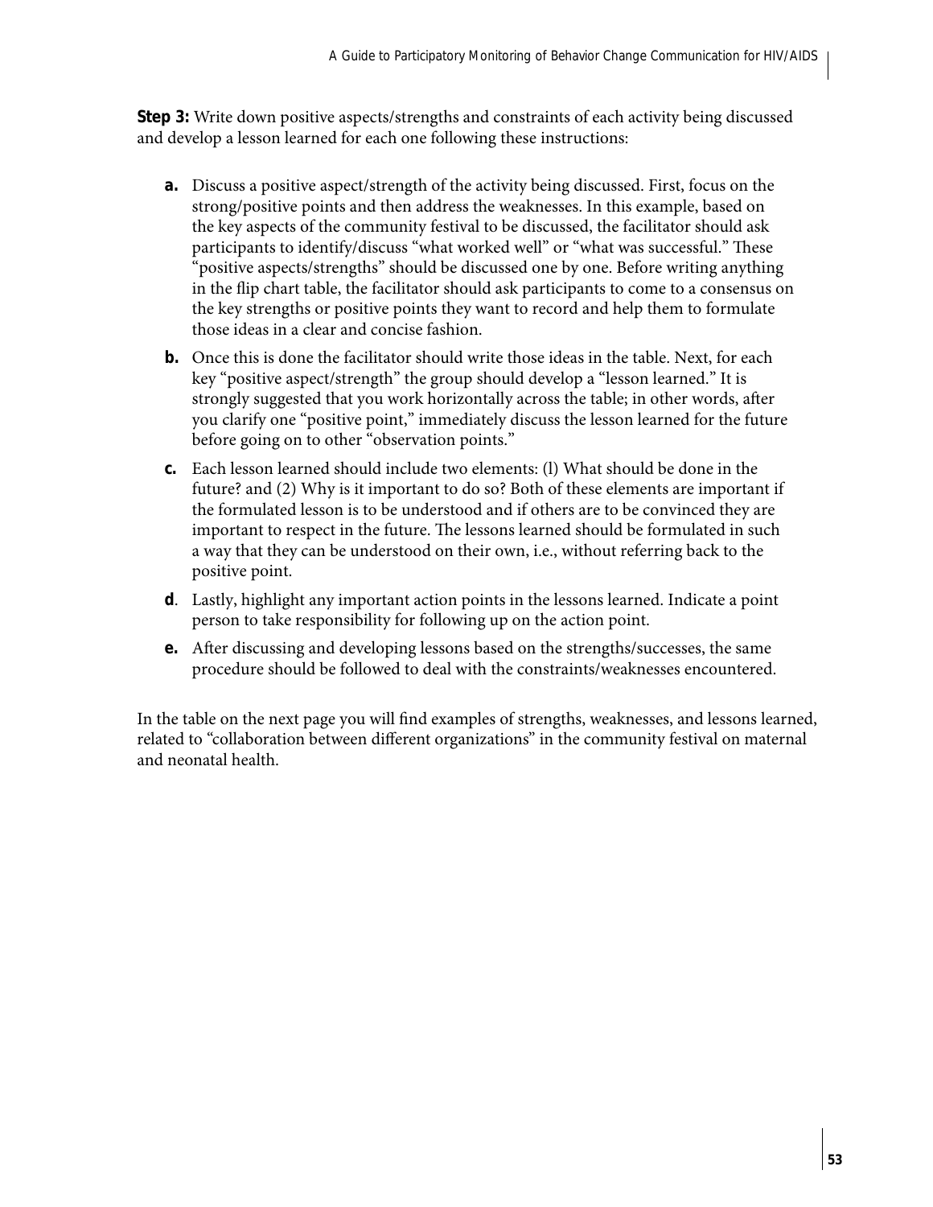**Step 3:** Write down positive aspects/strengths and constraints of each activity being discussed and develop a lesson learned for each one following these instructions:

**a.** Discuss a positive aspect/strength of the activity being discussed. First, focus on the strong/positive points and then address the weaknesses. In this example, based on the key aspects of the community festival to be discussed, the facilitator should ask participants to identify/discuss "what worked well" or "what was successful." These "positive aspects/strengths" should be discussed one by one. Before writing anything in the flip chart table, the facilitator should ask participants to come to a consensus on the key strengths or positive points they want to record and help them to formulate those ideas in a clear and concise fashion.

**b.** Once this is done the facilitator should write those ideas in the table. Next, for each key "positive aspect/strength" the group should develop a "lesson learned." It is strongly suggested that you work horizontally across the table; in other words, after you clarify one "positive point," immediately discuss the lesson learned for the future before going on to other "observation points."

**c.** Each lesson learned should include two elements: (l) What should be done in the future? and (2) Why is it important to do so? Both of these elements are important if the formulated lesson is to be understood and if others are to be convinced they are important to respect in the future. The lessons learned should be formulated in such a way that they can be understood on their own, i.e., without referring back to the positive point.

**d**. Lastly, highlight any important action points in the lessons learned. Indicate a point person to take responsibility for following up on the action point.

**e.** After discussing and developing lessons based on the strengths/successes, the same procedure should be followed to deal with the constraints/weaknesses encountered.

In the table on the next page you will find examples of strengths, weaknesses, and lessons learned, related to "collaboration between different organizations" in the community festival on maternal and neonatal health.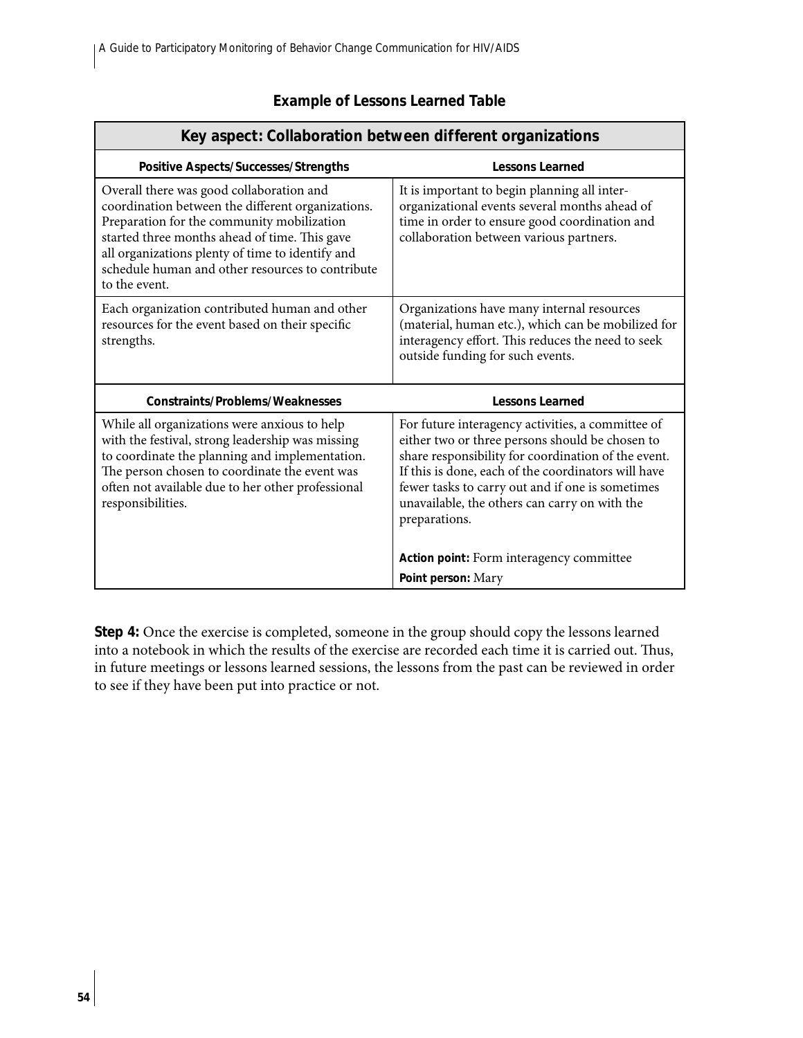**Example of Lessons Learned Table**

| Key aspect: Collaboration between different organizations | |
|---|---|
| **Positive Aspects/Successes/Strengths** | **Lessons Learned** |
| Overall there was good collaboration and coordination between the different organizations. Preparation for the community mobilization started three months ahead of time. This gave all organizations plenty of time to identify and schedule human and other resources to contribute to the event. | It is important to begin planning all inter-organizational events several months ahead of time in order to ensure good coordination and collaboration between various partners. |
| Each organization contributed human and other resources for the event based on their specific strengths. | Organizations have many internal resources (material, human etc.), which can be mobilized for interagency effort. This reduces the need to seek outside funding for such events. |
| **Constraints/Problems/Weaknesses** | **Lessons Learned** |
| While all organizations were anxious to help with the festival, strong leadership was missing to coordinate the planning and implementation. The person chosen to coordinate the event was often not available due to her other professional responsibilities. | For future interagency activities, a committee of either two or three persons should be chosen to share responsibility for coordination of the event. If this is done, each of the coordinators will have fewer tasks to carry out and if one is sometimes unavailable, the others can carry on with the preparations. <br><br> **Action point:** Form interagency committee <br> **Point person:** Mary |

**Step 4:** Once the exercise is completed, someone in the group should copy the lessons learned into a notebook in which the results of the exercise are recorded each time it is carried out. Thus, in future meetings or lessons learned sessions, the lessons from the past can be reviewed in order to see if they have been put into practice or not.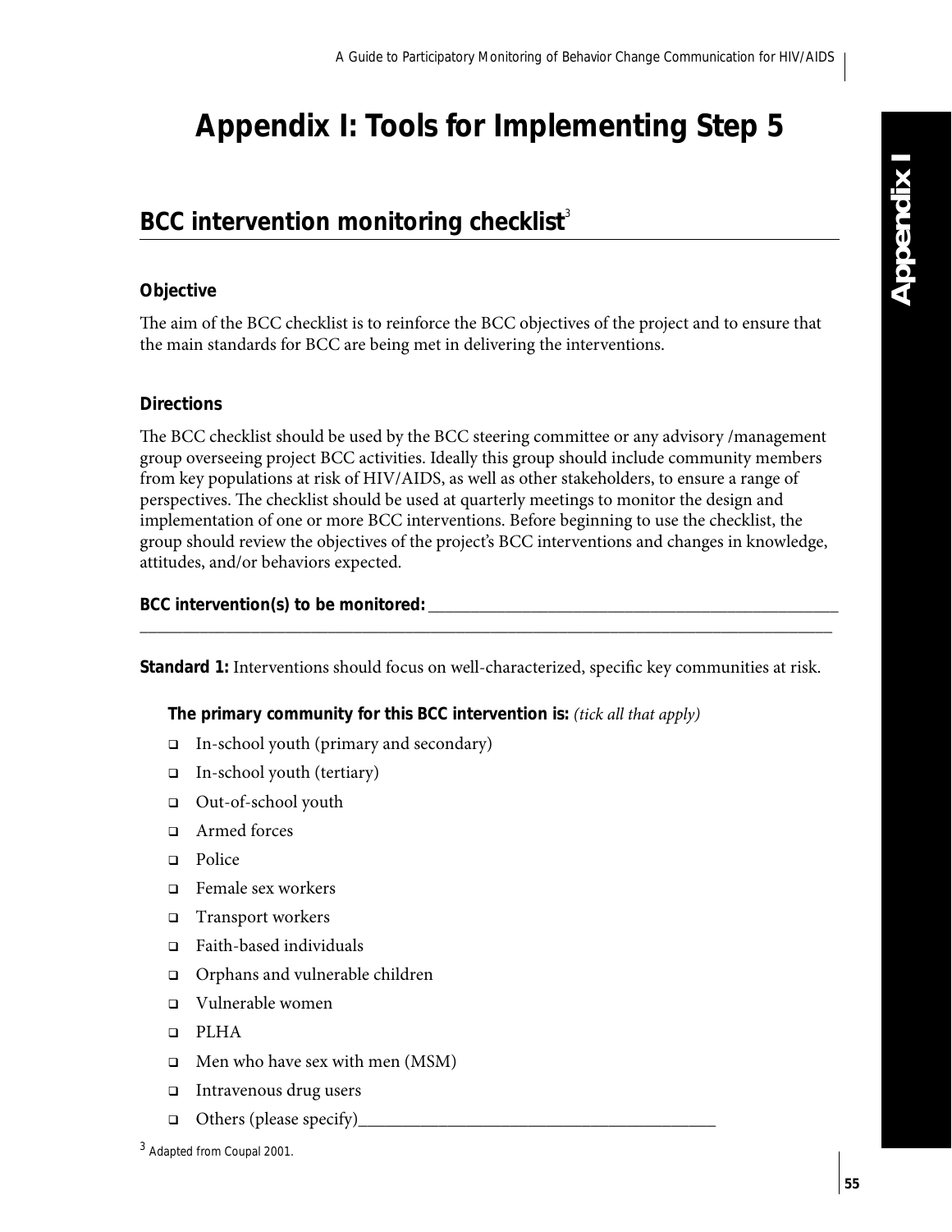# Appendix I: Tools for Implementing Step 5

## BCC intervention monitoring checklist[3]

### Objective

The aim of the BCC checklist is to reinforce the BCC objectives of the project and to ensure that the main standards for BCC are being met in delivering the interventions.

### Directions

The BCC checklist should be used by the BCC steering committee or any advisory /management group overseeing project BCC activities. Ideally this group should include community members from key populations at risk of HIV/AIDS, as well as other stakeholders, to ensure a range of perspectives. The checklist should be used at quarterly meetings to monitor the design and implementation of one or more BCC interventions. Before beginning to use the checklist, the group should review the objectives of the project's BCC interventions and changes in knowledge, attitudes, and/or behaviors expected.

**BCC intervention(s) to be monitored:** ________________________________________________

________________________________________________________________________________

**Standard 1:** Interventions should focus on well-characterized, specific key communities at risk.

**The primary community for this BCC intervention is:** *(tick all that apply)*

- ❑ In-school youth (primary and secondary)
- ❑ In-school youth (tertiary)
- ❑ Out-of-school youth
- ❑ Armed forces
- ❑ Police
- ❑ Female sex workers
- ❑ Transport workers
- ❑ Faith-based individuals
- ❑ Orphans and vulnerable children
- ❑ Vulnerable women
- ❑ PLHA
- ❑ Men who have sex with men (MSM)
- ❑ Intravenous drug users
- ❑ Others (please specify)________________________________________

[3] Adapted from Coupal 2001.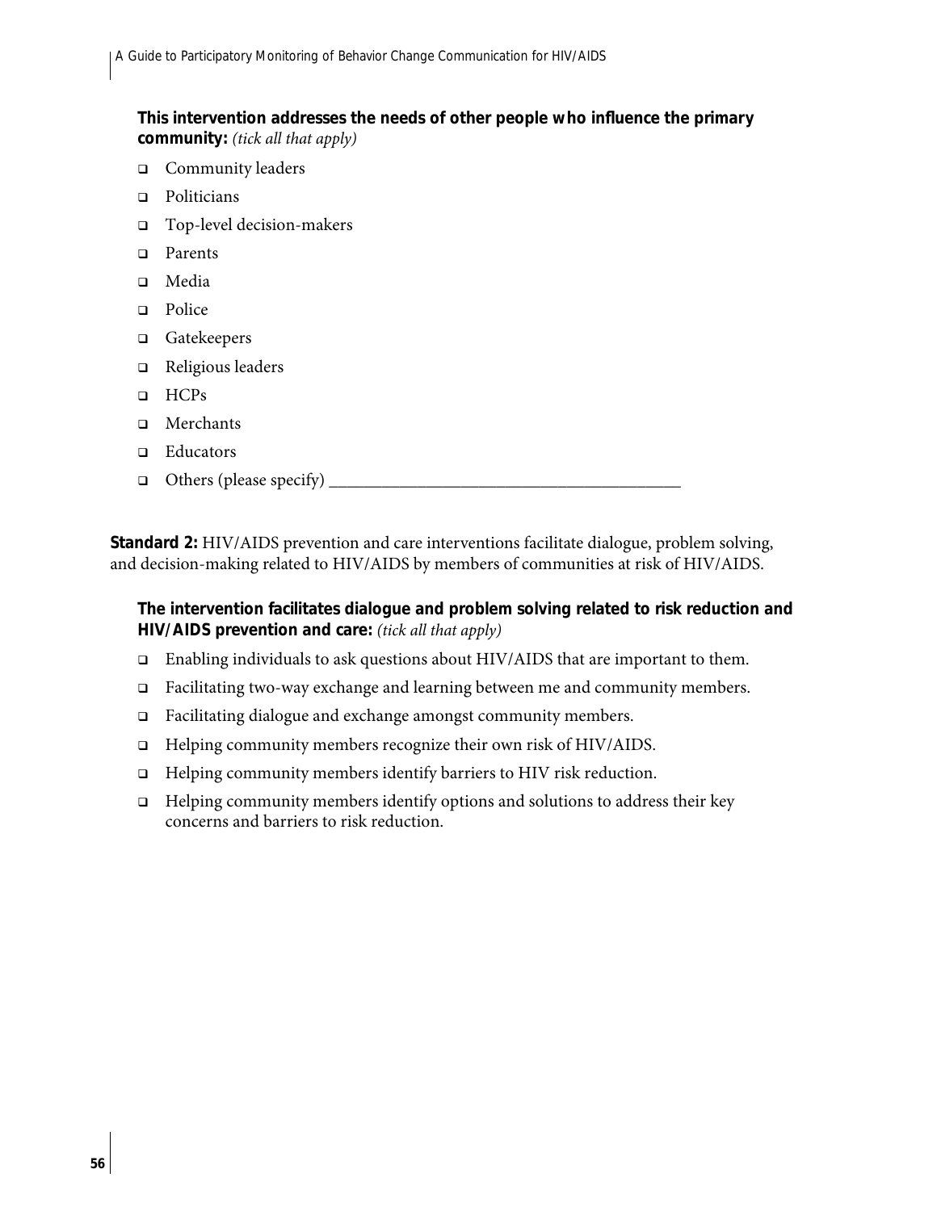**This intervention addresses the needs of other people who influence the primary community:** *(tick all that apply)*

- ❑ Community leaders
- ❑ Politicians
- ❑ Top-level decision-makers
- ❑ Parents
- ❑ Media
- ❑ Police
- ❑ Gatekeepers
- ❑ Religious leaders
- ❑ HCPs
- ❑ Merchants
- ❑ Educators
- ❑ Others (please specify) ________________________________________

**Standard 2:** HIV/AIDS prevention and care interventions facilitate dialogue, problem solving, and decision-making related to HIV/AIDS by members of communities at risk of HIV/AIDS.

**The intervention facilitates dialogue and problem solving related to risk reduction and HIV/AIDS prevention and care:** *(tick all that apply)*

- ❑ Enabling individuals to ask questions about HIV/AIDS that are important to them.
- ❑ Facilitating two-way exchange and learning between me and community members.
- ❑ Facilitating dialogue and exchange amongst community members.
- ❑ Helping community members recognize their own risk of HIV/AIDS.
- ❑ Helping community members identify barriers to HIV risk reduction.
- ❑ Helping community members identify options and solutions to address their key concerns and barriers to risk reduction.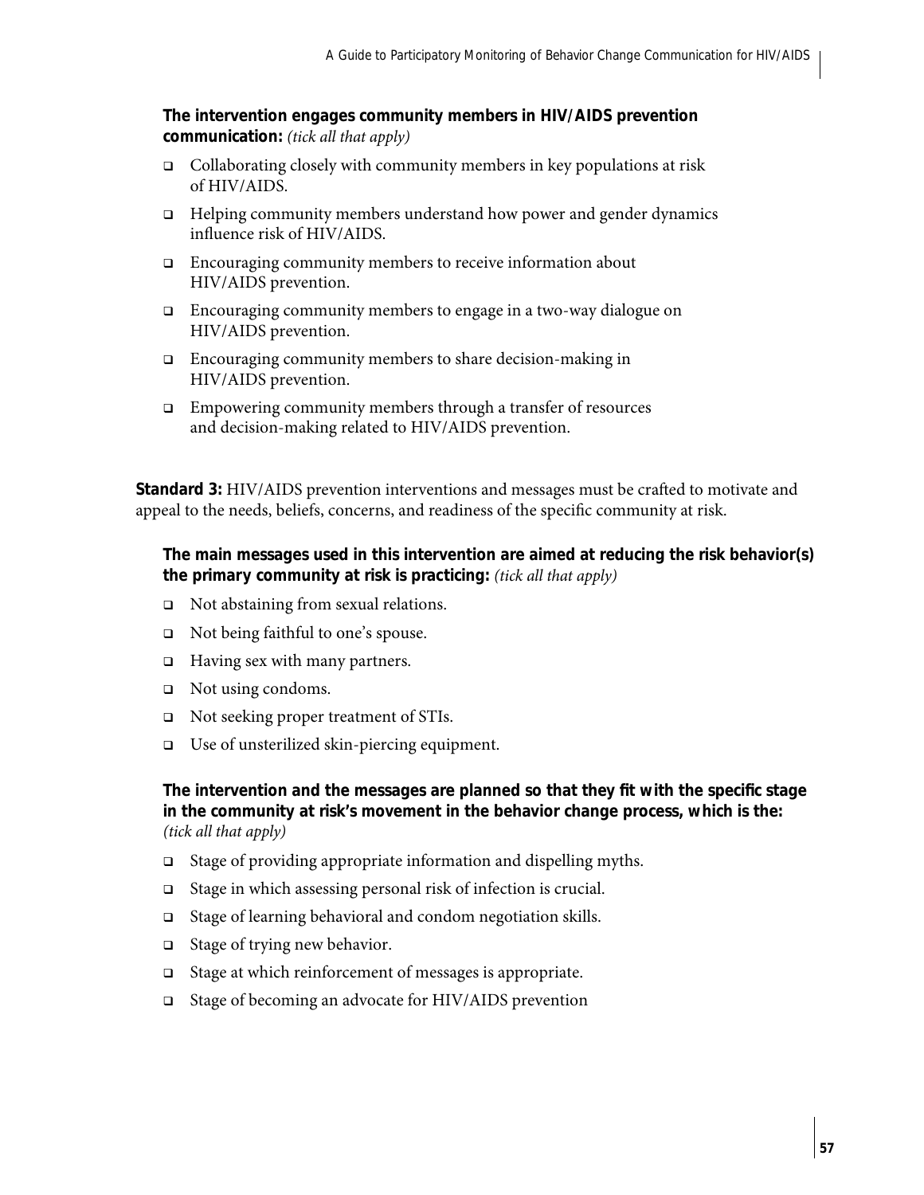**The intervention engages community members in HIV/AIDS prevention communication:** *(tick all that apply)*

- ❑ Collaborating closely with community members in key populations at risk of HIV/AIDS.
- ❑ Helping community members understand how power and gender dynamics influence risk of HIV/AIDS.
- ❑ Encouraging community members to receive information about HIV/AIDS prevention.
- ❑ Encouraging community members to engage in a two-way dialogue on HIV/AIDS prevention.
- ❑ Encouraging community members to share decision-making in HIV/AIDS prevention.
- ❑ Empowering community members through a transfer of resources and decision-making related to HIV/AIDS prevention.

**Standard 3:** HIV/AIDS prevention interventions and messages must be crafted to motivate and appeal to the needs, beliefs, concerns, and readiness of the specific community at risk.

**The main messages used in this intervention are aimed at reducing the risk behavior(s) the primary community at risk is practicing:** *(tick all that apply)*

- ❑ Not abstaining from sexual relations.
- ❑ Not being faithful to one's spouse.
- ❑ Having sex with many partners.
- ❑ Not using condoms.
- ❑ Not seeking proper treatment of STIs.
- ❑ Use of unsterilized skin-piercing equipment.

**The intervention and the messages are planned so that they fit with the specific stage in the community at risk's movement in the behavior change process, which is the:** *(tick all that apply)*

- ❑ Stage of providing appropriate information and dispelling myths.
- ❑ Stage in which assessing personal risk of infection is crucial.
- ❑ Stage of learning behavioral and condom negotiation skills.
- ❑ Stage of trying new behavior.
- ❑ Stage at which reinforcement of messages is appropriate.
- ❑ Stage of becoming an advocate for HIV/AIDS prevention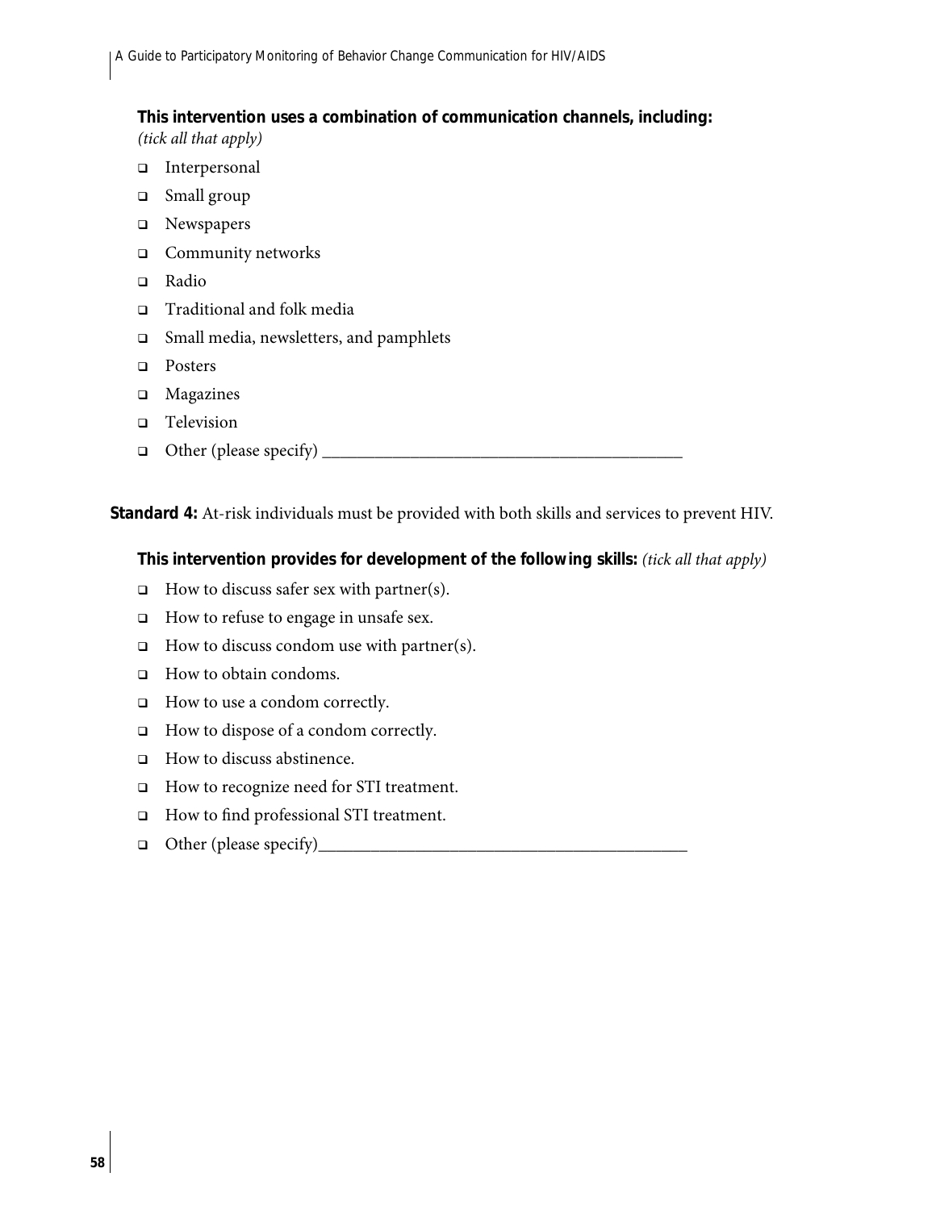**This intervention uses a combination of communication channels, including:**
*(tick all that apply)*

- ❑ Interpersonal
- ❑ Small group
- ❑ Newspapers
- ❑ Community networks
- ❑ Radio
- ❑ Traditional and folk media
- ❑ Small media, newsletters, and pamphlets
- ❑ Posters
- ❑ Magazines
- ❑ Television
- ❑ Other (please specify) ________________________________________

**Standard 4:** At-risk individuals must be provided with both skills and services to prevent HIV.

**This intervention provides for development of the following skills:** *(tick all that apply)*

- ❑ How to discuss safer sex with partner(s).
- ❑ How to refuse to engage in unsafe sex.
- ❑ How to discuss condom use with partner(s).
- ❑ How to obtain condoms.
- ❑ How to use a condom correctly.
- ❑ How to dispose of a condom correctly.
- ❑ How to discuss abstinence.
- ❑ How to recognize need for STI treatment.
- ❑ How to find professional STI treatment.
- ❑ Other (please specify)________________________________________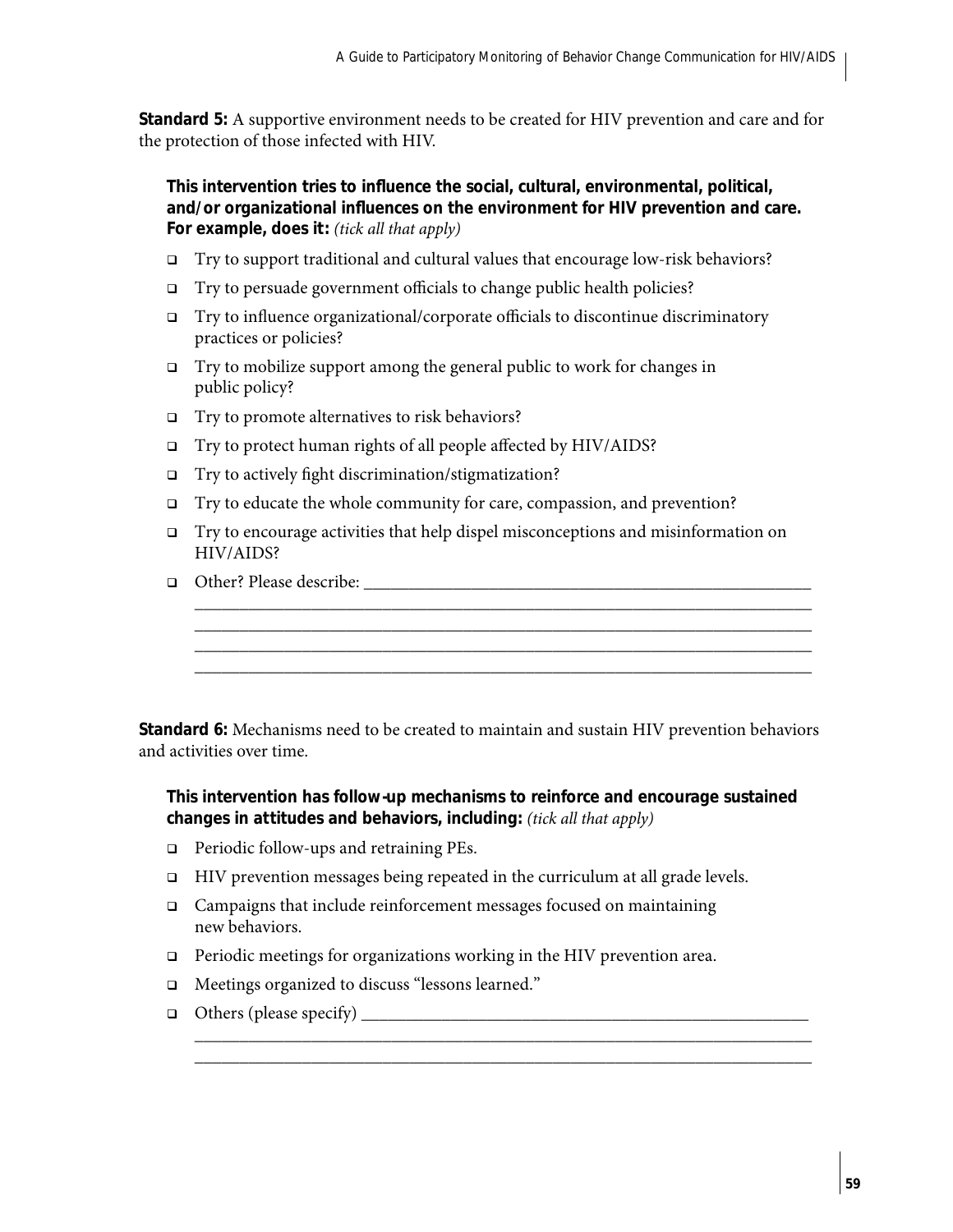**Standard 5:** A supportive environment needs to be created for HIV prevention and care and for the protection of those infected with HIV.

**This intervention tries to influence the social, cultural, environmental, political, and/or organizational influences on the environment for HIV prevention and care. For example, does it:** *(tick all that apply)*

- ❑ Try to support traditional and cultural values that encourage low-risk behaviors?
- ❑ Try to persuade government officials to change public health policies?
- ❑ Try to influence organizational/corporate officials to discontinue discriminatory practices or policies?
- ❑ Try to mobilize support among the general public to work for changes in public policy?
- ❑ Try to promote alternatives to risk behaviors?
- ❑ Try to protect human rights of all people affected by HIV/AIDS?
- ❑ Try to actively fight discrimination/stigmatization?
- ❑ Try to educate the whole community for care, compassion, and prevention?
- ❑ Try to encourage activities that help dispel misconceptions and misinformation on HIV/AIDS?
- ❑ Other? Please describe: ____________________________________________________

____________________________________________________________________________
____________________________________________________________________________
____________________________________________________________________________
____________________________________________________________________________

**Standard 6:** Mechanisms need to be created to maintain and sustain HIV prevention behaviors and activities over time.

**This intervention has follow-up mechanisms to reinforce and encourage sustained changes in attitudes and behaviors, including:** *(tick all that apply)*

- ❑ Periodic follow-ups and retraining PEs.
- ❑ HIV prevention messages being repeated in the curriculum at all grade levels.
- ❑ Campaigns that include reinforcement messages focused on maintaining new behaviors.
- ❑ Periodic meetings for organizations working in the HIV prevention area.
- ❑ Meetings organized to discuss "lessons learned."
- ❑ Others (please specify) ____________________________________________________

____________________________________________________________________________
____________________________________________________________________________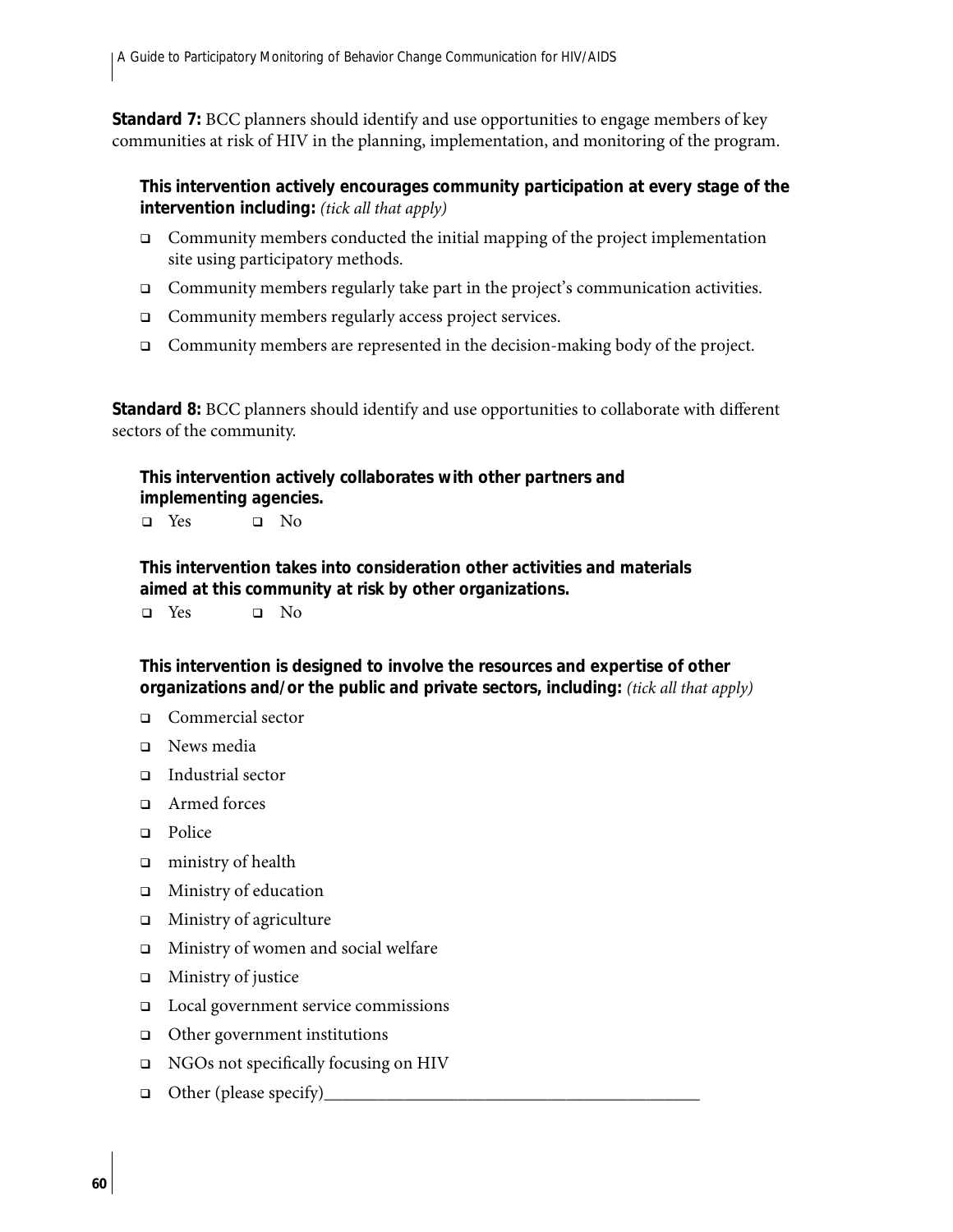**Standard 7:** BCC planners should identify and use opportunities to engage members of key communities at risk of HIV in the planning, implementation, and monitoring of the program.

**This intervention actively encourages community participation at every stage of the intervention including:** *(tick all that apply)*

- ❑ Community members conducted the initial mapping of the project implementation site using participatory methods.
- ❑ Community members regularly take part in the project's communication activities.
- ❑ Community members regularly access project services.
- ❑ Community members are represented in the decision-making body of the project.

**Standard 8:** BCC planners should identify and use opportunities to collaborate with different sectors of the community.

**This intervention actively collaborates with other partners and implementing agencies.**

❑ Yes ❑ No

**This intervention takes into consideration other activities and materials aimed at this community at risk by other organizations.**

❑ Yes ❑ No

**This intervention is designed to involve the resources and expertise of other organizations and/or the public and private sectors, including:** *(tick all that apply)*

- ❑ Commercial sector
- ❑ News media
- ❑ Industrial sector
- ❑ Armed forces
- ❑ Police
- ❑ ministry of health
- ❑ Ministry of education
- ❑ Ministry of agriculture
- ❑ Ministry of women and social welfare
- ❑ Ministry of justice
- ❑ Local government service commissions
- ❑ Other government institutions
- ❑ NGOs not specifically focusing on HIV
- ❑ Other (please specify)___________________________________________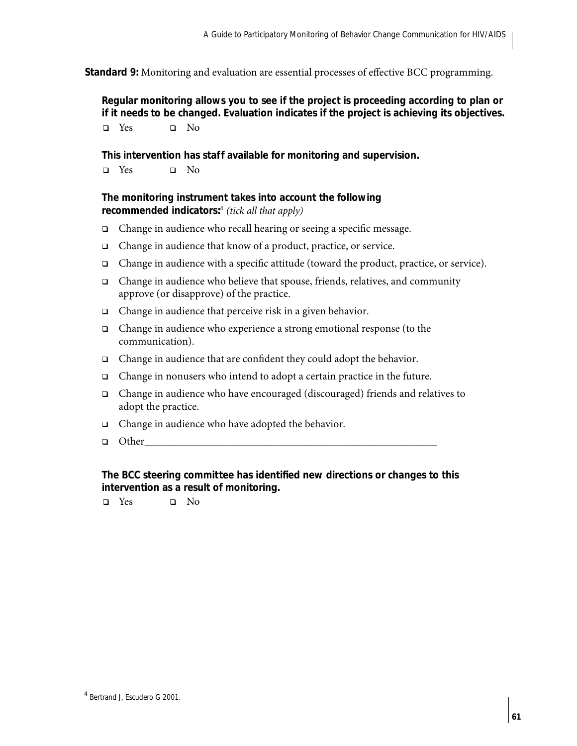**Standard 9:** Monitoring and evaluation are essential processes of effective BCC programming.

**Regular monitoring allows you to see if the project is proceeding according to plan or if it needs to be changed. Evaluation indicates if the project is achieving its objectives.**

- ❑ Yes ❑ No

**This intervention has staff available for monitoring and supervision.**

- ❑ Yes ❑ No

**The monitoring instrument takes into account the following recommended indicators:**[4] *(tick all that apply)*

- ❑ Change in audience who recall hearing or seeing a specific message.
- ❑ Change in audience that know of a product, practice, or service.
- ❑ Change in audience with a specific attitude (toward the product, practice, or service).
- ❑ Change in audience who believe that spouse, friends, relatives, and community approve (or disapprove) of the practice.
- ❑ Change in audience that perceive risk in a given behavior.
- ❑ Change in audience who experience a strong emotional response (to the communication).
- ❑ Change in audience that are confident they could adopt the behavior.
- ❑ Change in nonusers who intend to adopt a certain practice in the future.
- ❑ Change in audience who have encouraged (discouraged) friends and relatives to adopt the practice.
- ❑ Change in audience who have adopted the behavior.
- ❑ Other_______________________________________________________

**The BCC steering committee has identified new directions or changes to this intervention as a result of monitoring.**

- ❑ Yes ❑ No

[4] Bertrand J, Escudero G 2001.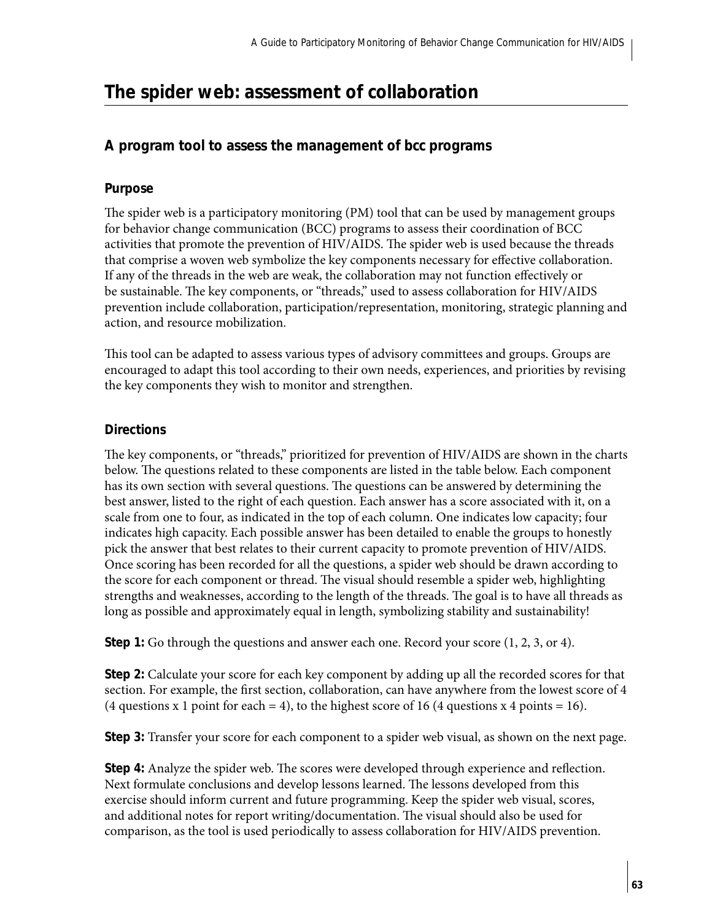## The spider web: assessment of collaboration

### A program tool to assess the management of bcc programs

#### Purpose

The spider web is a participatory monitoring (PM) tool that can be used by management groups for behavior change communication (BCC) programs to assess their coordination of BCC activities that promote the prevention of HIV/AIDS. The spider web is used because the threads that comprise a woven web symbolize the key components necessary for effective collaboration. If any of the threads in the web are weak, the collaboration may not function effectively or be sustainable. The key components, or "threads," used to assess collaboration for HIV/AIDS prevention include collaboration, participation/representation, monitoring, strategic planning and action, and resource mobilization.

This tool can be adapted to assess various types of advisory committees and groups. Groups are encouraged to adapt this tool according to their own needs, experiences, and priorities by revising the key components they wish to monitor and strengthen.

#### Directions

The key components, or "threads," prioritized for prevention of HIV/AIDS are shown in the charts below. The questions related to these components are listed in the table below. Each component has its own section with several questions. The questions can be answered by determining the best answer, listed to the right of each question. Each answer has a score associated with it, on a scale from one to four, as indicated in the top of each column. One indicates low capacity; four indicates high capacity. Each possible answer has been detailed to enable the groups to honestly pick the answer that best relates to their current capacity to promote prevention of HIV/AIDS. Once scoring has been recorded for all the questions, a spider web should be drawn according to the score for each component or thread. The visual should resemble a spider web, highlighting strengths and weaknesses, according to the length of the threads. The goal is to have all threads as long as possible and approximately equal in length, symbolizing stability and sustainability!

**Step 1:** Go through the questions and answer each one. Record your score (1, 2, 3, or 4).

**Step 2:** Calculate your score for each key component by adding up all the recorded scores for that section. For example, the first section, collaboration, can have anywhere from the lowest score of 4 (4 questions x 1 point for each = 4), to the highest score of 16 (4 questions x 4 points = 16).

**Step 3:** Transfer your score for each component to a spider web visual, as shown on the next page.

**Step 4:** Analyze the spider web. The scores were developed through experience and reflection. Next formulate conclusions and develop lessons learned. The lessons developed from this exercise should inform current and future programming. Keep the spider web visual, scores, and additional notes for report writing/documentation. The visual should also be used for comparison, as the tool is used periodically to assess collaboration for HIV/AIDS prevention.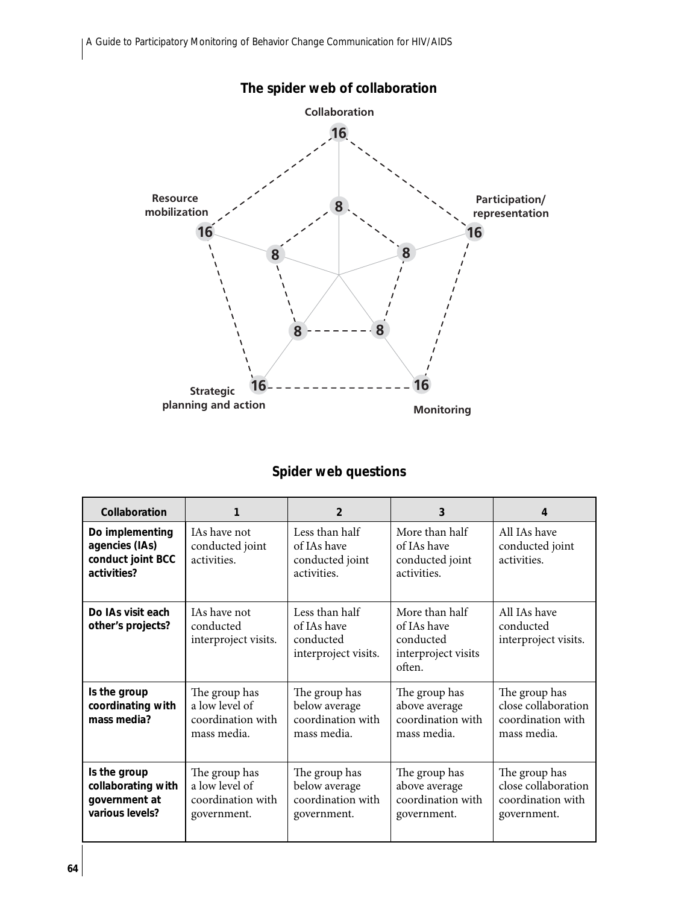## The spider web of collaboration

Collaboration

16

8

Participation/ representation

16

8

Monitoring

16

8

Strategic planning and action

16

8

Resource mobilization

16

8

## Spider web questions

| Collaboration | 1 | 2 | 3 | 4 |
|---|---|---|---|---|
| **Do implementing agencies (IAs) conduct joint BCC activities?** | IAs have not conducted joint activities. | Less than half of IAs have conducted joint activities. | More than half of IAs have conducted joint activities. | All IAs have conducted joint activities. |
| **Do IAs visit each other's projects?** | IAs have not conducted interproject visits. | Less than half of IAs have conducted interproject visits. | More than half of IAs have conducted interproject visits often. | All IAs have conducted interproject visits. |
| **Is the group coordinating with mass media?** | The group has a low level of coordination with mass media. | The group has below average coordination with mass media. | The group has above average coordination with mass media. | The group has close collaboration coordination with mass media. |
| **Is the group collaborating with government at various levels?** | The group has a low level of coordination with government. | The group has below average coordination with government. | The group has above average coordination with government. | The group has close collaboration coordination with government. |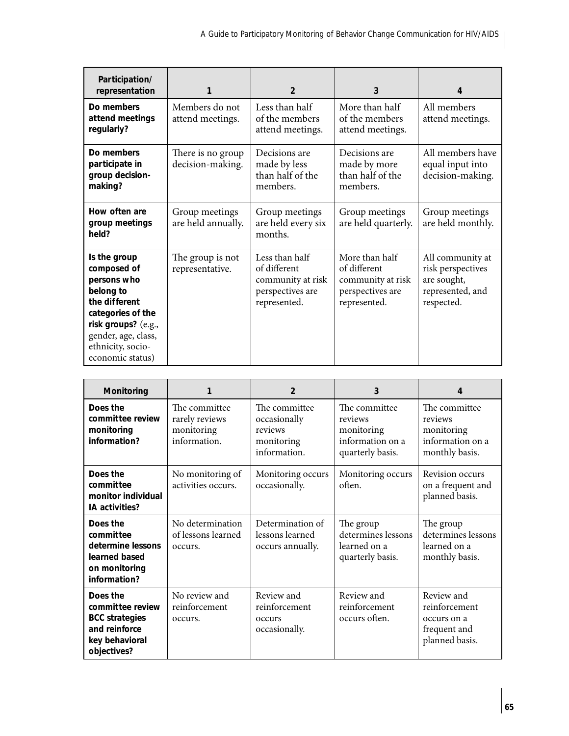| Participation/ representation | 1 | 2 | 3 | 4 |
|---|---|---|---|---|
| **Do members attend meetings regularly?** | Members do not attend meetings. | Less than half of the members attend meetings. | More than half of the members attend meetings. | All members attend meetings. |
| **Do members participate in group decision-making?** | There is no group decision-making. | Decisions are made by less than half of the members. | Decisions are made by more than half of the members. | All members have equal input into decision-making. |
| **How often are group meetings held?** | Group meetings are held annually. | Group meetings are held every six months. | Group meetings are held quarterly. | Group meetings are held monthly. |
| **Is the group composed of persons who belong to the different categories of the risk groups?** (e.g., gender, age, class, ethnicity, socio-economic status) | The group is not representative. | Less than half of different community at risk perspectives are represented. | More than half of different community at risk perspectives are represented. | All community at risk perspectives are sought, represented, and respected. |

| Monitoring | 1 | 2 | 3 | 4 |
|---|---|---|---|---|
| **Does the committee review monitoring information?** | The committee rarely reviews monitoring information. | The committee occasionally reviews monitoring information. | The committee reviews monitoring information on a quarterly basis. | The committee reviews monitoring information on a monthly basis. |
| **Does the committee monitor individual IA activities?** | No monitoring of activities occurs. | Monitoring occurs occasionally. | Monitoring occurs often. | Revision occurs on a frequent and planned basis. |
| **Does the committee determine lessons learned based on monitoring information?** | No determination of lessons learned occurs. | Determination of lessons learned occurs annually. | The group determines lessons learned on a quarterly basis. | The group determines lessons learned on a monthly basis. |
| **Does the committee review BCC strategies and reinforce key behavioral objectives?** | No review and reinforcement occurs. | Review and reinforcement occurs occasionally. | Review and reinforcement occurs often. | Review and reinforcement occurs on a frequent and planned basis. |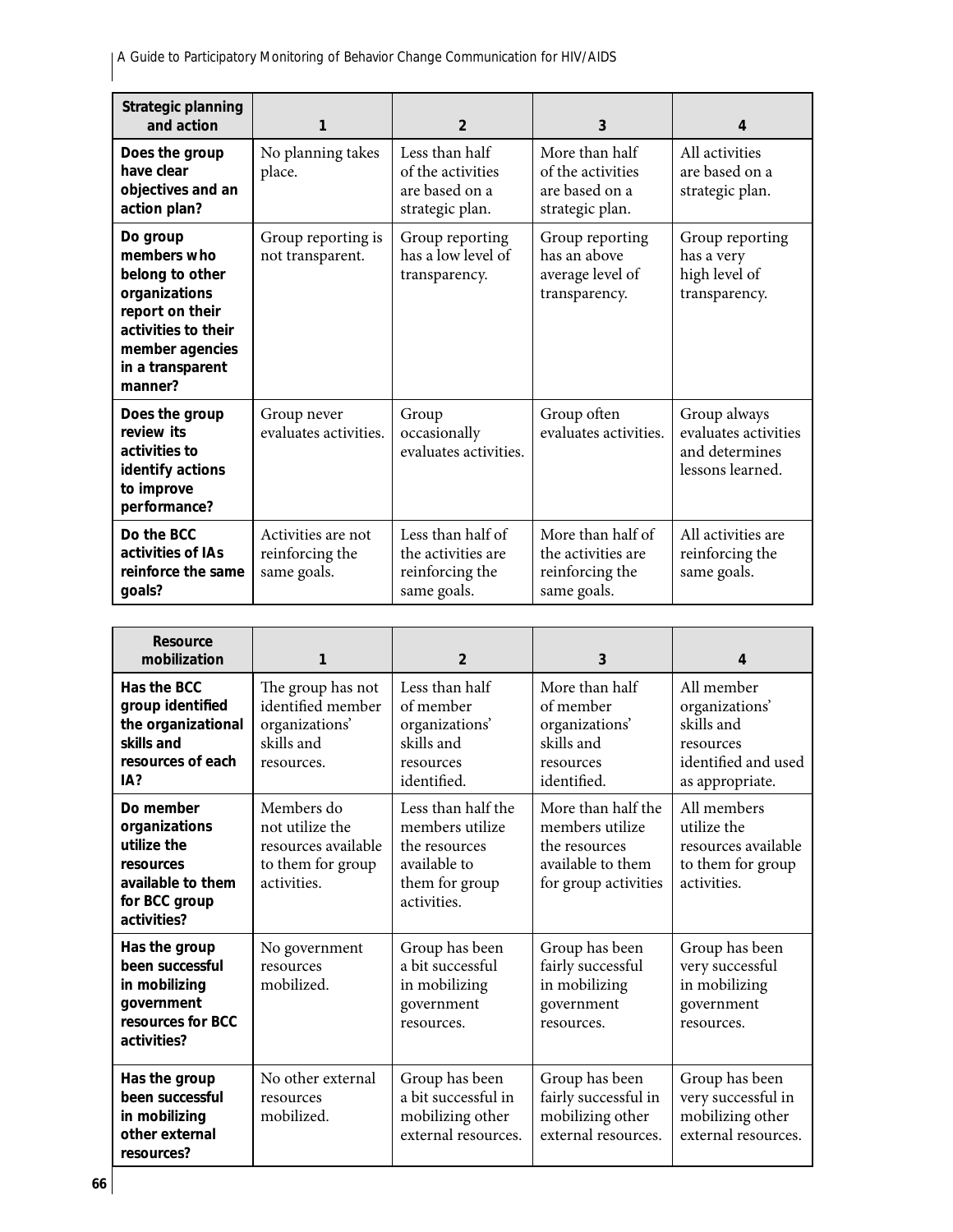| Strategic planning and action | 1 | 2 | 3 | 4 |
|---|---|---|---|---|
| **Does the group have clear objectives and an action plan?** | No planning takes place. | Less than half of the activities are based on a strategic plan. | More than half of the activities are based on a strategic plan. | All activities are based on a strategic plan. |
| **Do group members who belong to other organizations report on their activities to their member agencies in a transparent manner?** | Group reporting is not transparent. | Group reporting has a low level of transparency. | Group reporting has an above average level of transparency. | Group reporting has a very high level of transparency. |
| **Does the group review its activities to identify actions to improve performance?** | Group never evaluates activities. | Group occasionally evaluates activities. | Group often evaluates activities. | Group always evaluates activities and determines lessons learned. |
| **Do the BCC activities of IAs reinforce the same goals?** | Activities are not reinforcing the same goals. | Less than half of the activities are reinforcing the same goals. | More than half of the activities are reinforcing the same goals. | All activities are reinforcing the same goals. |

| Resource mobilization | 1 | 2 | 3 | 4 |
|---|---|---|---|---|
| **Has the BCC group identified the organizational skills and resources of each IA?** | The group has not identified member organizations' skills and resources. | Less than half of member organizations' skills and resources identified. | More than half of member organizations' skills and resources identified. | All member organizations' skills and resources identified and used as appropriate. |
| **Do member organizations utilize the resources available to them for BCC group activities?** | Members do not utilize the resources available to them for group activities. | Less than half the members utilize the resources available to them for group activities. | More than half the members utilize the resources available to them for group activities | All members utilize the resources available to them for group activities. |
| **Has the group been successful in mobilizing government resources for BCC activities?** | No government resources mobilized. | Group has been a bit successful in mobilizing government resources. | Group has been fairly successful in mobilizing government resources. | Group has been very successful in mobilizing government resources. |
| **Has the group been successful in mobilizing other external resources?** | No other external resources mobilized. | Group has been a bit successful in mobilizing other external resources. | Group has been fairly successful in mobilizing other external resources. | Group has been very successful in mobilizing other external resources. |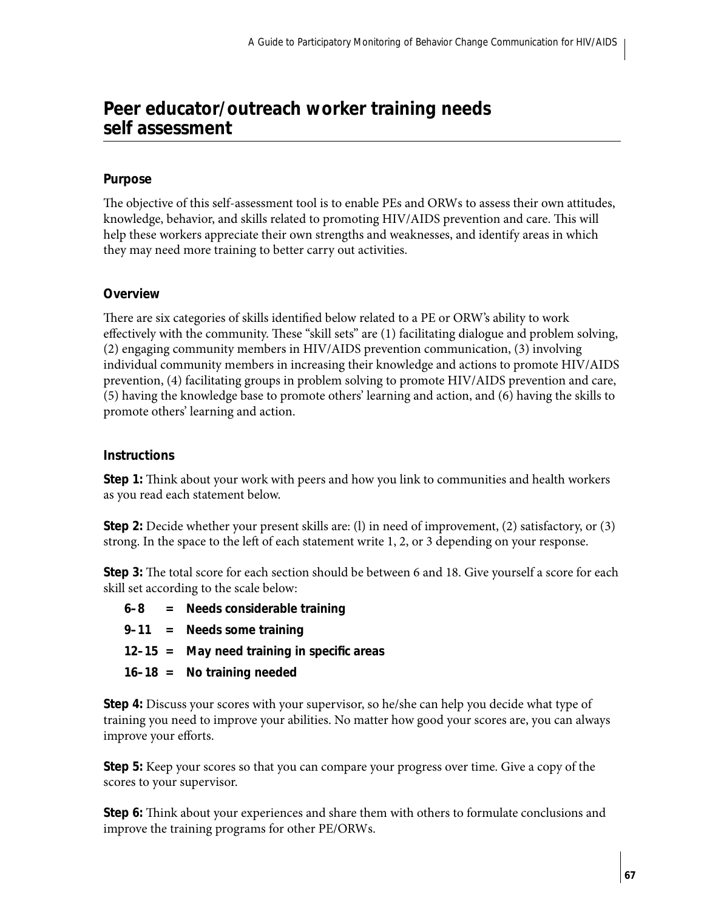# Peer educator/outreach worker training needs self assessment

## Purpose

The objective of this self-assessment tool is to enable PEs and ORWs to assess their own attitudes, knowledge, behavior, and skills related to promoting HIV/AIDS prevention and care. This will help these workers appreciate their own strengths and weaknesses, and identify areas in which they may need more training to better carry out activities.

## Overview

There are six categories of skills identified below related to a PE or ORW's ability to work effectively with the community. These "skill sets" are (1) facilitating dialogue and problem solving, (2) engaging community members in HIV/AIDS prevention communication, (3) involving individual community members in increasing their knowledge and actions to promote HIV/AIDS prevention, (4) facilitating groups in problem solving to promote HIV/AIDS prevention and care, (5) having the knowledge base to promote others' learning and action, and (6) having the skills to promote others' learning and action.

## Instructions

**Step 1:** Think about your work with peers and how you link to communities and health workers as you read each statement below.

**Step 2:** Decide whether your present skills are: (l) in need of improvement, (2) satisfactory, or (3) strong. In the space to the left of each statement write 1, 2, or 3 depending on your response.

**Step 3:** The total score for each section should be between 6 and 18. Give yourself a score for each skill set according to the scale below:

- **6–8 = Needs considerable training**
- **9–11 = Needs some training**
- **12–15 = May need training in specific areas**
- **16–18 = No training needed**

**Step 4:** Discuss your scores with your supervisor, so he/she can help you decide what type of training you need to improve your abilities. No matter how good your scores are, you can always improve your efforts.

**Step 5:** Keep your scores so that you can compare your progress over time. Give a copy of the scores to your supervisor.

**Step 6:** Think about your experiences and share them with others to formulate conclusions and improve the training programs for other PE/ORWs.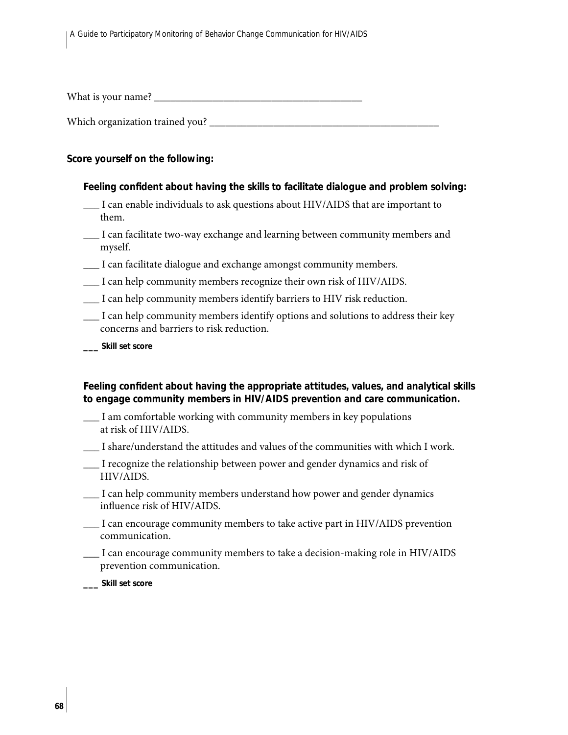What is your name? ________________________________________

Which organization trained you? ____________________________________________

**Score yourself on the following:**

**Feeling confident about having the skills to facilitate dialogue and problem solving:**

___ I can enable individuals to ask questions about HIV/AIDS that are important to them.

___ I can facilitate two-way exchange and learning between community members and myself.

___ I can facilitate dialogue and exchange amongst community members.

___ I can help community members recognize their own risk of HIV/AIDS.

___ I can help community members identify barriers to HIV risk reduction.

___ I can help community members identify options and solutions to address their key concerns and barriers to risk reduction.

___ **Skill set score**

**Feeling confident about having the appropriate attitudes, values, and analytical skills to engage community members in HIV/AIDS prevention and care communication.**

___ I am comfortable working with community members in key populations at risk of HIV/AIDS.

___ I share/understand the attitudes and values of the communities with which I work.

___ I recognize the relationship between power and gender dynamics and risk of HIV/AIDS.

___ I can help community members understand how power and gender dynamics influence risk of HIV/AIDS.

___ I can encourage community members to take active part in HIV/AIDS prevention communication.

___ I can encourage community members to take a decision-making role in HIV/AIDS prevention communication.

___ **Skill set score**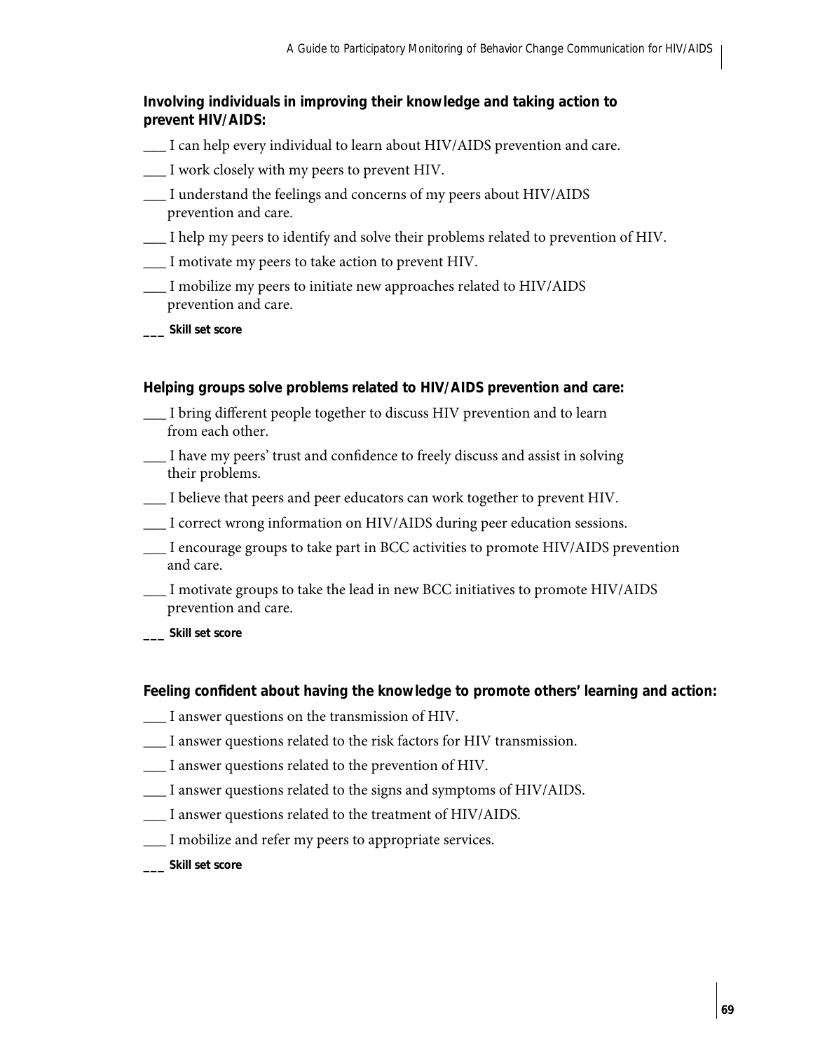**Involving individuals in improving their knowledge and taking action to prevent HIV/AIDS:**

___ I can help every individual to learn about HIV/AIDS prevention and care.

___ I work closely with my peers to prevent HIV.

___ I understand the feelings and concerns of my peers about HIV/AIDS prevention and care.

___ I help my peers to identify and solve their problems related to prevention of HIV.

___ I motivate my peers to take action to prevent HIV.

___ I mobilize my peers to initiate new approaches related to HIV/AIDS prevention and care.

___ **Skill set score**

**Helping groups solve problems related to HIV/AIDS prevention and care:**

___ I bring different people together to discuss HIV prevention and to learn from each other.

___ I have my peers' trust and confidence to freely discuss and assist in solving their problems.

___ I believe that peers and peer educators can work together to prevent HIV.

___ I correct wrong information on HIV/AIDS during peer education sessions.

___ I encourage groups to take part in BCC activities to promote HIV/AIDS prevention and care.

___ I motivate groups to take the lead in new BCC initiatives to promote HIV/AIDS prevention and care.

___ **Skill set score**

**Feeling confident about having the knowledge to promote others' learning and action:**

___ I answer questions on the transmission of HIV.

___ I answer questions related to the risk factors for HIV transmission.

___ I answer questions related to the prevention of HIV.

___ I answer questions related to the signs and symptoms of HIV/AIDS.

___ I answer questions related to the treatment of HIV/AIDS.

___ I mobilize and refer my peers to appropriate services.

___ **Skill set score**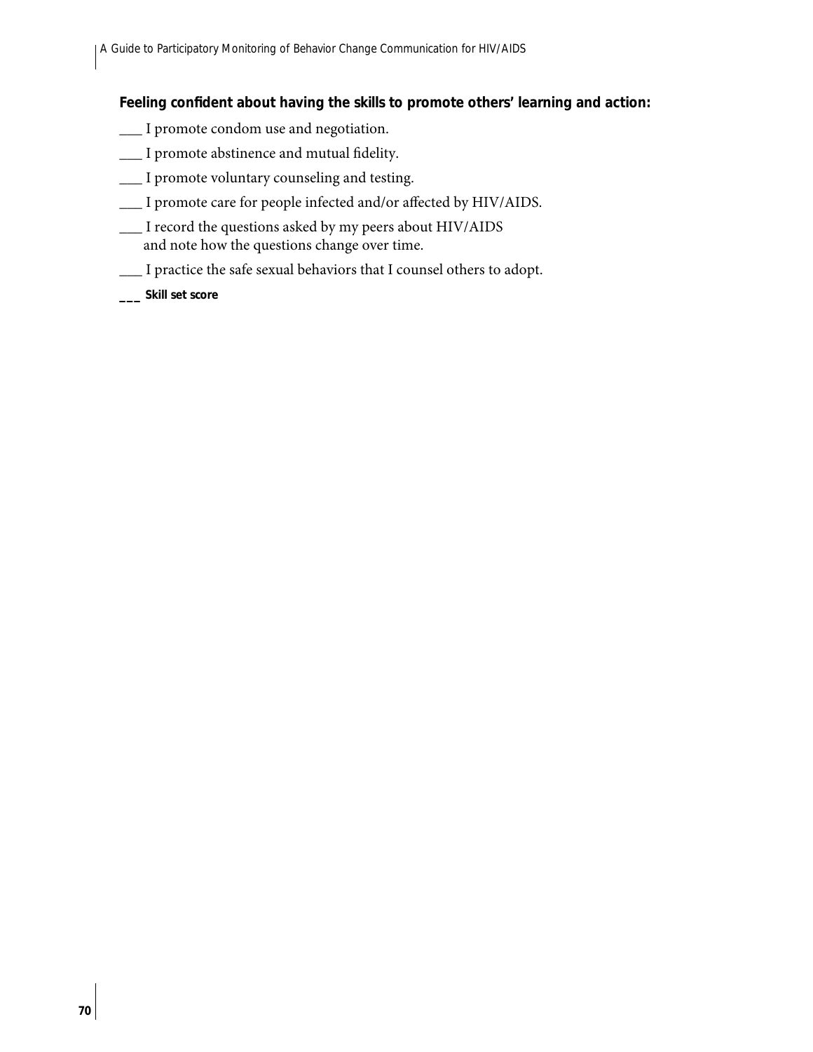**Feeling confident about having the skills to promote others' learning and action:**

___ I promote condom use and negotiation.

___ I promote abstinence and mutual fidelity.

___ I promote voluntary counseling and testing.

___ I promote care for people infected and/or affected by HIV/AIDS.

___ I record the questions asked by my peers about HIV/AIDS and note how the questions change over time.

___ I practice the safe sexual behaviors that I counsel others to adopt.

___ **Skill set score**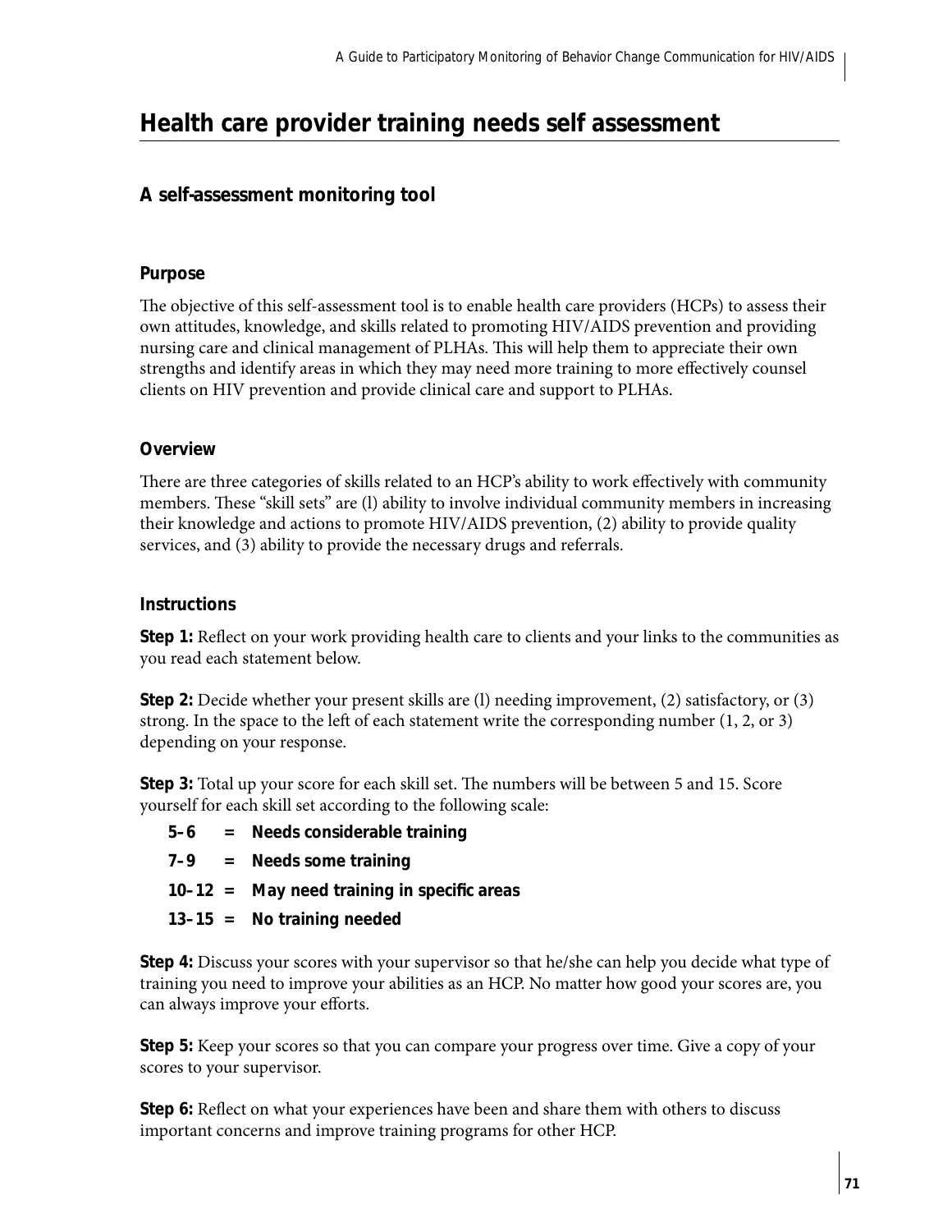# Health care provider training needs self assessment

## A self-assessment monitoring tool

### Purpose

The objective of this self-assessment tool is to enable health care providers (HCPs) to assess their own attitudes, knowledge, and skills related to promoting HIV/AIDS prevention and providing nursing care and clinical management of PLHAs. This will help them to appreciate their own strengths and identify areas in which they may need more training to more effectively counsel clients on HIV prevention and provide clinical care and support to PLHAs.

### Overview

There are three categories of skills related to an HCP's ability to work effectively with community members. These "skill sets" are (l) ability to involve individual community members in increasing their knowledge and actions to promote HIV/AIDS prevention, (2) ability to provide quality services, and (3) ability to provide the necessary drugs and referrals.

### Instructions

**Step 1:** Reflect on your work providing health care to clients and your links to the communities as you read each statement below.

**Step 2:** Decide whether your present skills are (l) needing improvement, (2) satisfactory, or (3) strong. In the space to the left of each statement write the corresponding number (1, 2, or 3) depending on your response.

**Step 3:** Total up your score for each skill set. The numbers will be between 5 and 15. Score yourself for each skill set according to the following scale:

- **5–6 = Needs considerable training**
- **7–9 = Needs some training**
- **10–12 = May need training in specific areas**
- **13–15 = No training needed**

**Step 4:** Discuss your scores with your supervisor so that he/she can help you decide what type of training you need to improve your abilities as an HCP. No matter how good your scores are, you can always improve your efforts.

**Step 5:** Keep your scores so that you can compare your progress over time. Give a copy of your scores to your supervisor.

**Step 6:** Reflect on what your experiences have been and share them with others to discuss important concerns and improve training programs for other HCP.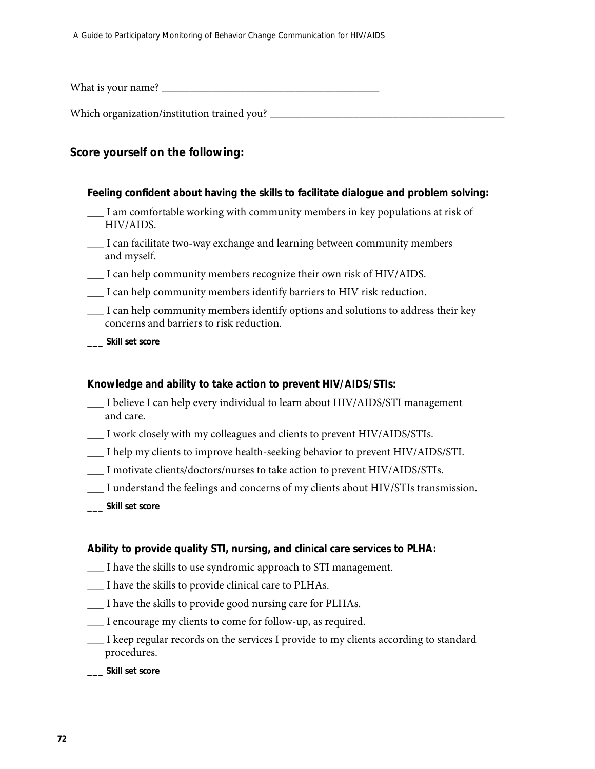What is your name? ________________________________________

Which organization/institution trained you? ____________________________________________

## Score yourself on the following:

**Feeling confident about having the skills to facilitate dialogue and problem solving:**

___ I am comfortable working with community members in key populations at risk of HIV/AIDS.

___ I can facilitate two-way exchange and learning between community members and myself.

___ I can help community members recognize their own risk of HIV/AIDS.

___ I can help community members identify barriers to HIV risk reduction.

___ I can help community members identify options and solutions to address their key concerns and barriers to risk reduction.

___ **Skill set score**

**Knowledge and ability to take action to prevent HIV/AIDS/STIs:**

___ I believe I can help every individual to learn about HIV/AIDS/STI management and care.

___ I work closely with my colleagues and clients to prevent HIV/AIDS/STIs.

___ I help my clients to improve health-seeking behavior to prevent HIV/AIDS/STI.

___ I motivate clients/doctors/nurses to take action to prevent HIV/AIDS/STIs.

___ I understand the feelings and concerns of my clients about HIV/STIs transmission.

___ **Skill set score**

**Ability to provide quality STI, nursing, and clinical care services to PLHA:**

___ I have the skills to use syndromic approach to STI management.

___ I have the skills to provide clinical care to PLHAs.

___ I have the skills to provide good nursing care for PLHAs.

___ I encourage my clients to come for follow-up, as required.

___ I keep regular records on the services I provide to my clients according to standard procedures.

___ **Skill set score**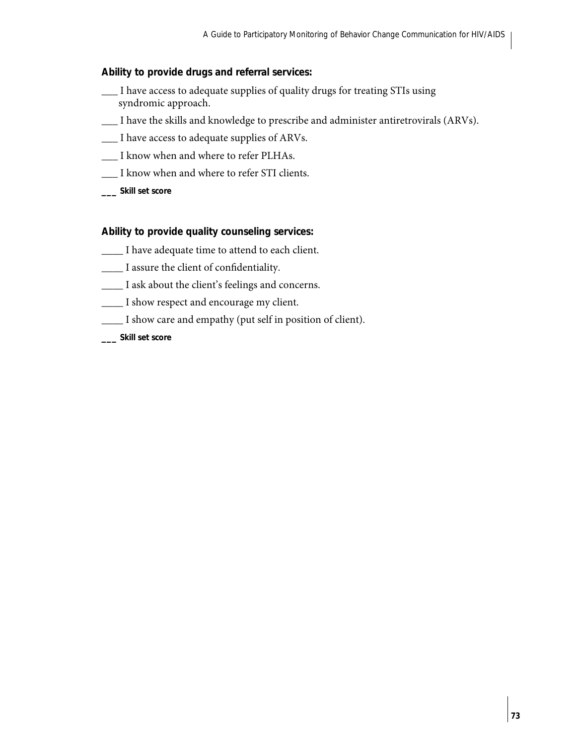**Ability to provide drugs and referral services:**

___ I have access to adequate supplies of quality drugs for treating STIs using syndromic approach.

___ I have the skills and knowledge to prescribe and administer antiretrovirals (ARVs).

___ I have access to adequate supplies of ARVs.

___ I know when and where to refer PLHAs.

___ I know when and where to refer STI clients.

**___ Skill set score**

**Ability to provide quality counseling services:**

____ I have adequate time to attend to each client.

____ I assure the client of confidentiality.

____ I ask about the client's feelings and concerns.

____ I show respect and encourage my client.

____ I show care and empathy (put self in position of client).

**___ Skill set score**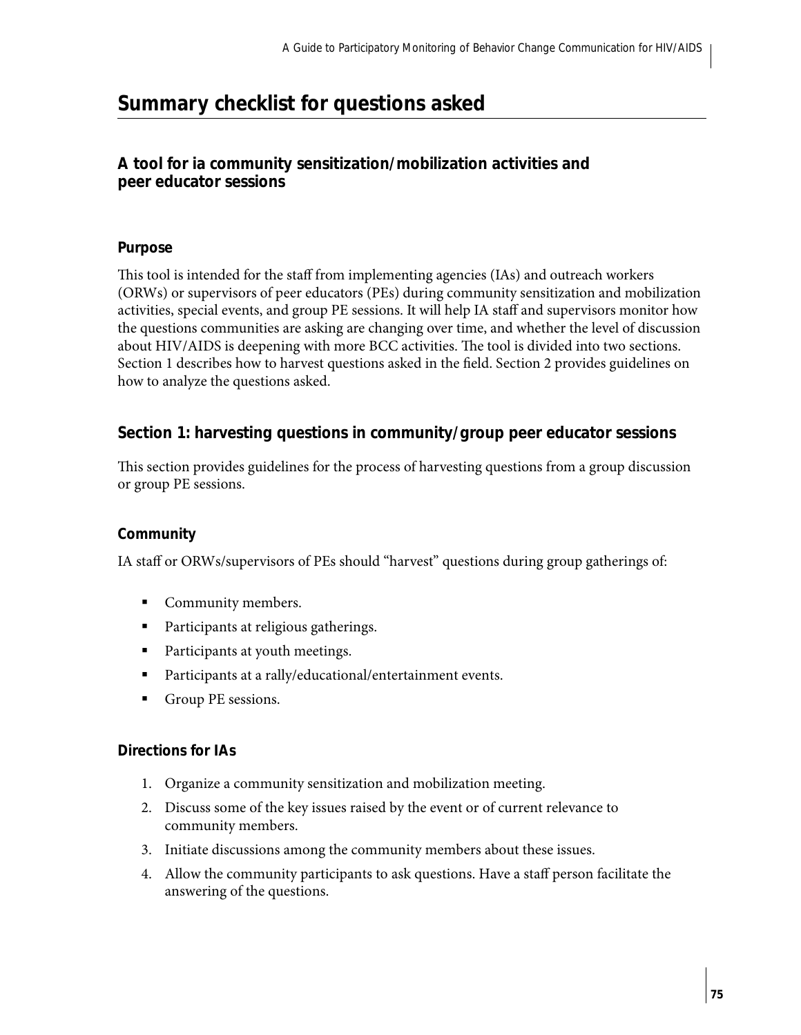# Summary checklist for questions asked

## A tool for ia community sensitization/mobilization activities and peer educator sessions

### Purpose

This tool is intended for the staff from implementing agencies (IAs) and outreach workers (ORWs) or supervisors of peer educators (PEs) during community sensitization and mobilization activities, special events, and group PE sessions. It will help IA staff and supervisors monitor how the questions communities are asking are changing over time, and whether the level of discussion about HIV/AIDS is deepening with more BCC activities. The tool is divided into two sections. Section 1 describes how to harvest questions asked in the field. Section 2 provides guidelines on how to analyze the questions asked.

## Section 1: harvesting questions in community/group peer educator sessions

This section provides guidelines for the process of harvesting questions from a group discussion or group PE sessions.

### Community

IA staff or ORWs/supervisors of PEs should "harvest" questions during group gatherings of:

- Community members.
- Participants at religious gatherings.
- Participants at youth meetings.
- Participants at a rally/educational/entertainment events.
- Group PE sessions.

### Directions for IAs

1. Organize a community sensitization and mobilization meeting.
2. Discuss some of the key issues raised by the event or of current relevance to community members.
3. Initiate discussions among the community members about these issues.
4. Allow the community participants to ask questions. Have a staff person facilitate the answering of the questions.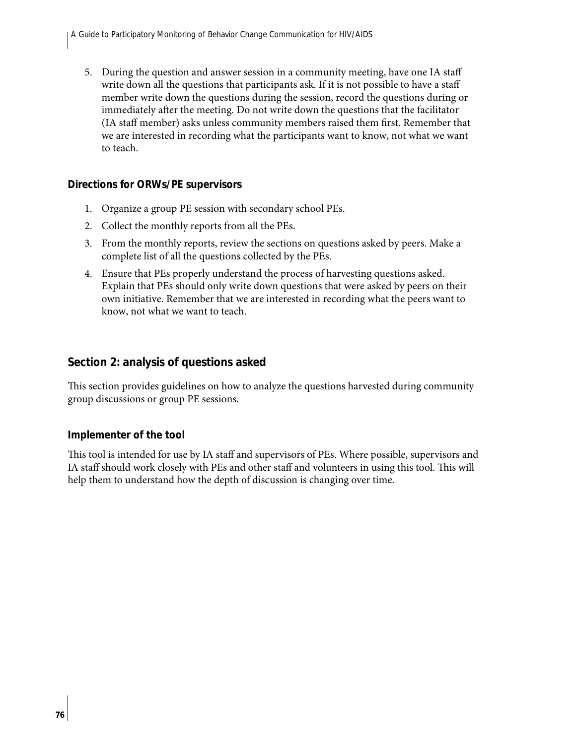5. During the question and answer session in a community meeting, have one IA staff write down all the questions that participants ask. If it is not possible to have a staff member write down the questions during the session, record the questions during or immediately after the meeting. Do not write down the questions that the facilitator (IA staff member) asks unless community members raised them first. Remember that we are interested in recording what the participants want to know, not what we want to teach.

### Directions for ORWs/PE supervisors

1. Organize a group PE session with secondary school PEs.
2. Collect the monthly reports from all the PEs.
3. From the monthly reports, review the sections on questions asked by peers. Make a complete list of all the questions collected by the PEs.
4. Ensure that PEs properly understand the process of harvesting questions asked. Explain that PEs should only write down questions that were asked by peers on their own initiative. Remember that we are interested in recording what the peers want to know, not what we want to teach.

## Section 2: analysis of questions asked

This section provides guidelines on how to analyze the questions harvested during community group discussions or group PE sessions.

### Implementer of the tool

This tool is intended for use by IA staff and supervisors of PEs. Where possible, supervisors and IA staff should work closely with PEs and other staff and volunteers in using this tool. This will help them to understand how the depth of discussion is changing over time.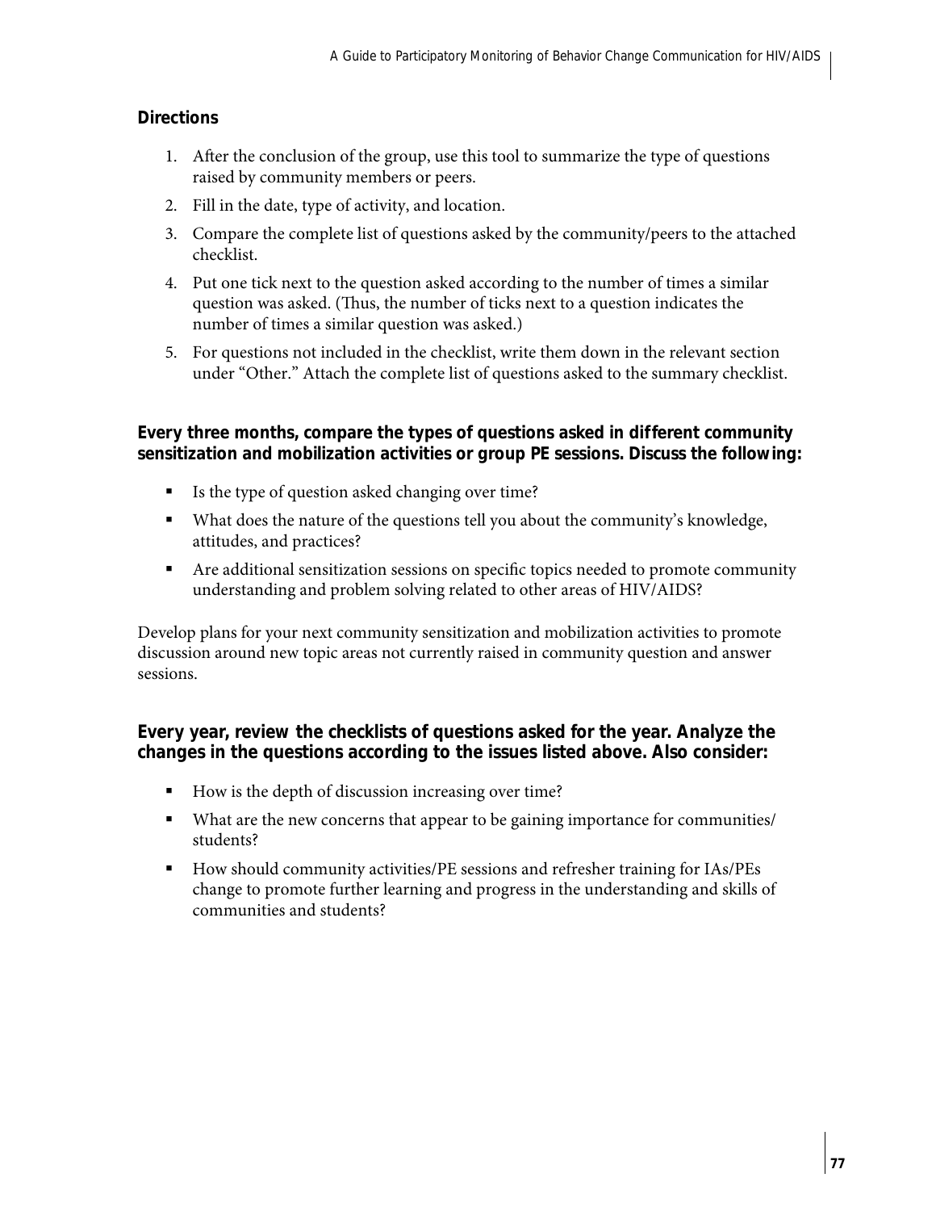**Directions**

1. After the conclusion of the group, use this tool to summarize the type of questions raised by community members or peers.
2. Fill in the date, type of activity, and location.
3. Compare the complete list of questions asked by the community/peers to the attached checklist.
4. Put one tick next to the question asked according to the number of times a similar question was asked. (Thus, the number of ticks next to a question indicates the number of times a similar question was asked.)
5. For questions not included in the checklist, write them down in the relevant section under "Other." Attach the complete list of questions asked to the summary checklist.

**Every three months, compare the types of questions asked in different community sensitization and mobilization activities or group PE sessions. Discuss the following:**

- Is the type of question asked changing over time?
- What does the nature of the questions tell you about the community's knowledge, attitudes, and practices?
- Are additional sensitization sessions on specific topics needed to promote community understanding and problem solving related to other areas of HIV/AIDS?

Develop plans for your next community sensitization and mobilization activities to promote discussion around new topic areas not currently raised in community question and answer sessions.

**Every year, review the checklists of questions asked for the year. Analyze the changes in the questions according to the issues listed above. Also consider:**

- How is the depth of discussion increasing over time?
- What are the new concerns that appear to be gaining importance for communities/students?
- How should community activities/PE sessions and refresher training for IAs/PEs change to promote further learning and progress in the understanding and skills of communities and students?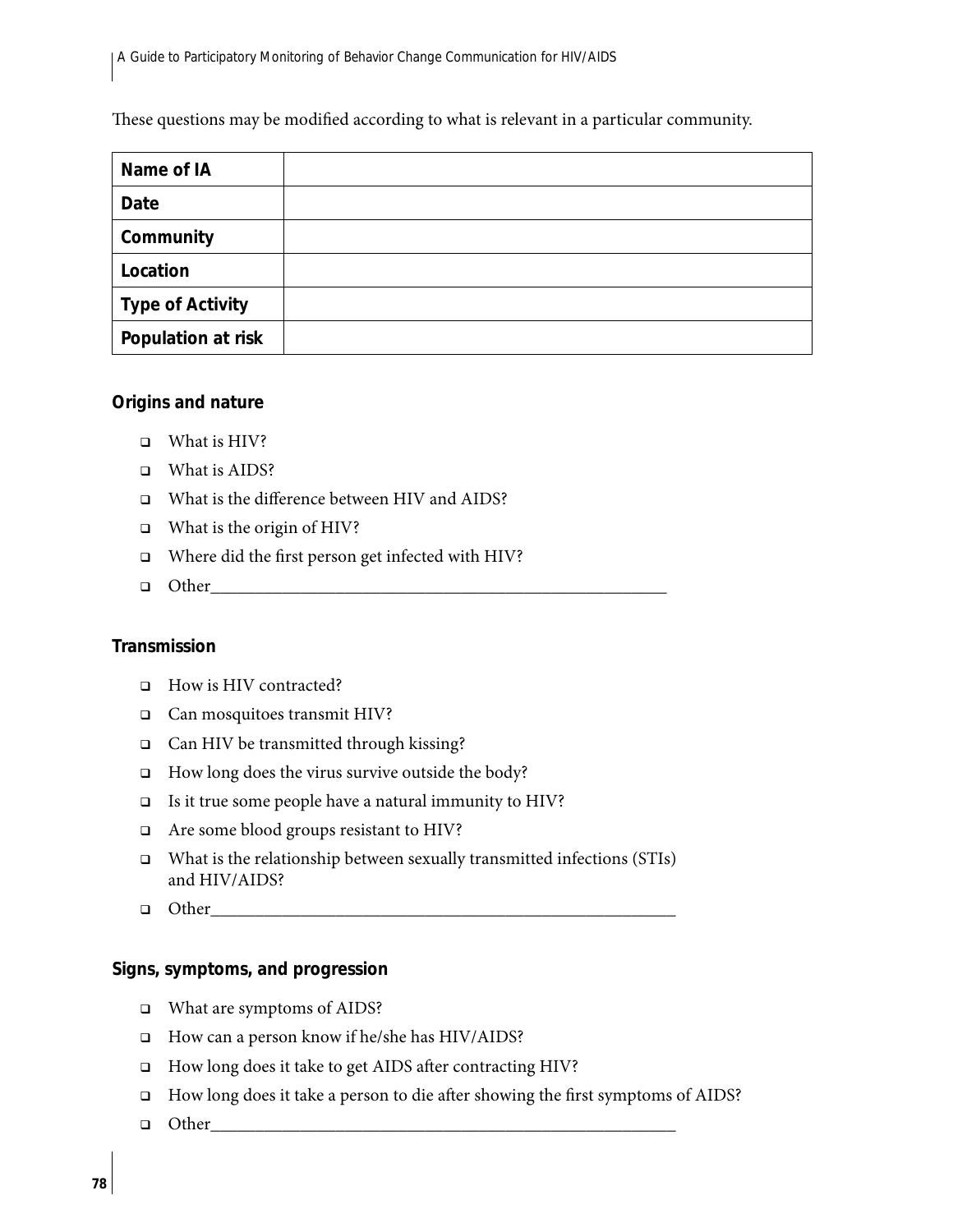These questions may be modified according to what is relevant in a particular community.

| Name of IA | |
|---|---|
| Date | |
| Community | |
| Location | |
| Type of Activity | |
| Population at risk | |

**Origins and nature**

- ❑ What is HIV?
- ❑ What is AIDS?
- ❑ What is the difference between HIV and AIDS?
- ❑ What is the origin of HIV?
- ❑ Where did the first person get infected with HIV?
- ❑ Other___________________________________________

**Transmission**

- ❑ How is HIV contracted?
- ❑ Can mosquitoes transmit HIV?
- ❑ Can HIV be transmitted through kissing?
- ❑ How long does the virus survive outside the body?
- ❑ Is it true some people have a natural immunity to HIV?
- ❑ Are some blood groups resistant to HIV?
- ❑ What is the relationship between sexually transmitted infections (STIs) and HIV/AIDS?
- ❑ Other___________________________________________

**Signs, symptoms, and progression**

- ❑ What are symptoms of AIDS?
- ❑ How can a person know if he/she has HIV/AIDS?
- ❑ How long does it take to get AIDS after contracting HIV?
- ❑ How long does it take a person to die after showing the first symptoms of AIDS?
- ❑ Other___________________________________________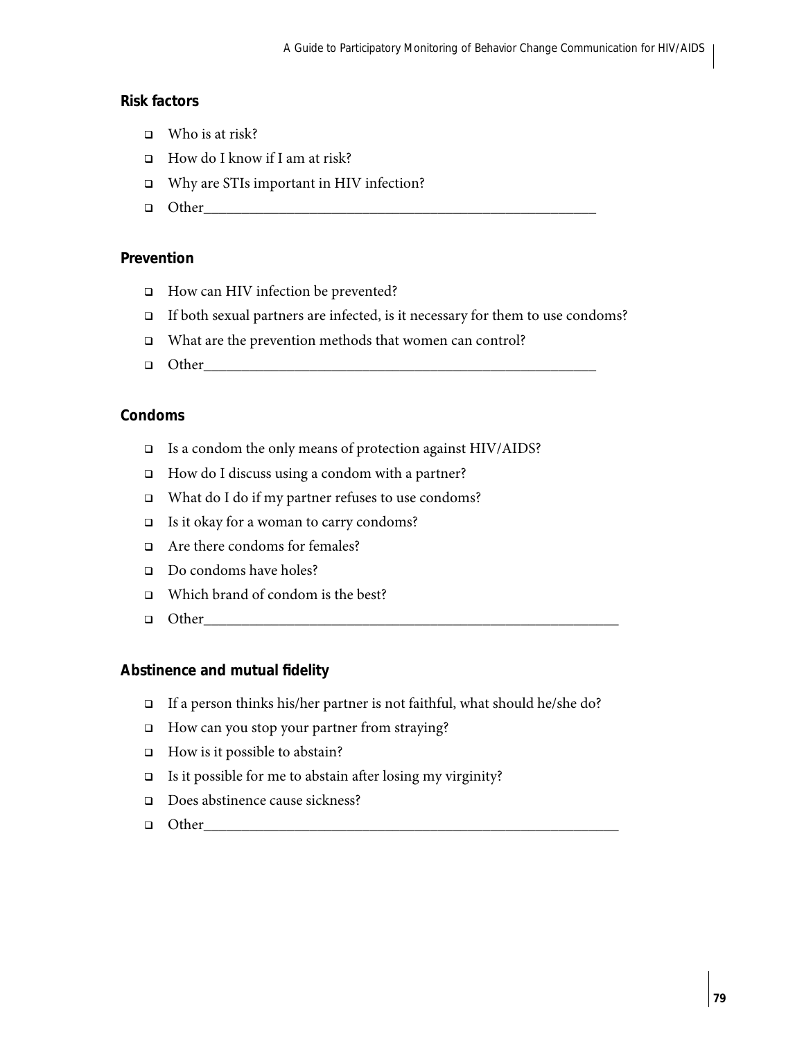### Risk factors

- ☐ Who is at risk?
- ☐ How do I know if I am at risk?
- ☐ Why are STIs important in HIV infection?
- ☐ Other_______________________________________________________

### Prevention

- ☐ How can HIV infection be prevented?
- ☐ If both sexual partners are infected, is it necessary for them to use condoms?
- ☐ What are the prevention methods that women can control?
- ☐ Other_______________________________________________________

### Condoms

- ☐ Is a condom the only means of protection against HIV/AIDS?
- ☐ How do I discuss using a condom with a partner?
- ☐ What do I do if my partner refuses to use condoms?
- ☐ Is it okay for a woman to carry condoms?
- ☐ Are there condoms for females?
- ☐ Do condoms have holes?
- ☐ Which brand of condom is the best?
- ☐ Other__________________________________________________________

### Abstinence and mutual fidelity

- ☐ If a person thinks his/her partner is not faithful, what should he/she do?
- ☐ How can you stop your partner from straying?
- ☐ How is it possible to abstain?
- ☐ Is it possible for me to abstain after losing my virginity?
- ☐ Does abstinence cause sickness?
- ☐ Other__________________________________________________________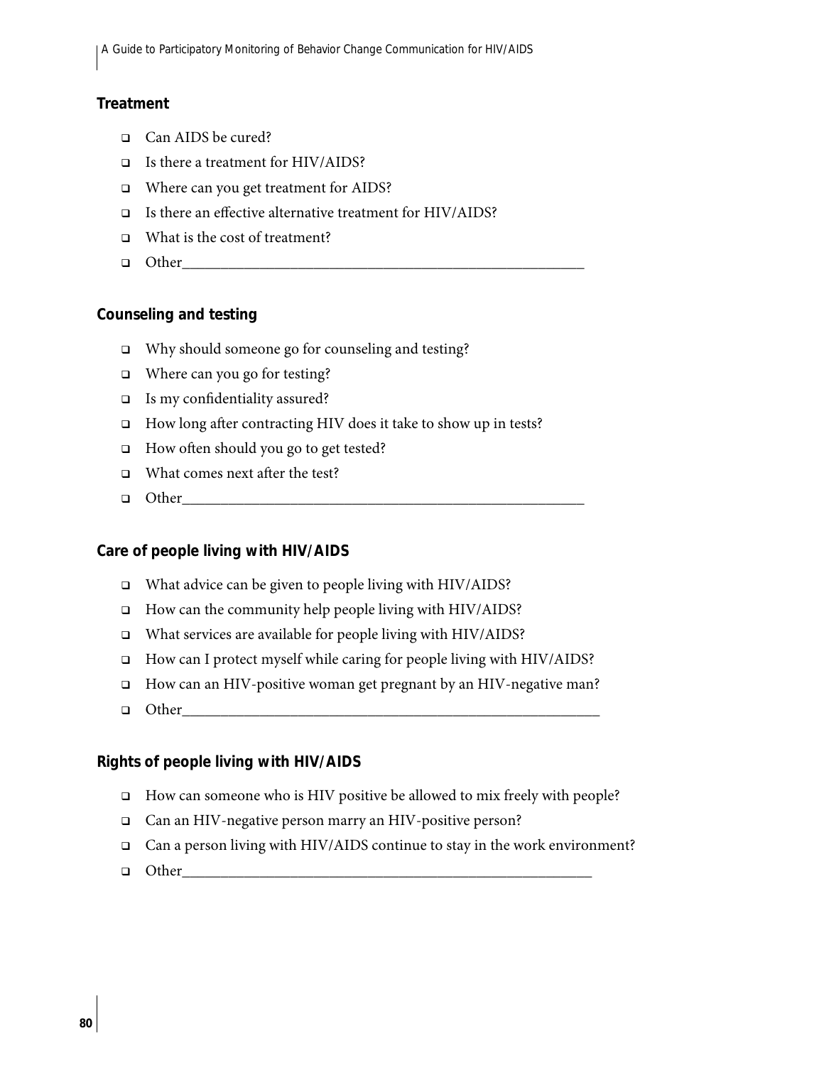### Treatment

- ❑ Can AIDS be cured?
- ❑ Is there a treatment for HIV/AIDS?
- ❑ Where can you get treatment for AIDS?
- ❑ Is there an effective alternative treatment for HIV/AIDS?
- ❑ What is the cost of treatment?
- ❑ Other\_\_\_\_\_\_\_\_\_\_\_\_\_\_\_\_\_\_\_\_\_\_\_\_\_\_\_\_\_\_\_\_\_\_\_\_\_\_\_\_\_\_\_\_\_\_\_\_

### Counseling and testing

- ❑ Why should someone go for counseling and testing?
- ❑ Where can you go for testing?
- ❑ Is my confidentiality assured?
- ❑ How long after contracting HIV does it take to show up in tests?
- ❑ How often should you go to get tested?
- ❑ What comes next after the test?
- ❑ Other\_\_\_\_\_\_\_\_\_\_\_\_\_\_\_\_\_\_\_\_\_\_\_\_\_\_\_\_\_\_\_\_\_\_\_\_\_\_\_\_\_\_\_\_\_\_\_\_

### Care of people living with HIV/AIDS

- ❑ What advice can be given to people living with HIV/AIDS?
- ❑ How can the community help people living with HIV/AIDS?
- ❑ What services are available for people living with HIV/AIDS?
- ❑ How can I protect myself while caring for people living with HIV/AIDS?
- ❑ How can an HIV-positive woman get pregnant by an HIV-negative man?
- ❑ Other\_\_\_\_\_\_\_\_\_\_\_\_\_\_\_\_\_\_\_\_\_\_\_\_\_\_\_\_\_\_\_\_\_\_\_\_\_\_\_\_\_\_\_\_\_\_\_\_

### Rights of people living with HIV/AIDS

- ❑ How can someone who is HIV positive be allowed to mix freely with people?
- ❑ Can an HIV-negative person marry an HIV-positive person?
- ❑ Can a person living with HIV/AIDS continue to stay in the work environment?
- ❑ Other\_\_\_\_\_\_\_\_\_\_\_\_\_\_\_\_\_\_\_\_\_\_\_\_\_\_\_\_\_\_\_\_\_\_\_\_\_\_\_\_\_\_\_\_\_\_\_\_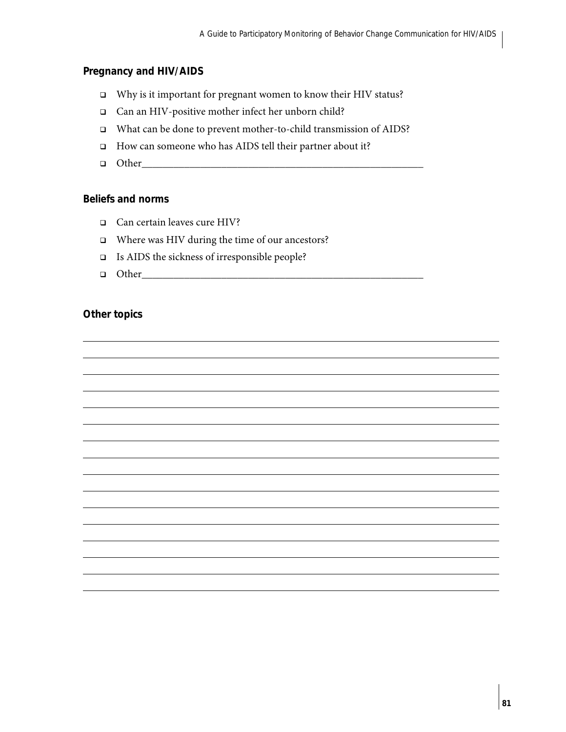### Pregnancy and HIV/AIDS

- ❑ Why is it important for pregnant women to know their HIV status?
- ❑ Can an HIV-positive mother infect her unborn child?
- ❑ What can be done to prevent mother-to-child transmission of AIDS?
- ❑ How can someone who has AIDS tell their partner about it?
- ❑ Other________________________________________________________

### Beliefs and norms

- ❑ Can certain leaves cure HIV?
- ❑ Where was HIV during the time of our ancestors?
- ❑ Is AIDS the sickness of irresponsible people?
- ❑ Other________________________________________________________

### Other topics

________________________________________________________________________

________________________________________________________________________

________________________________________________________________________

________________________________________________________________________

________________________________________________________________________

________________________________________________________________________

________________________________________________________________________

________________________________________________________________________

________________________________________________________________________

________________________________________________________________________

________________________________________________________________________

________________________________________________________________________

________________________________________________________________________

________________________________________________________________________

________________________________________________________________________

________________________________________________________________________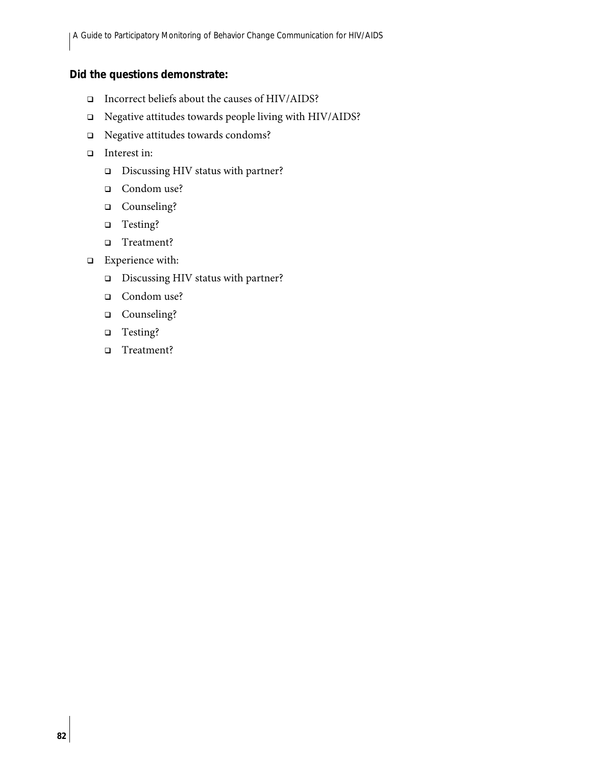**Did the questions demonstrate:**

- Incorrect beliefs about the causes of HIV/AIDS?
- Negative attitudes towards people living with HIV/AIDS?
- Negative attitudes towards condoms?
- Interest in:
  - Discussing HIV status with partner?
  - Condom use?
  - Counseling?
  - Testing?
  - Treatment?
- Experience with:
  - Discussing HIV status with partner?
  - Condom use?
  - Counseling?
  - Testing?
  - Treatment?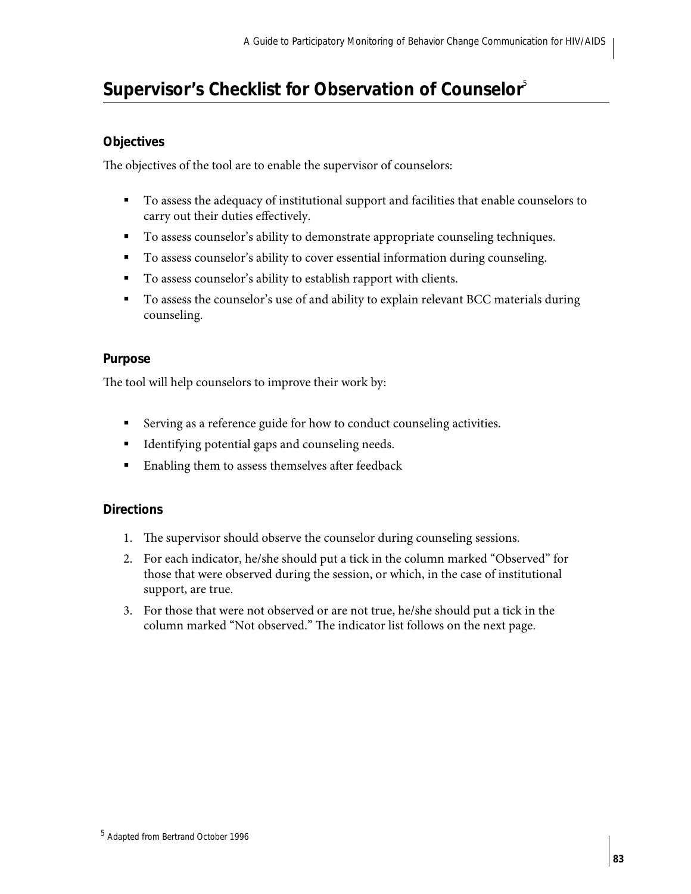# Supervisor's Checklist for Observation of Counselor[5]

### Objectives

The objectives of the tool are to enable the supervisor of counselors:

- To assess the adequacy of institutional support and facilities that enable counselors to carry out their duties effectively.
- To assess counselor's ability to demonstrate appropriate counseling techniques.
- To assess counselor's ability to cover essential information during counseling.
- To assess counselor's ability to establish rapport with clients.
- To assess the counselor's use of and ability to explain relevant BCC materials during counseling.

### Purpose

The tool will help counselors to improve their work by:

- Serving as a reference guide for how to conduct counseling activities.
- Identifying potential gaps and counseling needs.
- Enabling them to assess themselves after feedback

### Directions

1. The supervisor should observe the counselor during counseling sessions.
2. For each indicator, he/she should put a tick in the column marked "Observed" for those that were observed during the session, or which, in the case of institutional support, are true.
3. For those that were not observed or are not true, he/she should put a tick in the column marked "Not observed." The indicator list follows on the next page.

[5] Adapted from Bertrand October 1996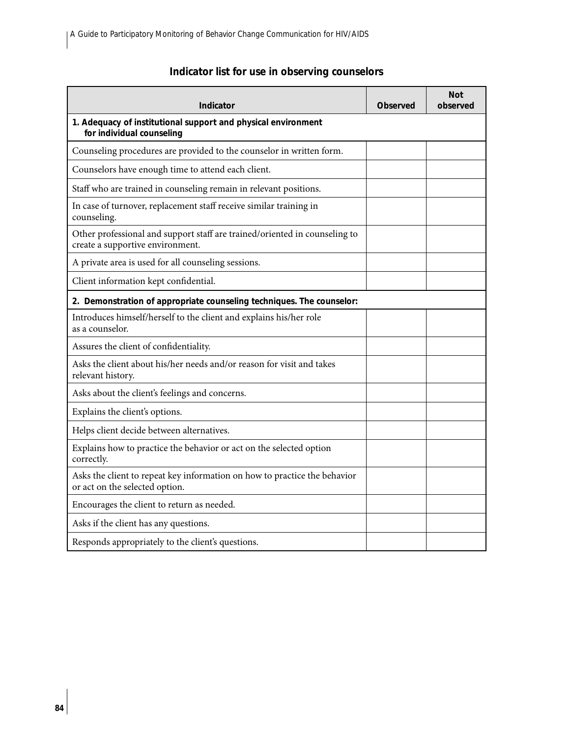## Indicator list for use in observing counselors

| Indicator | Observed | Not observed |
|---|---|---|
| **1. Adequacy of institutional support and physical environment for individual counseling** | | |
| Counseling procedures are provided to the counselor in written form. | | |
| Counselors have enough time to attend each client. | | |
| Staff who are trained in counseling remain in relevant positions. | | |
| In case of turnover, replacement staff receive similar training in counseling. | | |
| Other professional and support staff are trained/oriented in counseling to create a supportive environment. | | |
| A private area is used for all counseling sessions. | | |
| Client information kept confidential. | | |
| **2. Demonstration of appropriate counseling techniques. The counselor:** | | |
| Introduces himself/herself to the client and explains his/her role as a counselor. | | |
| Assures the client of confidentiality. | | |
| Asks the client about his/her needs and/or reason for visit and takes relevant history. | | |
| Asks about the client's feelings and concerns. | | |
| Explains the client's options. | | |
| Helps client decide between alternatives. | | |
| Explains how to practice the behavior or act on the selected option correctly. | | |
| Asks the client to repeat key information on how to practice the behavior or act on the selected option. | | |
| Encourages the client to return as needed. | | |
| Asks if the client has any questions. | | |
| Responds appropriately to the client's questions. | | |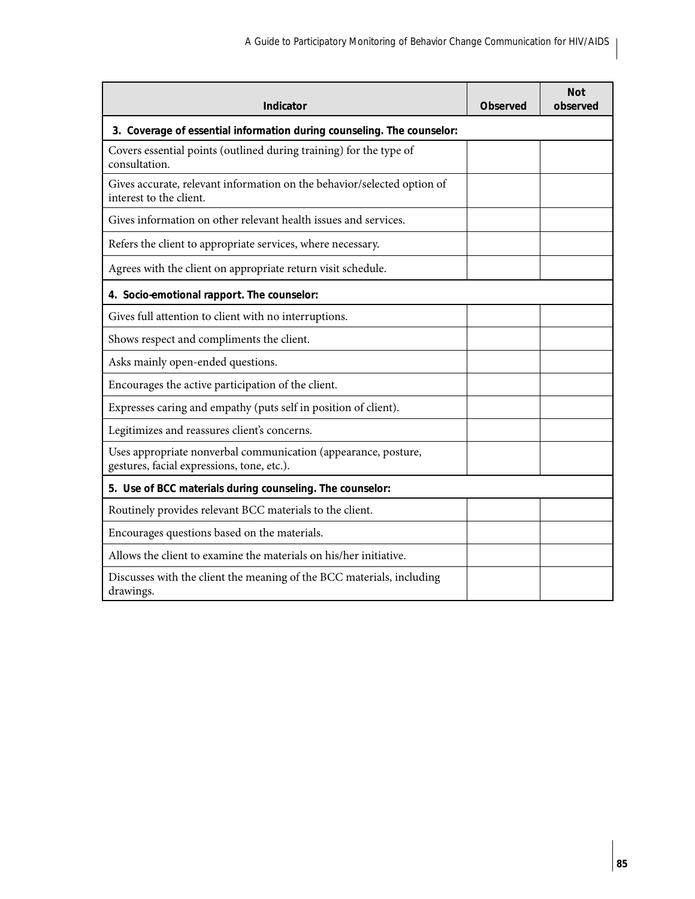| Indicator | Observed | Not observed |
|---|---|---|
| **3. Coverage of essential information during counseling. The counselor:** | | |
| Covers essential points (outlined during training) for the type of consultation. | | |
| Gives accurate, relevant information on the behavior/selected option of interest to the client. | | |
| Gives information on other relevant health issues and services. | | |
| Refers the client to appropriate services, where necessary. | | |
| Agrees with the client on appropriate return visit schedule. | | |
| **4. Socio-emotional rapport. The counselor:** | | |
| Gives full attention to client with no interruptions. | | |
| Shows respect and compliments the client. | | |
| Asks mainly open-ended questions. | | |
| Encourages the active participation of the client. | | |
| Expresses caring and empathy (puts self in position of client). | | |
| Legitimizes and reassures client's concerns. | | |
| Uses appropriate nonverbal communication (appearance, posture, gestures, facial expressions, tone, etc.). | | |
| **5. Use of BCC materials during counseling. The counselor:** | | |
| Routinely provides relevant BCC materials to the client. | | |
| Encourages questions based on the materials. | | |
| Allows the client to examine the materials on his/her initiative. | | |
| Discusses with the client the meaning of the BCC materials, including drawings. | | |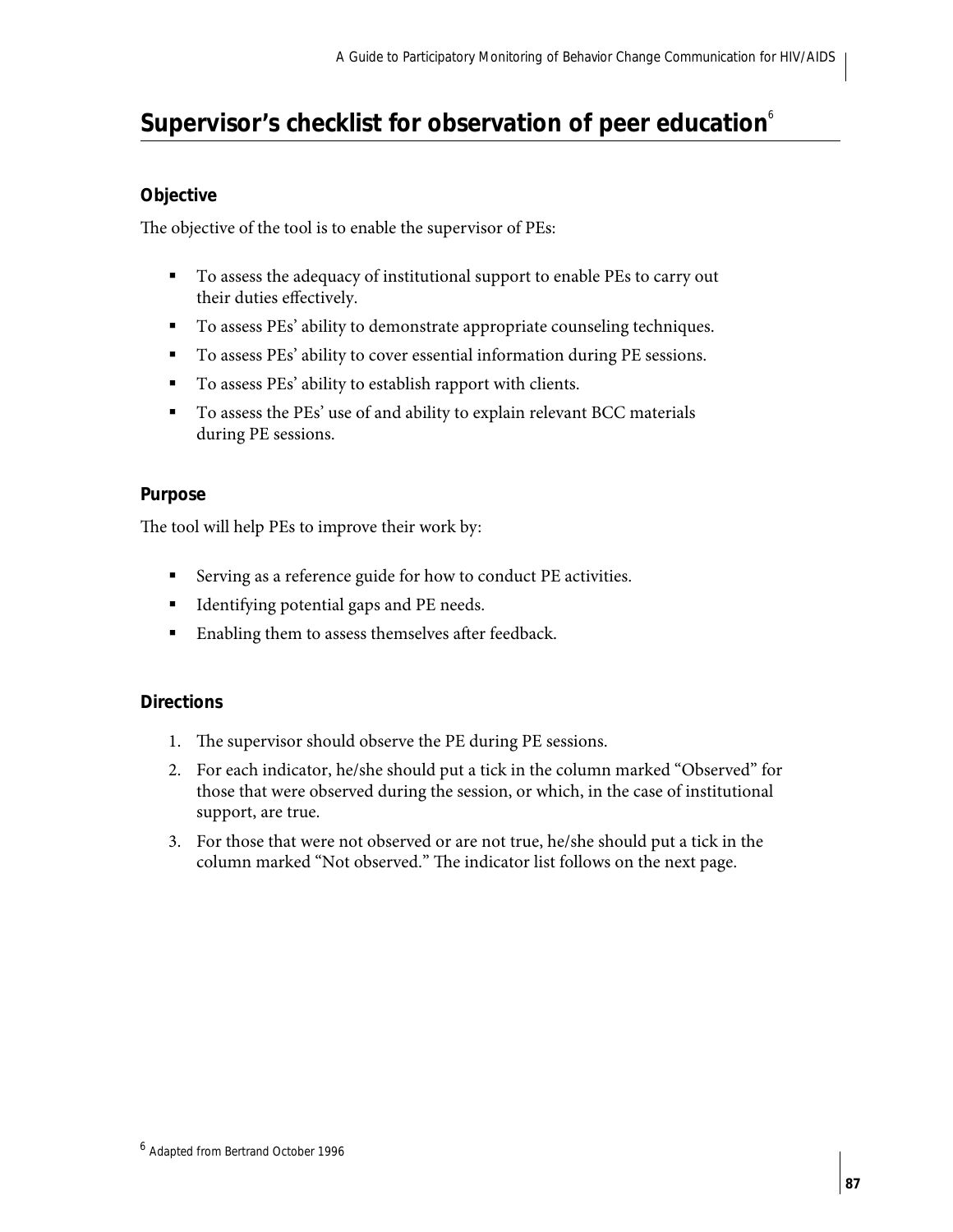## Supervisor's checklist for observation of peer education[6]

### Objective

The objective of the tool is to enable the supervisor of PEs:

- To assess the adequacy of institutional support to enable PEs to carry out their duties effectively.
- To assess PEs' ability to demonstrate appropriate counseling techniques.
- To assess PEs' ability to cover essential information during PE sessions.
- To assess PEs' ability to establish rapport with clients.
- To assess the PEs' use of and ability to explain relevant BCC materials during PE sessions.

### Purpose

The tool will help PEs to improve their work by:

- Serving as a reference guide for how to conduct PE activities.
- Identifying potential gaps and PE needs.
- Enabling them to assess themselves after feedback.

### Directions

1. The supervisor should observe the PE during PE sessions.
2. For each indicator, he/she should put a tick in the column marked "Observed" for those that were observed during the session, or which, in the case of institutional support, are true.
3. For those that were not observed or are not true, he/she should put a tick in the column marked "Not observed." The indicator list follows on the next page.

[6] Adapted from Bertrand October 1996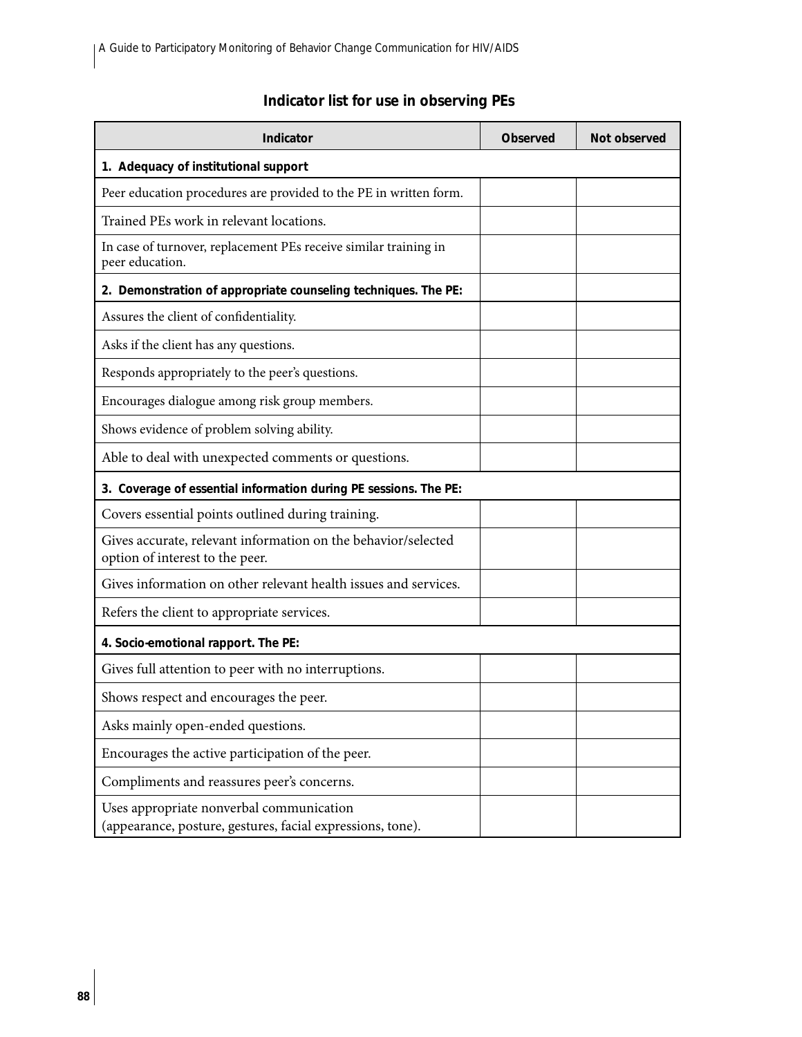### Indicator list for use in observing PEs

| Indicator | Observed | Not observed |
|---|---|---|
| **1. Adequacy of institutional support** | | |
| Peer education procedures are provided to the PE in written form. | | |
| Trained PEs work in relevant locations. | | |
| In case of turnover, replacement PEs receive similar training in peer education. | | |
| **2. Demonstration of appropriate counseling techniques. The PE:** | | |
| Assures the client of confidentiality. | | |
| Asks if the client has any questions. | | |
| Responds appropriately to the peer's questions. | | |
| Encourages dialogue among risk group members. | | |
| Shows evidence of problem solving ability. | | |
| Able to deal with unexpected comments or questions. | | |
| **3. Coverage of essential information during PE sessions. The PE:** | | |
| Covers essential points outlined during training. | | |
| Gives accurate, relevant information on the behavior/selected option of interest to the peer. | | |
| Gives information on other relevant health issues and services. | | |
| Refers the client to appropriate services. | | |
| **4. Socio-emotional rapport. The PE:** | | |
| Gives full attention to peer with no interruptions. | | |
| Shows respect and encourages the peer. | | |
| Asks mainly open-ended questions. | | |
| Encourages the active participation of the peer. | | |
| Compliments and reassures peer's concerns. | | |
| Uses appropriate nonverbal communication (appearance, posture, gestures, facial expressions, tone). | | |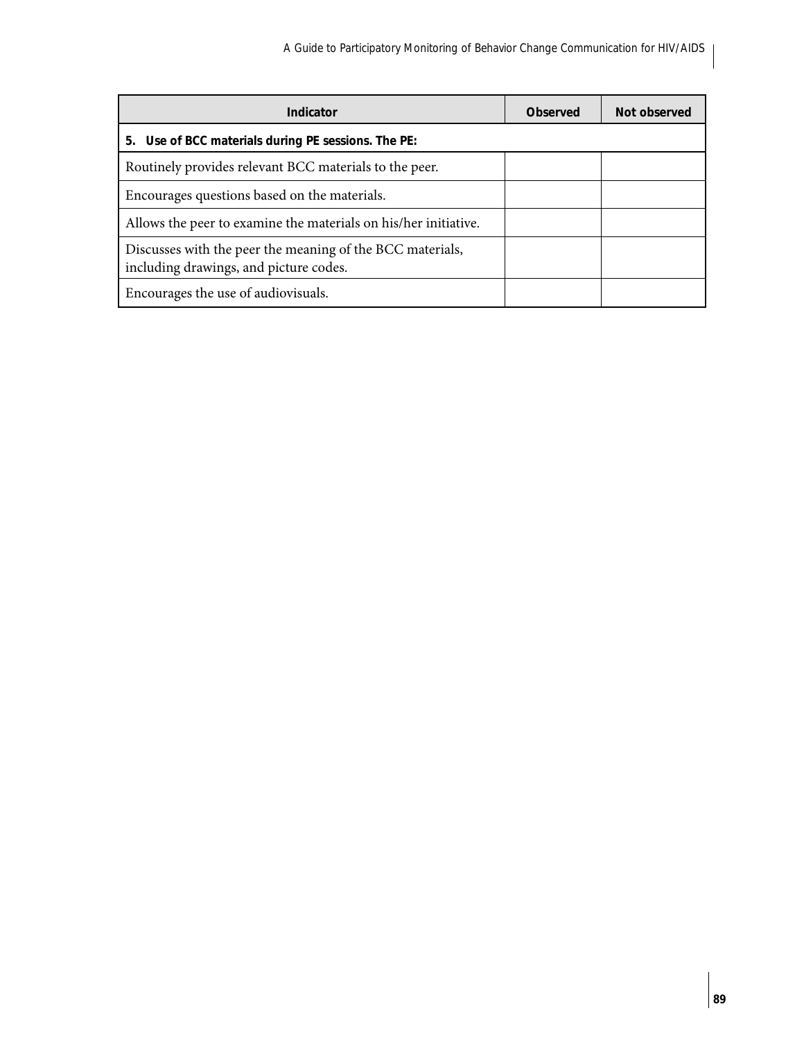| Indicator | Observed | Not observed |
|---|---|---|
| **5. Use of BCC materials during PE sessions. The PE:** | | |
| Routinely provides relevant BCC materials to the peer. | | |
| Encourages questions based on the materials. | | |
| Allows the peer to examine the materials on his/her initiative. | | |
| Discusses with the peer the meaning of the BCC materials, including drawings, and picture codes. | | |
| Encourages the use of audiovisuals. | | |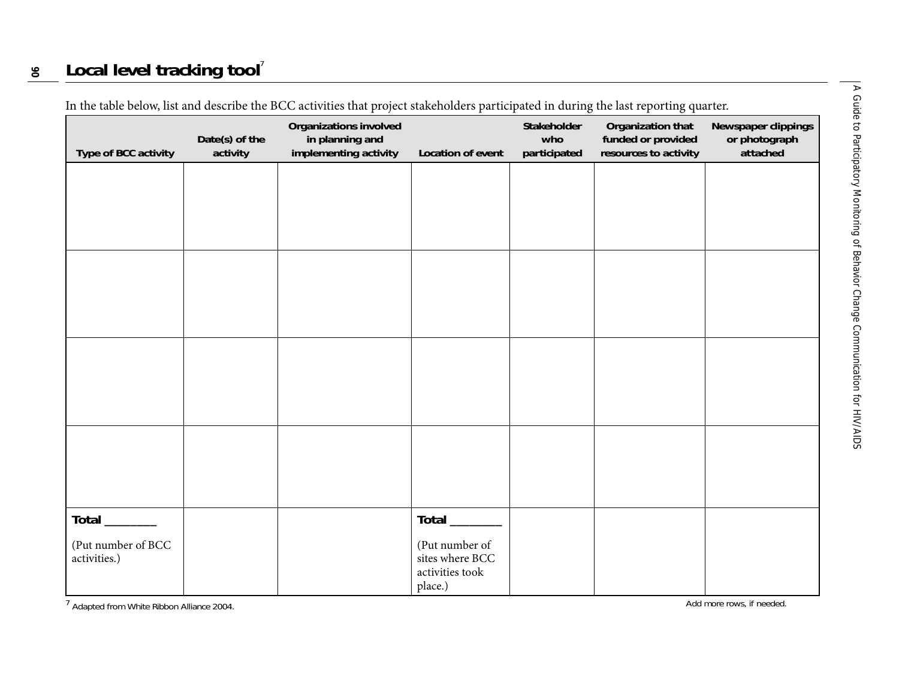# Local level tracking tool[7]

In the table below, list and describe the BCC activities that project stakeholders participated in during the last reporting quarter.

| Type of BCC activity | Date(s) of the activity | Organizations involved in planning and implementing activity | Location of event | Stakeholder who participated | Organization that funded or provided resources to activity | Newspaper clippings or photograph attached |
|---|---|---|---|---|---|---|
| | | | | | | |
| | | | | | | |
| | | | | | | |
| | | | | | | |
| **Total** ________ (Put number of BCC activities.) | | | **Total** ________ (Put number of sites where BCC activities took place.) | | | |

[7] Adapted from White Ribbon Alliance 2004.

Add more rows, if needed.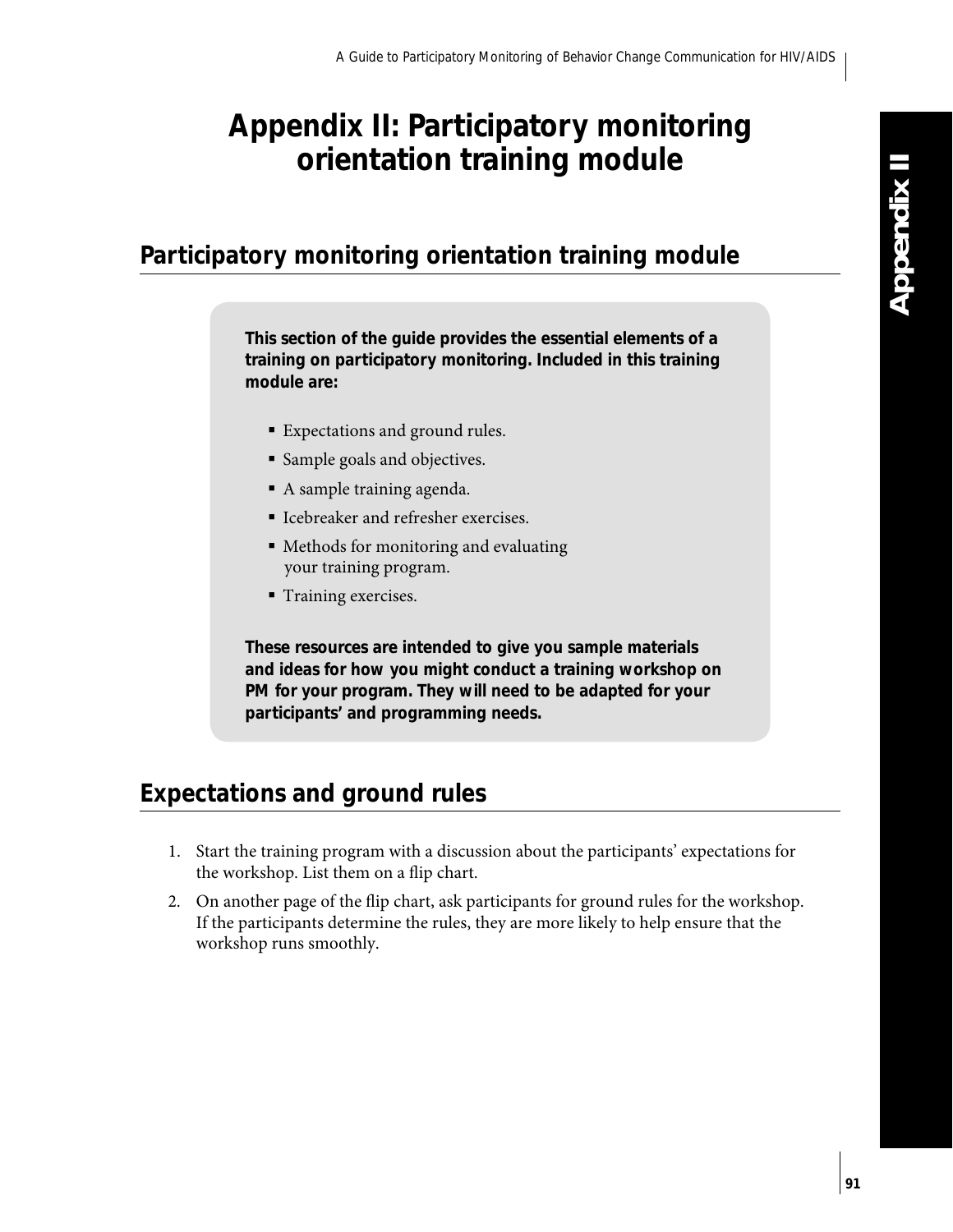# Appendix II: Participatory monitoring orientation training module

## Participatory monitoring orientation training module

**This section of the guide provides the essential elements of a training on participatory monitoring. Included in this training module are:**

- Expectations and ground rules.
- Sample goals and objectives.
- A sample training agenda.
- Icebreaker and refresher exercises.
- Methods for monitoring and evaluating your training program.
- Training exercises.

**These resources are intended to give you sample materials and ideas for how you might conduct a training workshop on PM for your program. They will need to be adapted for your participants' and programming needs.**

## Expectations and ground rules

1. Start the training program with a discussion about the participants' expectations for the workshop. List them on a flip chart.
2. On another page of the flip chart, ask participants for ground rules for the workshop. If the participants determine the rules, they are more likely to help ensure that the workshop runs smoothly.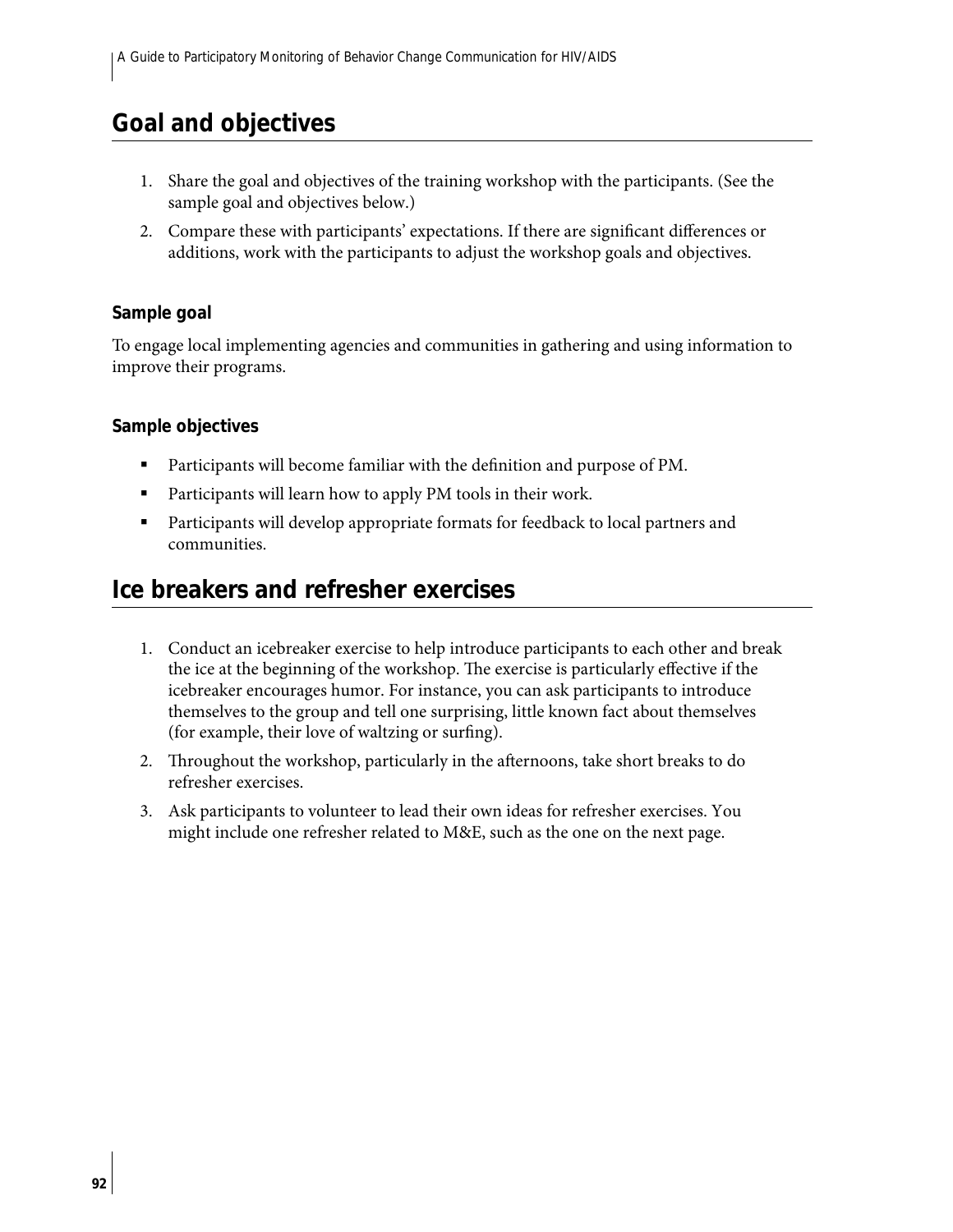## Goal and objectives

1. Share the goal and objectives of the training workshop with the participants. (See the sample goal and objectives below.)
2. Compare these with participants' expectations. If there are significant differences or additions, work with the participants to adjust the workshop goals and objectives.

### Sample goal

To engage local implementing agencies and communities in gathering and using information to improve their programs.

### Sample objectives

- Participants will become familiar with the definition and purpose of PM.
- Participants will learn how to apply PM tools in their work.
- Participants will develop appropriate formats for feedback to local partners and communities.

## Ice breakers and refresher exercises

1. Conduct an icebreaker exercise to help introduce participants to each other and break the ice at the beginning of the workshop. The exercise is particularly effective if the icebreaker encourages humor. For instance, you can ask participants to introduce themselves to the group and tell one surprising, little known fact about themselves (for example, their love of waltzing or surfing).
2. Throughout the workshop, particularly in the afternoons, take short breaks to do refresher exercises.
3. Ask participants to volunteer to lead their own ideas for refresher exercises. You might include one refresher related to M&E, such as the one on the next page.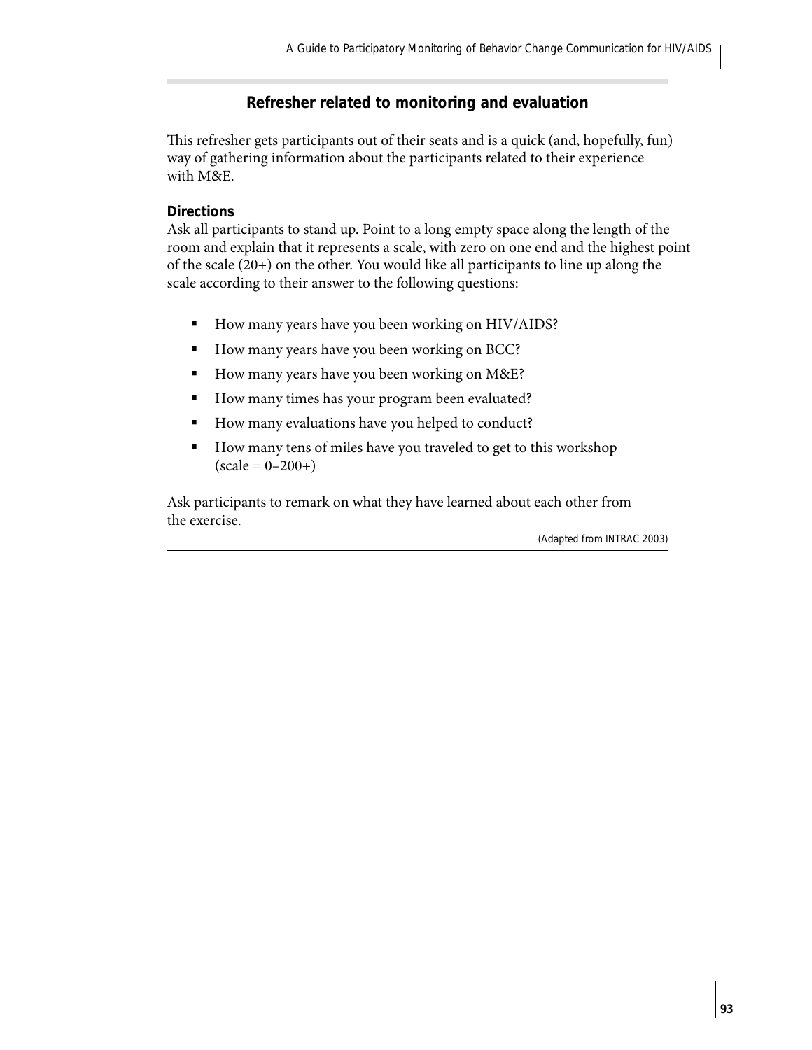## Refresher related to monitoring and evaluation

This refresher gets participants out of their seats and is a quick (and, hopefully, fun) way of gathering information about the participants related to their experience with M&E.

**Directions**

Ask all participants to stand up. Point to a long empty space along the length of the room and explain that it represents a scale, with zero on one end and the highest point of the scale (20+) on the other. You would like all participants to line up along the scale according to their answer to the following questions:

- How many years have you been working on HIV/AIDS?
- How many years have you been working on BCC?
- How many years have you been working on M&E?
- How many times has your program been evaluated?
- How many evaluations have you helped to conduct?
- How many tens of miles have you traveled to get to this workshop (scale = 0–200+)

Ask participants to remark on what they have learned about each other from the exercise.

(Adapted from INTRAC 2003)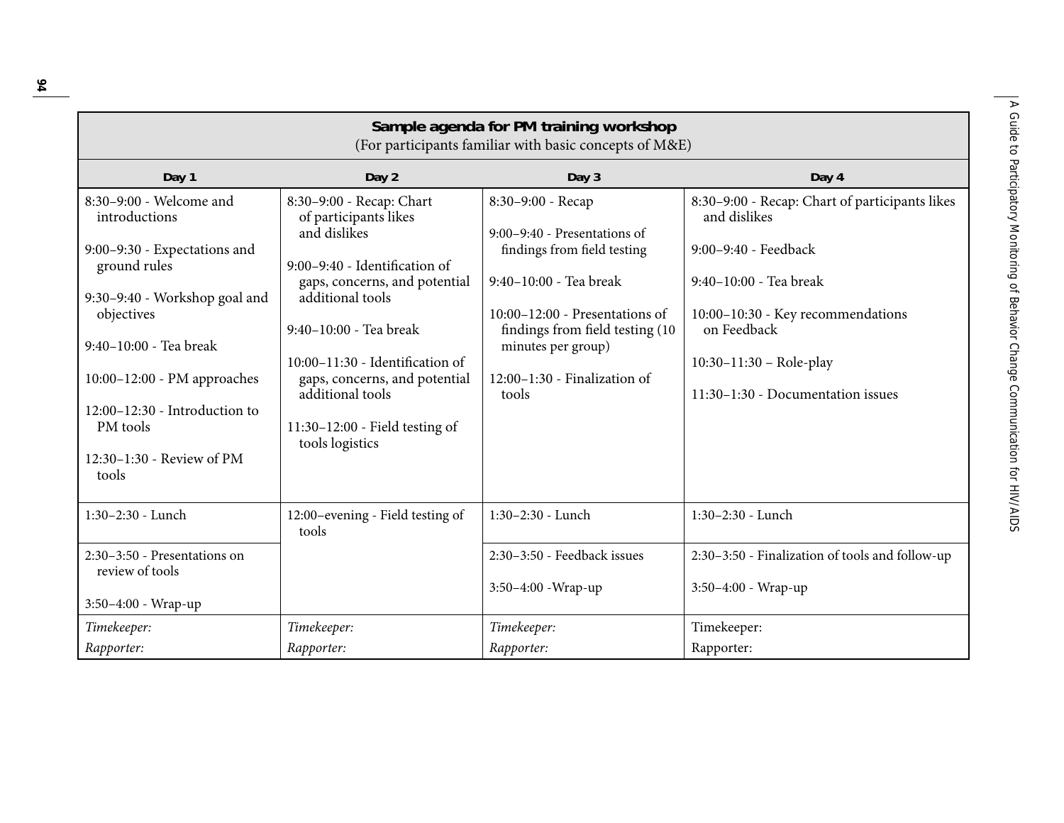**Sample agenda for PM training workshop**
(For participants familiar with basic concepts of M&E)

| Day 1 | Day 2 | Day 3 | Day 4 |
|---|---|---|---|
| 8:30–9:00 - Welcome and introductions<br><br>9:00–9:30 - Expectations and ground rules<br><br>9:30–9:40 - Workshop goal and objectives<br><br>9:40–10:00 - Tea break<br><br>10:00–12:00 - PM approaches<br><br>12:00–12:30 - Introduction to PM tools<br><br>12:30–1:30 - Review of PM tools | 8:30–9:00 - Recap: Chart of participants likes and dislikes<br><br>9:00–9:40 - Identification of gaps, concerns, and potential additional tools<br><br>9:40–10:00 - Tea break<br><br>10:00–11:30 - Identification of gaps, concerns, and potential additional tools<br><br>11:30–12:00 - Field testing of tools logistics | 8:30–9:00 - Recap<br><br>9:00–9:40 - Presentations of findings from field testing<br><br>9:40–10:00 - Tea break<br><br>10:00–12:00 - Presentations of findings from field testing (10 minutes per group)<br><br>12:00–1:30 - Finalization of tools | 8:30–9:00 - Recap: Chart of participants likes and dislikes<br><br>9:00–9:40 - Feedback<br><br>9:40–10:00 - Tea break<br><br>10:00–10:30 - Key recommendations on Feedback<br><br>10:30–11:30 – Role-play<br><br>11:30–1:30 - Documentation issues |
| 1:30–2:30 - Lunch | 12:00–evening - Field testing of tools | 1:30–2:30 - Lunch | 1:30–2:30 - Lunch |
| 2:30–3:50 - Presentations on review of tools<br><br>3:50–4:00 - Wrap-up | | 2:30–3:50 - Feedback issues<br><br>3:50–4:00 -Wrap-up | 2:30–3:50 - Finalization of tools and follow-up<br><br>3:50–4:00 - Wrap-up |
| *Timekeeper:*<br>*Rapporter:* | *Timekeeper:*<br>*Rapporter:* | *Timekeeper:*<br>*Rapporter:* | Timekeeper:<br>Rapporter: |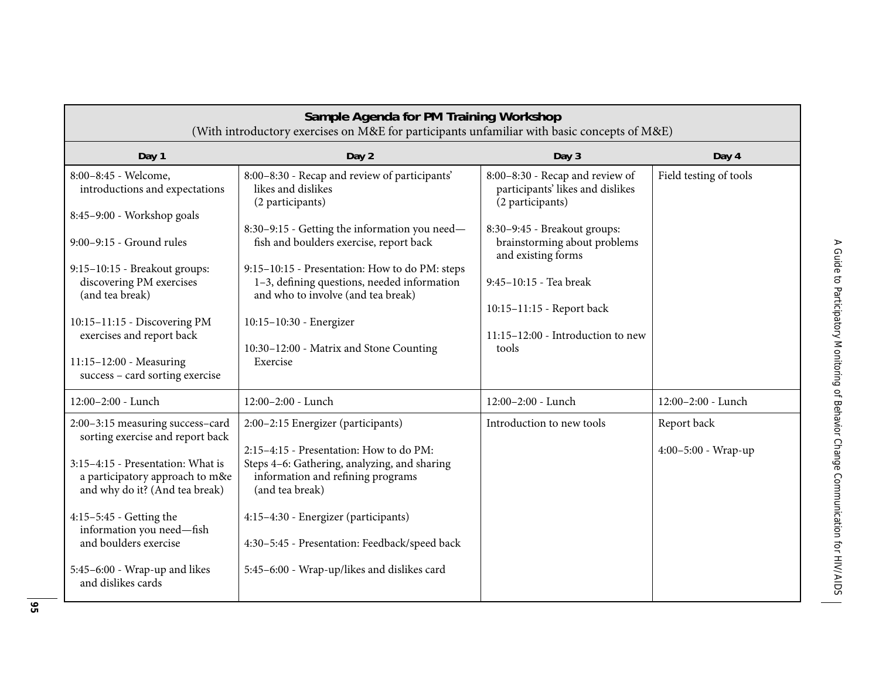**Sample Agenda for PM Training Workshop**

(With introductory exercises on M&E for participants unfamiliar with basic concepts of M&E)

| Day 1 | Day 2 | Day 3 | Day 4 |
|---|---|---|---|
| 8:00–8:45 - Welcome, introductions and expectations<br><br>8:45–9:00 - Workshop goals<br><br>9:00–9:15 - Ground rules<br><br>9:15–10:15 - Breakout groups: discovering PM exercises (and tea break)<br><br>10:15–11:15 - Discovering PM exercises and report back<br><br>11:15–12:00 - Measuring success – card sorting exercise | 8:00–8:30 - Recap and review of participants' likes and dislikes (2 participants)<br><br>8:30–9:15 - Getting the information you need—fish and boulders exercise, report back<br><br>9:15–10:15 - Presentation: How to do PM: steps 1–3, defining questions, needed information and who to involve (and tea break)<br><br>10:15–10:30 - Energizer<br><br>10:30–12:00 - Matrix and Stone Counting Exercise | 8:00–8:30 - Recap and review of participants' likes and dislikes (2 participants)<br><br>8:30–9:45 - Breakout groups: brainstorming about problems and existing forms<br><br>9:45–10:15 - Tea break<br><br>10:15–11:15 - Report back<br><br>11:15–12:00 - Introduction to new tools | Field testing of tools |
| 12:00–2:00 - Lunch | 12:00–2:00 - Lunch | 12:00–2:00 - Lunch | 12:00–2:00 - Lunch |
| 2:00–3:15 measuring success–card sorting exercise and report back<br><br>3:15–4:15 - Presentation: What is a participatory approach to m&e and why do it? (And tea break)<br><br>4:15–5:45 - Getting the information you need—fish and boulders exercise<br><br>5:45–6:00 - Wrap-up and likes and dislikes cards | 2:00–2:15 Energizer (participants)<br><br>2:15–4:15 - Presentation: How to do PM: Steps 4–6: Gathering, analyzing, and sharing information and refining programs (and tea break)<br><br>4:15–4:30 - Energizer (participants)<br><br>4:30–5:45 - Presentation: Feedback/speed back<br><br>5:45–6:00 - Wrap-up/likes and dislikes card | Introduction to new tools | Report back<br><br>4:00–5:00 - Wrap-up |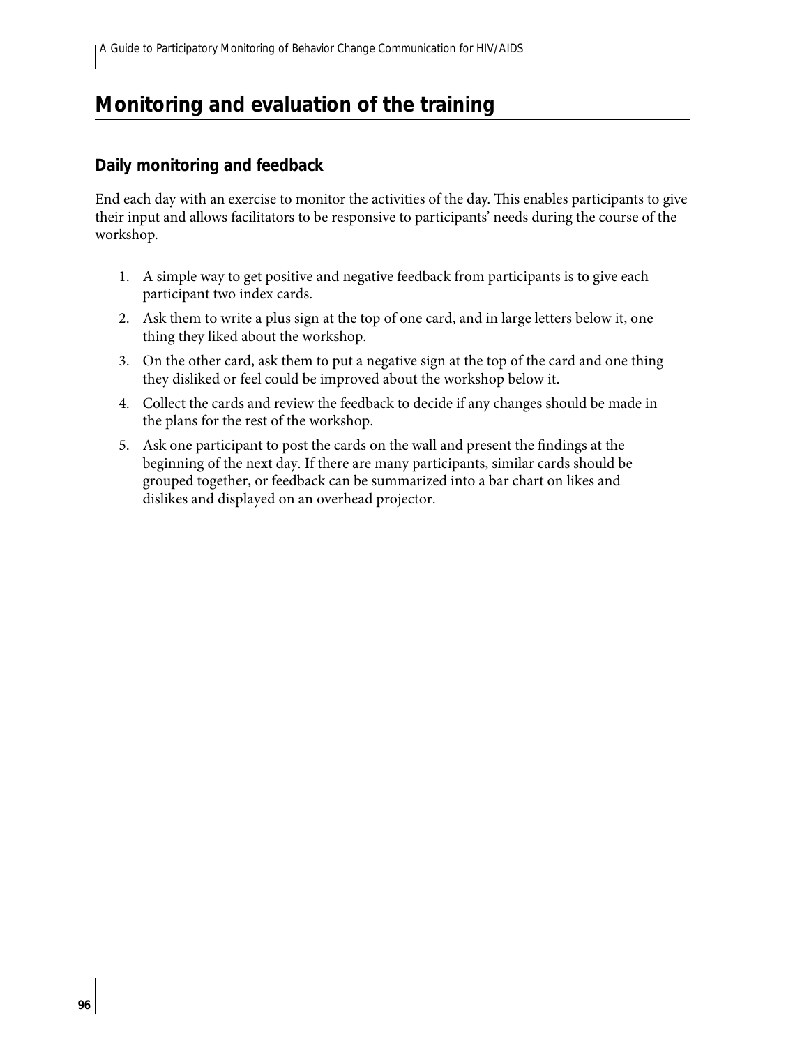## Monitoring and evaluation of the training

### Daily monitoring and feedback

End each day with an exercise to monitor the activities of the day. This enables participants to give their input and allows facilitators to be responsive to participants' needs during the course of the workshop.

1. A simple way to get positive and negative feedback from participants is to give each participant two index cards.
2. Ask them to write a plus sign at the top of one card, and in large letters below it, one thing they liked about the workshop.
3. On the other card, ask them to put a negative sign at the top of the card and one thing they disliked or feel could be improved about the workshop below it.
4. Collect the cards and review the feedback to decide if any changes should be made in the plans for the rest of the workshop.
5. Ask one participant to post the cards on the wall and present the findings at the beginning of the next day. If there are many participants, similar cards should be grouped together, or feedback can be summarized into a bar chart on likes and dislikes and displayed on an overhead projector.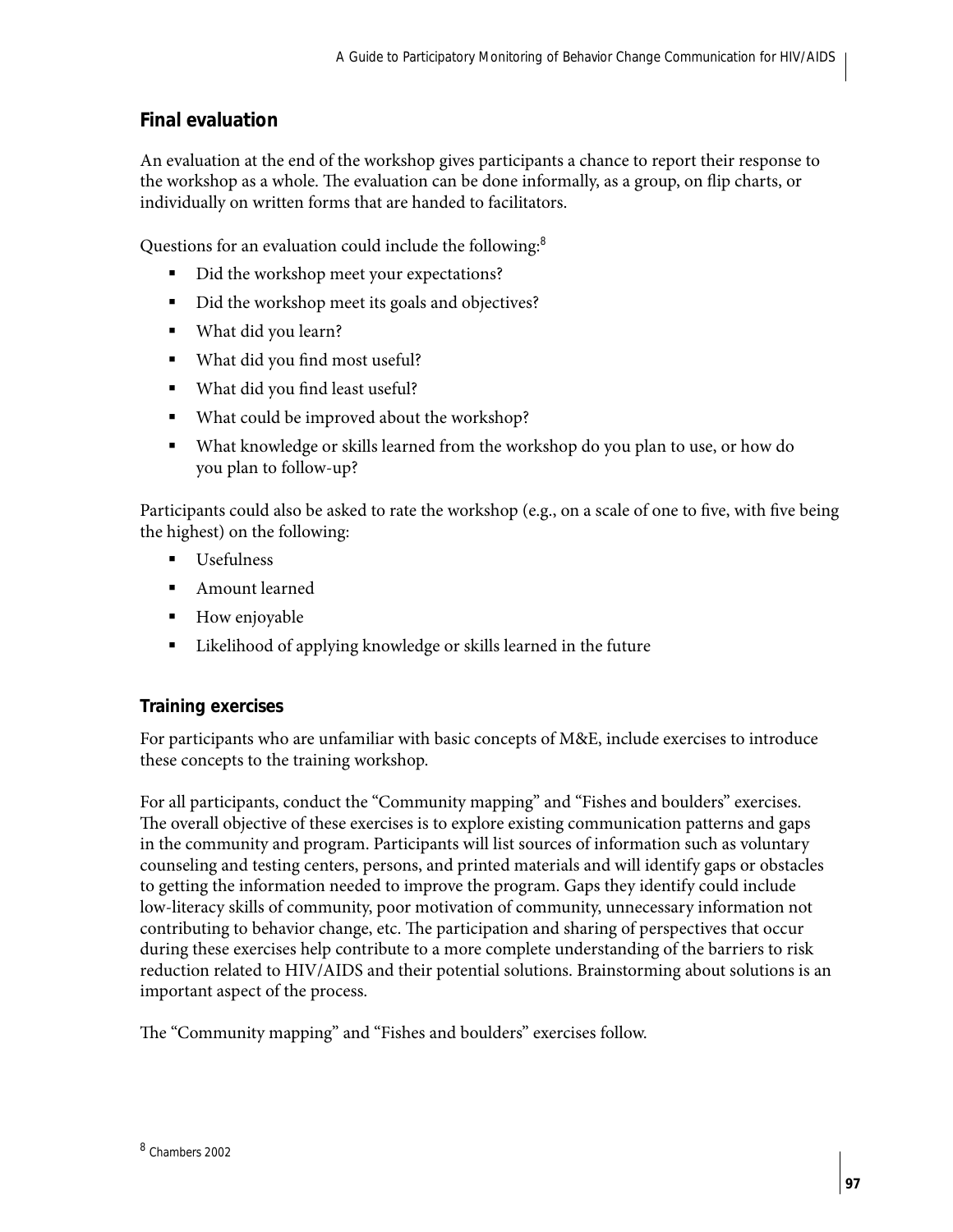## Final evaluation

An evaluation at the end of the workshop gives participants a chance to report their response to the workshop as a whole. The evaluation can be done informally, as a group, on flip charts, or individually on written forms that are handed to facilitators.

Questions for an evaluation could include the following:[8]

- Did the workshop meet your expectations?
- Did the workshop meet its goals and objectives?
- What did you learn?
- What did you find most useful?
- What did you find least useful?
- What could be improved about the workshop?
- What knowledge or skills learned from the workshop do you plan to use, or how do you plan to follow-up?

Participants could also be asked to rate the workshop (e.g., on a scale of one to five, with five being the highest) on the following:

- Usefulness
- Amount learned
- How enjoyable
- Likelihood of applying knowledge or skills learned in the future

### Training exercises

For participants who are unfamiliar with basic concepts of M&E, include exercises to introduce these concepts to the training workshop.

For all participants, conduct the "Community mapping" and "Fishes and boulders" exercises. The overall objective of these exercises is to explore existing communication patterns and gaps in the community and program. Participants will list sources of information such as voluntary counseling and testing centers, persons, and printed materials and will identify gaps or obstacles to getting the information needed to improve the program. Gaps they identify could include low-literacy skills of community, poor motivation of community, unnecessary information not contributing to behavior change, etc. The participation and sharing of perspectives that occur during these exercises help contribute to a more complete understanding of the barriers to risk reduction related to HIV/AIDS and their potential solutions. Brainstorming about solutions is an important aspect of the process.

The "Community mapping" and "Fishes and boulders" exercises follow.

[8] Chambers 2002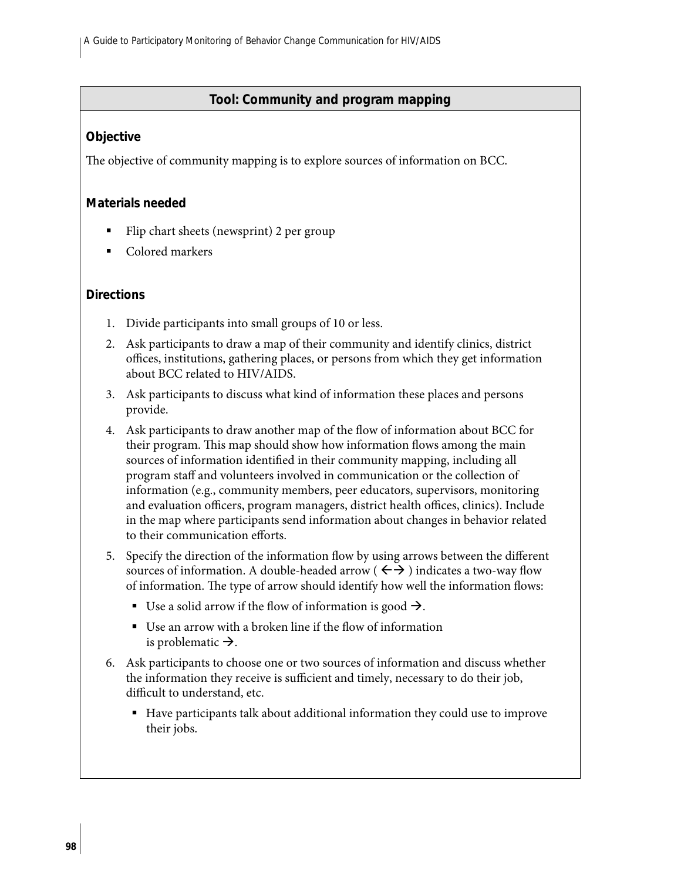## Tool: Community and program mapping

### Objective

The objective of community mapping is to explore sources of information on BCC.

### Materials needed

- Flip chart sheets (newsprint) 2 per group
- Colored markers

### Directions

1. Divide participants into small groups of 10 or less.
2. Ask participants to draw a map of their community and identify clinics, district offices, institutions, gathering places, or persons from which they get information about BCC related to HIV/AIDS.
3. Ask participants to discuss what kind of information these places and persons provide.
4. Ask participants to draw another map of the flow of information about BCC for their program. This map should show how information flows among the main sources of information identified in their community mapping, including all program staff and volunteers involved in communication or the collection of information (e.g., community members, peer educators, supervisors, monitoring and evaluation officers, program managers, district health offices, clinics). Include in the map where participants send information about changes in behavior related to their communication efforts.
5. Specify the direction of the information flow by using arrows between the different sources of information. A double-headed arrow ( ←→ ) indicates a two-way flow of information. The type of arrow should identify how well the information flows:
   - Use a solid arrow if the flow of information is good →.
   - Use an arrow with a broken line if the flow of information is problematic →.
6. Ask participants to choose one or two sources of information and discuss whether the information they receive is sufficient and timely, necessary to do their job, difficult to understand, etc.
   - Have participants talk about additional information they could use to improve their jobs.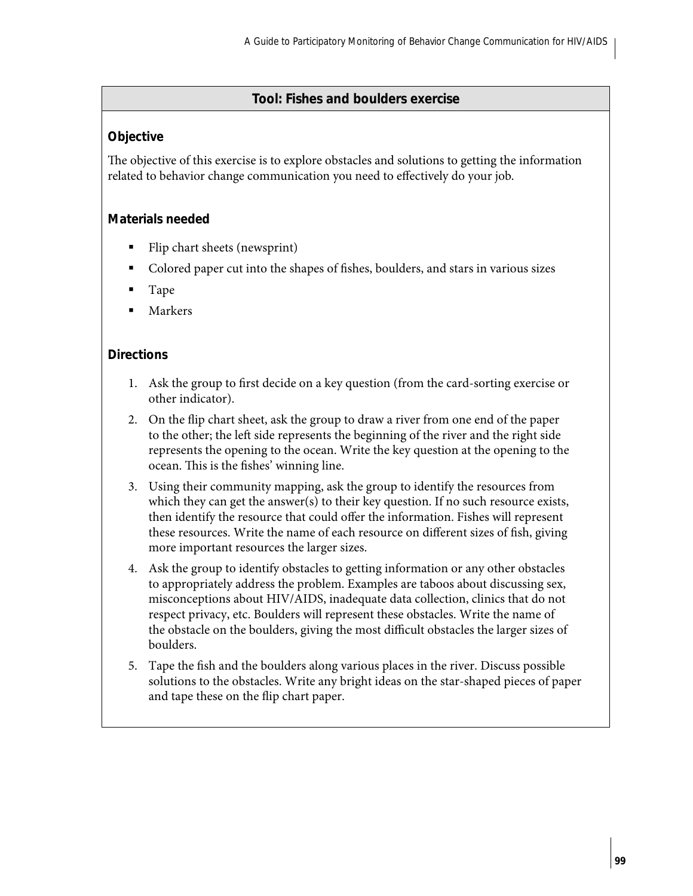## Tool: Fishes and boulders exercise

### Objective

The objective of this exercise is to explore obstacles and solutions to getting the information related to behavior change communication you need to effectively do your job.

### Materials needed

- Flip chart sheets (newsprint)
- Colored paper cut into the shapes of fishes, boulders, and stars in various sizes
- Tape
- Markers

### Directions

1. Ask the group to first decide on a key question (from the card-sorting exercise or other indicator).
2. On the flip chart sheet, ask the group to draw a river from one end of the paper to the other; the left side represents the beginning of the river and the right side represents the opening to the ocean. Write the key question at the opening to the ocean. This is the fishes' winning line.
3. Using their community mapping, ask the group to identify the resources from which they can get the answer(s) to their key question. If no such resource exists, then identify the resource that could offer the information. Fishes will represent these resources. Write the name of each resource on different sizes of fish, giving more important resources the larger sizes.
4. Ask the group to identify obstacles to getting information or any other obstacles to appropriately address the problem. Examples are taboos about discussing sex, misconceptions about HIV/AIDS, inadequate data collection, clinics that do not respect privacy, etc. Boulders will represent these obstacles. Write the name of the obstacle on the boulders, giving the most difficult obstacles the larger sizes of boulders.
5. Tape the fish and the boulders along various places in the river. Discuss possible solutions to the obstacles. Write any bright ideas on the star-shaped pieces of paper and tape these on the flip chart paper.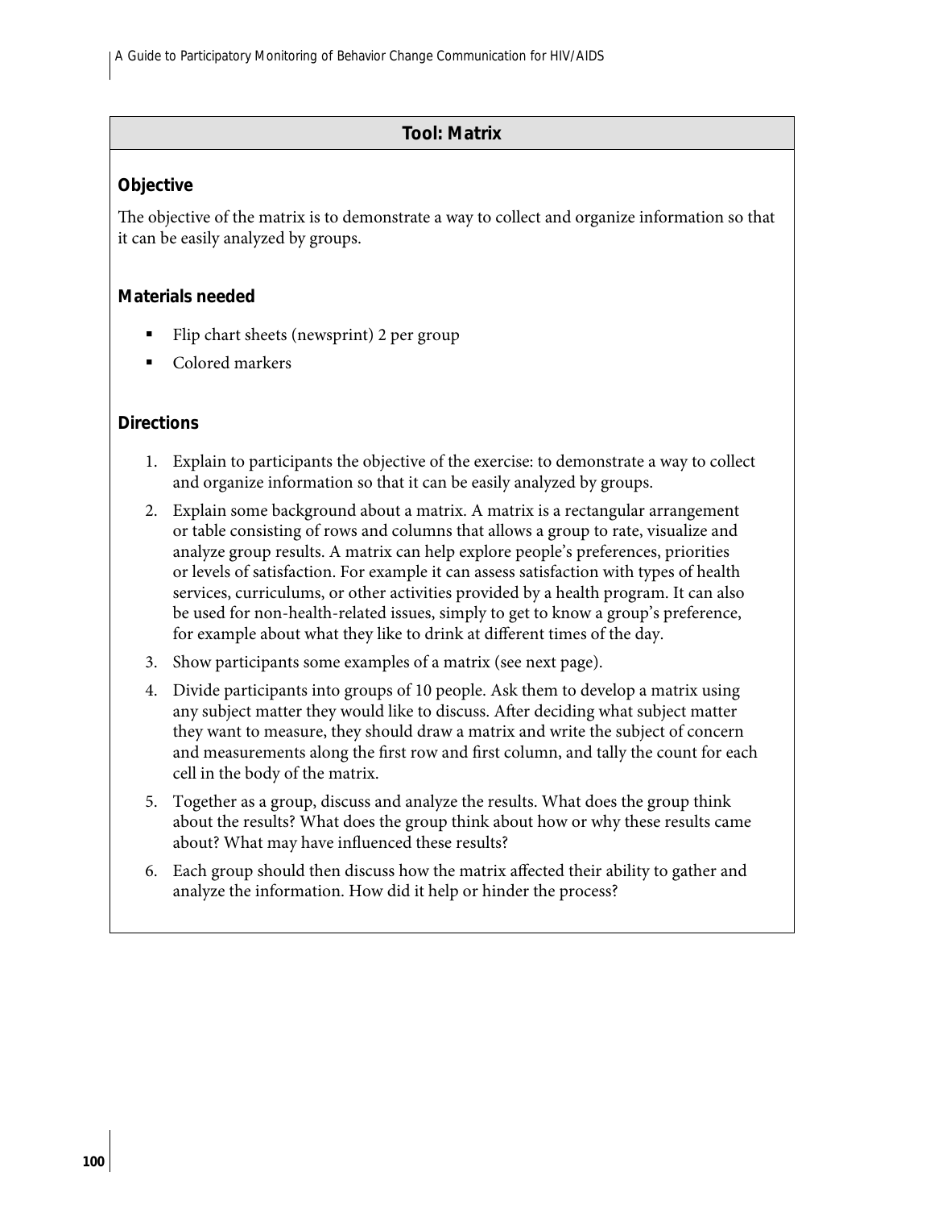## Tool: Matrix

### Objective

The objective of the matrix is to demonstrate a way to collect and organize information so that it can be easily analyzed by groups.

### Materials needed

- Flip chart sheets (newsprint) 2 per group
- Colored markers

### Directions

1. Explain to participants the objective of the exercise: to demonstrate a way to collect and organize information so that it can be easily analyzed by groups.
2. Explain some background about a matrix. A matrix is a rectangular arrangement or table consisting of rows and columns that allows a group to rate, visualize and analyze group results. A matrix can help explore people's preferences, priorities or levels of satisfaction. For example it can assess satisfaction with types of health services, curriculums, or other activities provided by a health program. It can also be used for non-health-related issues, simply to get to know a group's preference, for example about what they like to drink at different times of the day.
3. Show participants some examples of a matrix (see next page).
4. Divide participants into groups of 10 people. Ask them to develop a matrix using any subject matter they would like to discuss. After deciding what subject matter they want to measure, they should draw a matrix and write the subject of concern and measurements along the first row and first column, and tally the count for each cell in the body of the matrix.
5. Together as a group, discuss and analyze the results. What does the group think about the results? What does the group think about how or why these results came about? What may have influenced these results?
6. Each group should then discuss how the matrix affected their ability to gather and analyze the information. How did it help or hinder the process?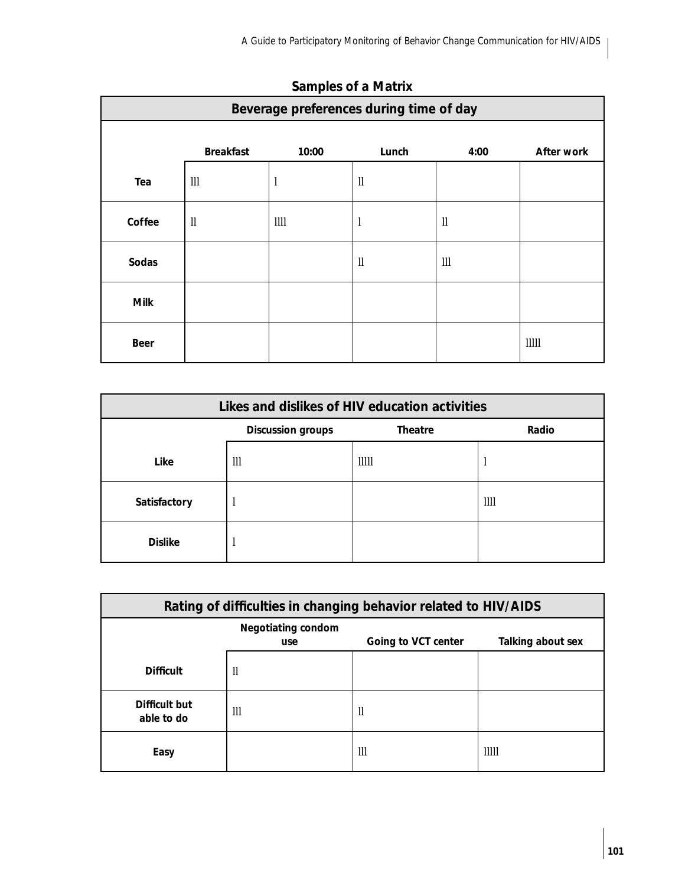## Samples of a Matrix

| Beverage preferences during time of day | | | | | |
|---|---|---|---|---|---|
| | Breakfast | 10:00 | Lunch | 4:00 | After work |
| Tea | lll | l | ll | | |
| Coffee | ll | llll | l | ll | |
| Sodas | | | ll | lll | |
| Milk | | | | | |
| Beer | | | | | lllll |

| Likes and dislikes of HIV education activities | | | |
|---|---|---|---|
| | Discussion groups | Theatre | Radio |
| Like | lll | lllll | l |
| Satisfactory | l | | llll |
| Dislike | l | | |

| Rating of difficulties in changing behavior related to HIV/AIDS | | | |
|---|---|---|---|
| | Negotiating condom use | Going to VCT center | Talking about sex |
| Difficult | ll | | |
| Difficult but able to do | lll | ll | |
| Easy | | lll | lllll |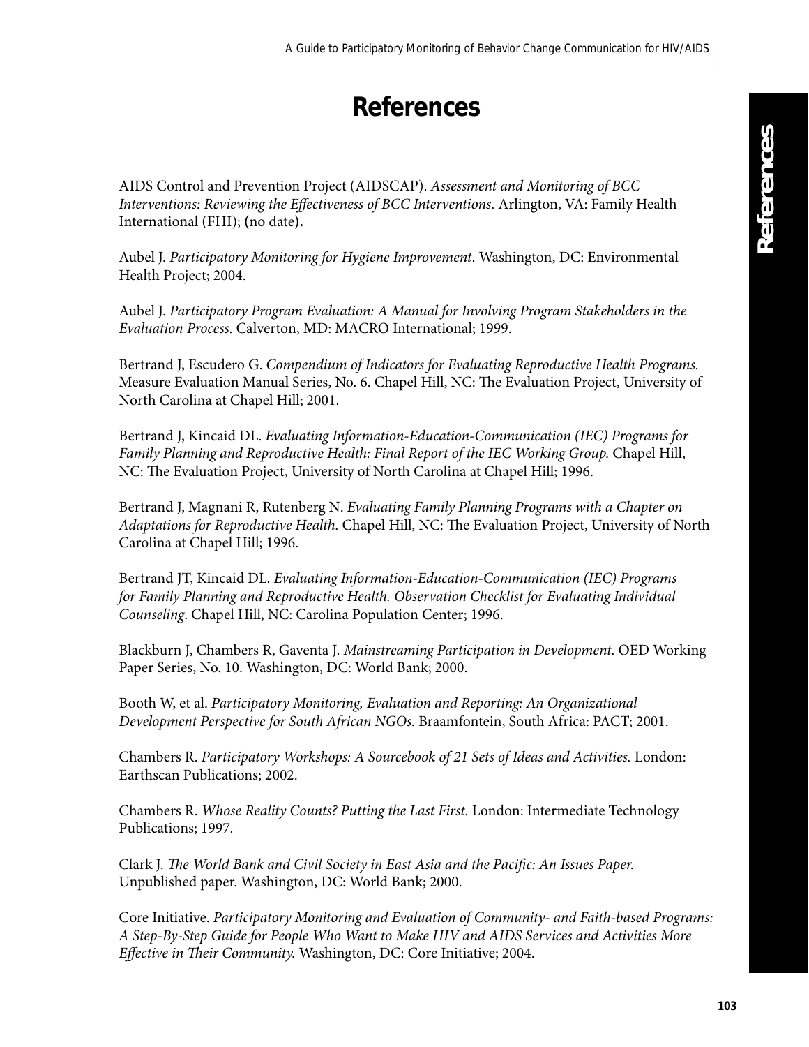# References

AIDS Control and Prevention Project (AIDSCAP). *Assessment and Monitoring of BCC Interventions: Reviewing the Effectiveness of BCC Interventions*. Arlington, VA: Family Health International (FHI); (no date).

Aubel J. *Participatory Monitoring for Hygiene Improvement*. Washington, DC: Environmental Health Project; 2004.

Aubel J. *Participatory Program Evaluation: A Manual for Involving Program Stakeholders in the Evaluation Process*. Calverton, MD: MACRO International; 1999.

Bertrand J, Escudero G. *Compendium of Indicators for Evaluating Reproductive Health Programs.* Measure Evaluation Manual Series, No. 6. Chapel Hill, NC: The Evaluation Project, University of North Carolina at Chapel Hill; 2001.

Bertrand J, Kincaid DL. *Evaluating Information-Education-Communication (IEC) Programs for Family Planning and Reproductive Health: Final Report of the IEC Working Group.* Chapel Hill, NC: The Evaluation Project, University of North Carolina at Chapel Hill; 1996.

Bertrand J, Magnani R, Rutenberg N. *Evaluating Family Planning Programs with a Chapter on Adaptations for Reproductive Health.* Chapel Hill, NC: The Evaluation Project, University of North Carolina at Chapel Hill; 1996.

Bertrand JT, Kincaid DL. *Evaluating Information-Education-Communication (IEC) Programs for Family Planning and Reproductive Health. Observation Checklist for Evaluating Individual Counseling*. Chapel Hill, NC: Carolina Population Center; 1996.

Blackburn J, Chambers R, Gaventa J. *Mainstreaming Participation in Development.* OED Working Paper Series, No. 10. Washington, DC: World Bank; 2000.

Booth W, et al. *Participatory Monitoring, Evaluation and Reporting: An Organizational Development Perspective for South African NGOs.* Braamfontein, South Africa: PACT; 2001.

Chambers R. *Participatory Workshops: A Sourcebook of 21 Sets of Ideas and Activities.* London: Earthscan Publications; 2002.

Chambers R. *Whose Reality Counts? Putting the Last First.* London: Intermediate Technology Publications; 1997.

Clark J. *The World Bank and Civil Society in East Asia and the Pacific: An Issues Paper.* Unpublished paper. Washington, DC: World Bank; 2000.

Core Initiative. *Participatory Monitoring and Evaluation of Community- and Faith-based Programs: A Step-By-Step Guide for People Who Want to Make HIV and AIDS Services and Activities More Effective in Their Community.* Washington, DC: Core Initiative; 2004.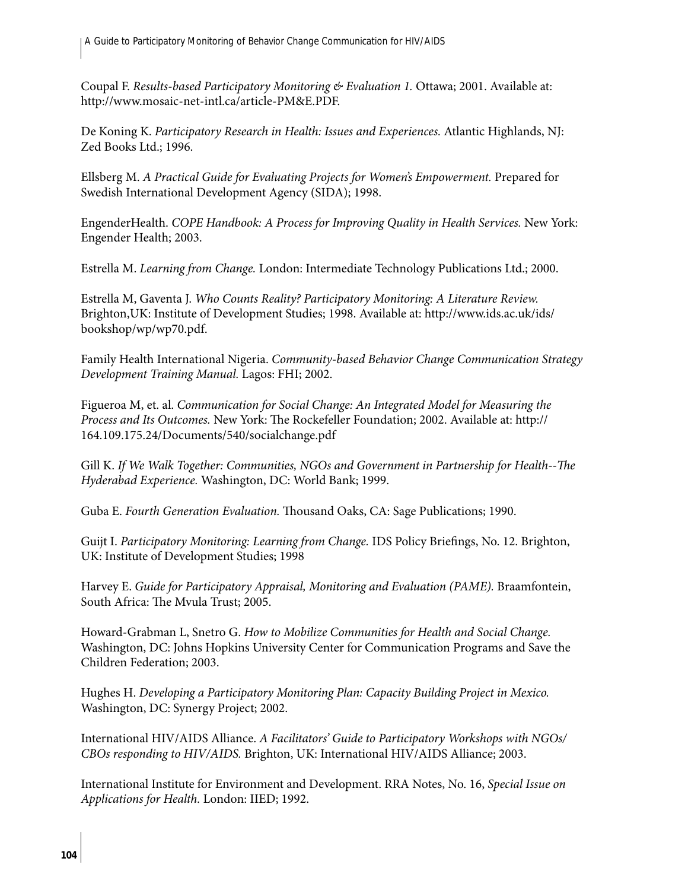Coupal F. *Results-based Participatory Monitoring & Evaluation 1.* Ottawa; 2001. Available at: http://www.mosaic-net-intl.ca/article-PM&E.PDF.

De Koning K. *Participatory Research in Health: Issues and Experiences.* Atlantic Highlands, NJ: Zed Books Ltd.; 1996.

Ellsberg M. *A Practical Guide for Evaluating Projects for Women's Empowerment.* Prepared for Swedish International Development Agency (SIDA); 1998.

EngenderHealth. *COPE Handbook: A Process for Improving Quality in Health Services.* New York: Engender Health; 2003.

Estrella M. *Learning from Change.* London: Intermediate Technology Publications Ltd.; 2000.

Estrella M, Gaventa J. *Who Counts Reality? Participatory Monitoring: A Literature Review.* Brighton,UK: Institute of Development Studies; 1998. Available at: http://www.ids.ac.uk/ids/bookshop/wp/wp70.pdf.

Family Health International Nigeria. *Community-based Behavior Change Communication Strategy Development Training Manual.* Lagos: FHI; 2002.

Figueroa M, et. al. *Communication for Social Change: An Integrated Model for Measuring the Process and Its Outcomes.* New York: The Rockefeller Foundation; 2002. Available at: http://164.109.175.24/Documents/540/socialchange.pdf

Gill K. *If We Walk Together: Communities, NGOs and Government in Partnership for Health--The Hyderabad Experience.* Washington, DC: World Bank; 1999.

Guba E. *Fourth Generation Evaluation.* Thousand Oaks, CA: Sage Publications; 1990.

Guijt I. *Participatory Monitoring: Learning from Change.* IDS Policy Briefings, No. 12. Brighton, UK: Institute of Development Studies; 1998

Harvey E. *Guide for Participatory Appraisal, Monitoring and Evaluation (PAME).* Braamfontein, South Africa: The Mvula Trust; 2005.

Howard-Grabman L, Snetro G. *How to Mobilize Communities for Health and Social Change.* Washington, DC: Johns Hopkins University Center for Communication Programs and Save the Children Federation; 2003.

Hughes H. *Developing a Participatory Monitoring Plan: Capacity Building Project in Mexico.* Washington, DC: Synergy Project; 2002.

International HIV/AIDS Alliance. *A Facilitators' Guide to Participatory Workshops with NGOs/CBOs responding to HIV/AIDS.* Brighton, UK: International HIV/AIDS Alliance; 2003.

International Institute for Environment and Development. RRA Notes, No. 16, *Special Issue on Applications for Health.* London: IIED; 1992.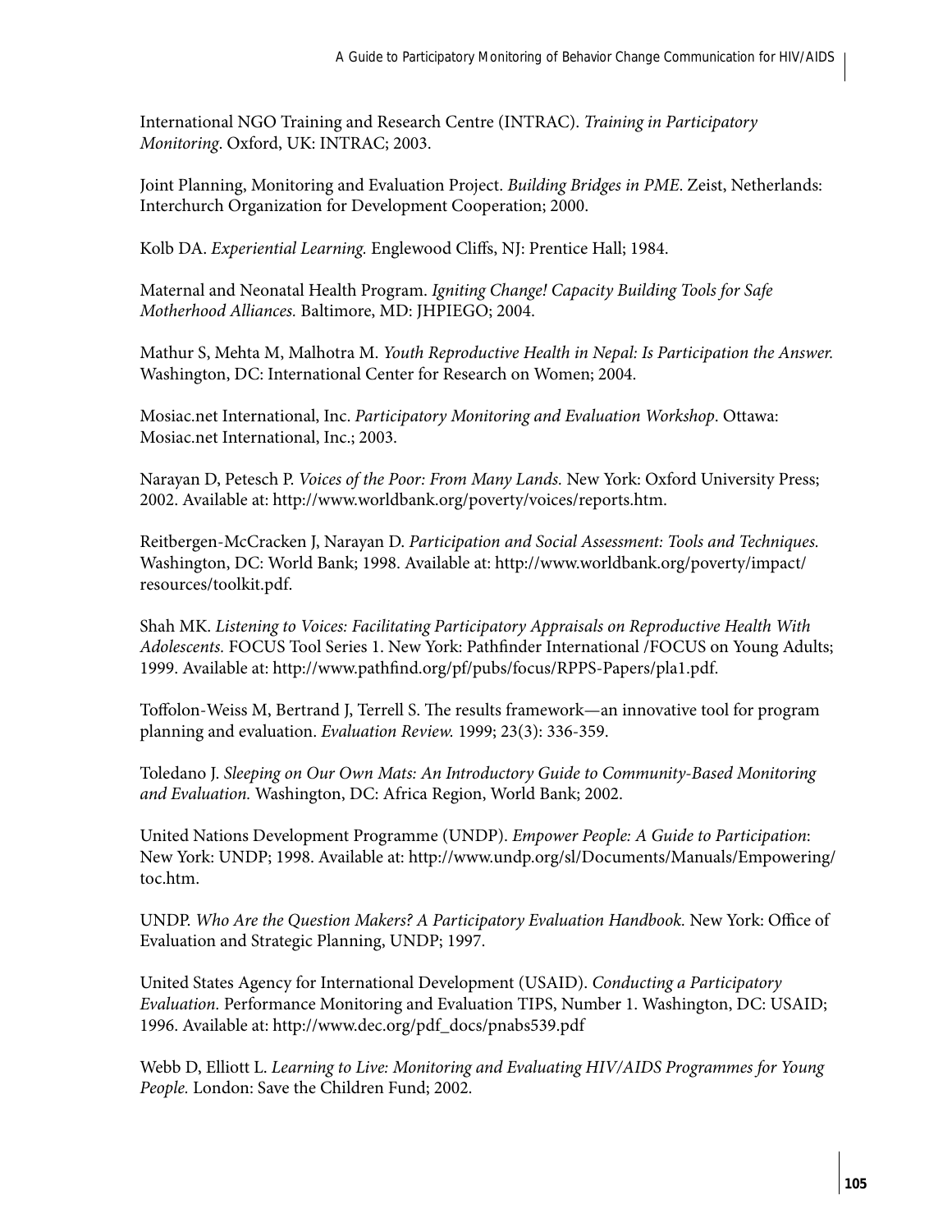International NGO Training and Research Centre (INTRAC). *Training in Participatory Monitoring*. Oxford, UK: INTRAC; 2003.

Joint Planning, Monitoring and Evaluation Project. *Building Bridges in PME*. Zeist, Netherlands: Interchurch Organization for Development Cooperation; 2000.

Kolb DA. *Experiential Learning.* Englewood Cliffs, NJ: Prentice Hall; 1984.

Maternal and Neonatal Health Program. *Igniting Change! Capacity Building Tools for Safe Motherhood Alliances.* Baltimore, MD: JHPIEGO; 2004.

Mathur S, Mehta M, Malhotra M. *Youth Reproductive Health in Nepal: Is Participation the Answer.* Washington, DC: International Center for Research on Women; 2004.

Mosiac.net International, Inc. *Participatory Monitoring and Evaluation Workshop*. Ottawa: Mosiac.net International, Inc.; 2003.

Narayan D, Petesch P. *Voices of the Poor: From Many Lands.* New York: Oxford University Press; 2002. Available at: http://www.worldbank.org/poverty/voices/reports.htm.

Reitbergen-McCracken J, Narayan D. *Participation and Social Assessment: Tools and Techniques.* Washington, DC: World Bank; 1998. Available at: http://www.worldbank.org/poverty/impact/resources/toolkit.pdf.

Shah MK. *Listening to Voices: Facilitating Participatory Appraisals on Reproductive Health With Adolescents.* FOCUS Tool Series 1. New York: Pathfinder International /FOCUS on Young Adults; 1999. Available at: http://www.pathfind.org/pf/pubs/focus/RPPS-Papers/pla1.pdf.

Toffolon-Weiss M, Bertrand J, Terrell S. The results framework—an innovative tool for program planning and evaluation. *Evaluation Review.* 1999; 23(3): 336-359.

Toledano J. *Sleeping on Our Own Mats: An Introductory Guide to Community-Based Monitoring and Evaluation.* Washington, DC: Africa Region, World Bank; 2002.

United Nations Development Programme (UNDP). *Empower People: A Guide to Participation*: New York: UNDP; 1998. Available at: http://www.undp.org/sl/Documents/Manuals/Empowering/toc.htm.

UNDP. *Who Are the Question Makers? A Participatory Evaluation Handbook.* New York: Office of Evaluation and Strategic Planning, UNDP; 1997.

United States Agency for International Development (USAID). *Conducting a Participatory Evaluation.* Performance Monitoring and Evaluation TIPS, Number 1. Washington, DC: USAID; 1996. Available at: http://www.dec.org/pdf_docs/pnabs539.pdf

Webb D, Elliott L. *Learning to Live: Monitoring and Evaluating HIV/AIDS Programmes for Young People.* London: Save the Children Fund; 2002.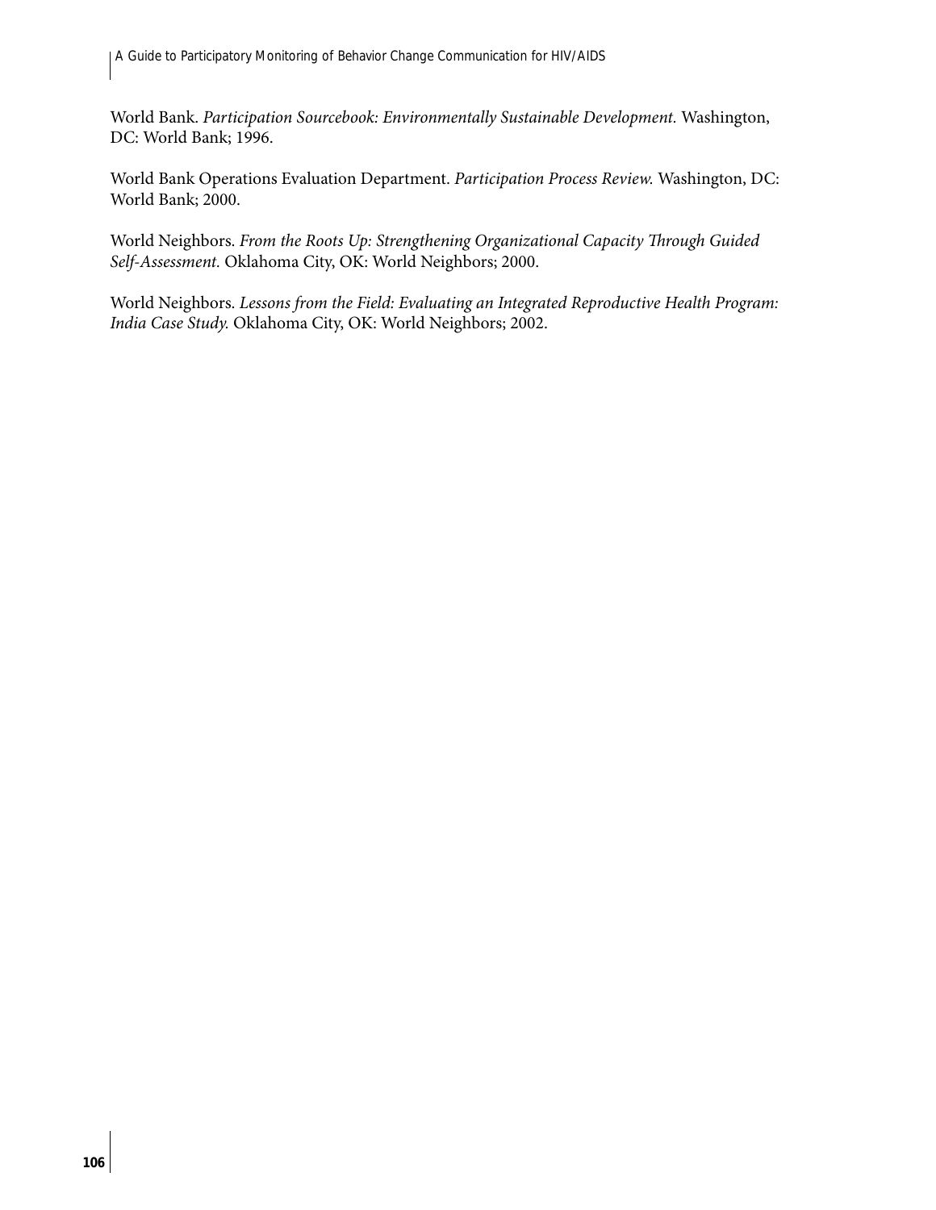World Bank. *Participation Sourcebook: Environmentally Sustainable Development.* Washington, DC: World Bank; 1996.

World Bank Operations Evaluation Department. *Participation Process Review.* Washington, DC: World Bank; 2000.

World Neighbors. *From the Roots Up: Strengthening Organizational Capacity Through Guided Self-Assessment.* Oklahoma City, OK: World Neighbors; 2000.

World Neighbors. *Lessons from the Field: Evaluating an Integrated Reproductive Health Program: India Case Study.* Oklahoma City, OK: World Neighbors; 2002.